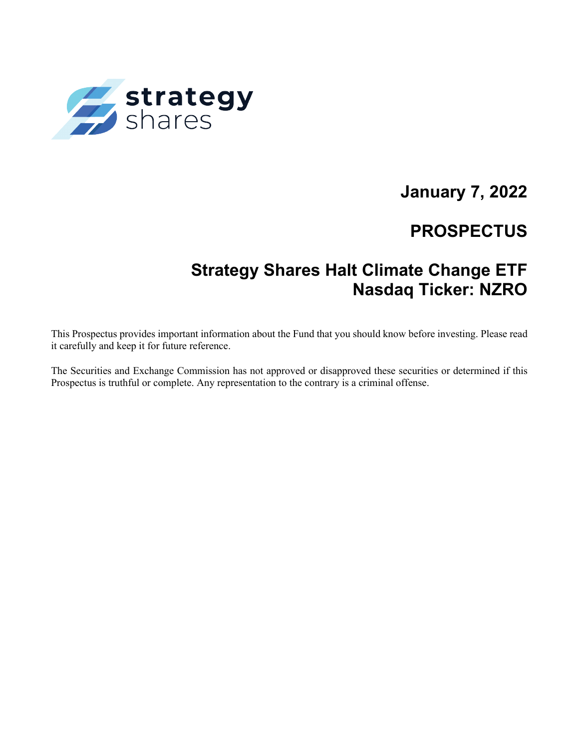strategy shares

**January 7, 2022**

# PROSPECTUS

## Strategy Shares Halt Climate Change ETF
## Nasdaq Ticker: NZRO

This Prospectus provides important information about the Fund that you should know before investing. Please read it carefully and keep it for future reference.

The Securities and Exchange Commission has not approved or disapproved these securities or determined if this Prospectus is truthful or complete. Any representation to the contrary is a criminal offense.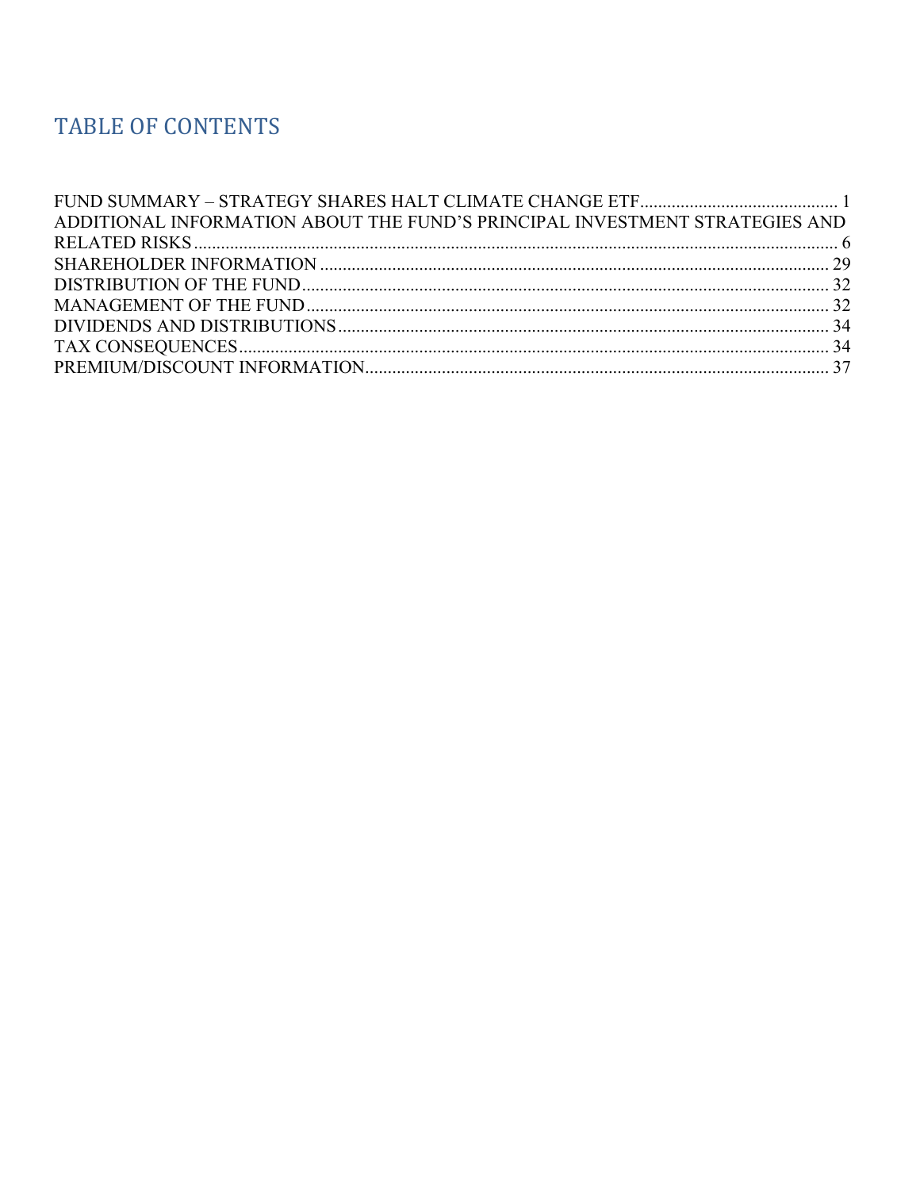# TABLE OF CONTENTS

| | |
|---|---|
| FUND SUMMARY – STRATEGY SHARES HALT CLIMATE CHANGE ETF | 1 |
| ADDITIONAL INFORMATION ABOUT THE FUND'S PRINCIPAL INVESTMENT STRATEGIES AND RELATED RISKS | 6 |
| SHAREHOLDER INFORMATION | 29 |
| DISTRIBUTION OF THE FUND | 32 |
| MANAGEMENT OF THE FUND | 32 |
| DIVIDENDS AND DISTRIBUTIONS | 34 |
| TAX CONSEQUENCES | 34 |
| PREMIUM/DISCOUNT INFORMATION | 37 |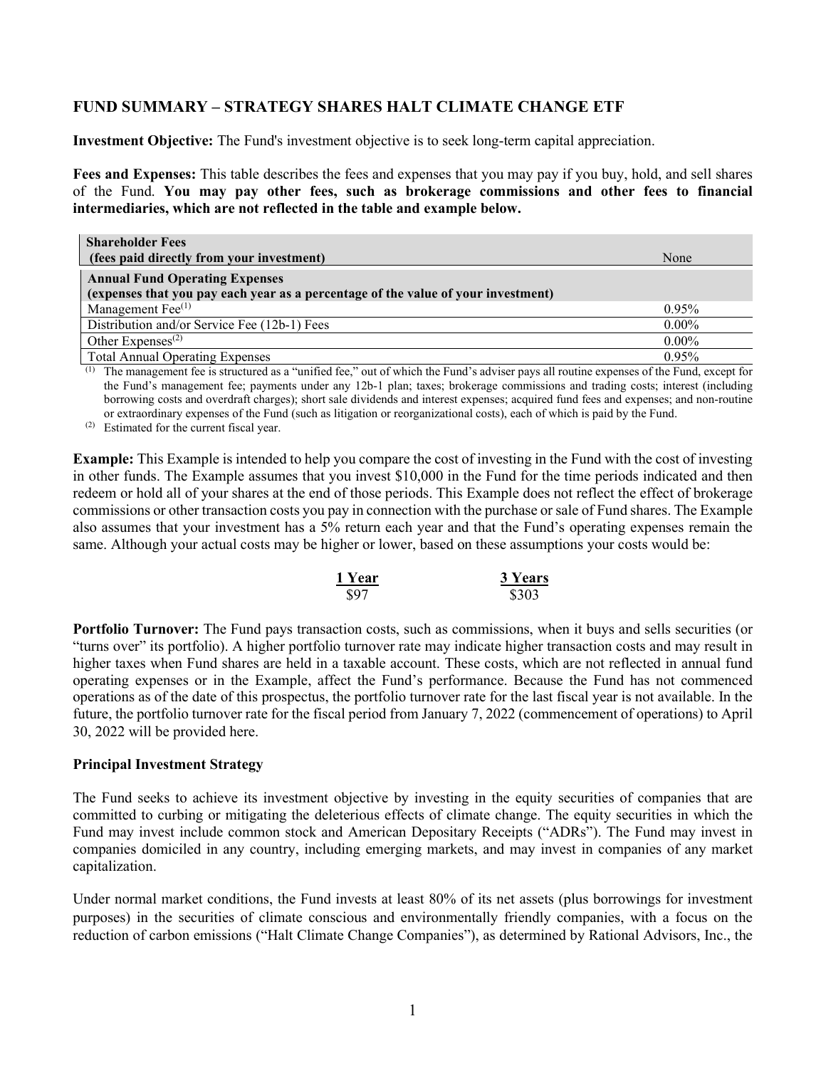## FUND SUMMARY – STRATEGY SHARES HALT CLIMATE CHANGE ETF

**Investment Objective:** The Fund's investment objective is to seek long-term capital appreciation.

**Fees and Expenses:** This table describes the fees and expenses that you may pay if you buy, hold, and sell shares of the Fund. **You may pay other fees, such as brokerage commissions and other fees to financial intermediaries, which are not reflected in the table and example below.**

| **Shareholder Fees (fees paid directly from your investment)** | None |
|---|---|
| **Annual Fund Operating Expenses (expenses that you pay each year as a percentage of the value of your investment)** | |
| Management Fee[(1)] | 0.95% |
| Distribution and/or Service Fee (12b-1) Fees | 0.00% |
| Other Expenses[(2)] | 0.00% |
| Total Annual Operating Expenses | 0.95% |

(1) The management fee is structured as a "unified fee," out of which the Fund's adviser pays all routine expenses of the Fund, except for the Fund's management fee; payments under any 12b-1 plan; taxes; brokerage commissions and trading costs; interest (including borrowing costs and overdraft charges); short sale dividends and interest expenses; acquired fund fees and expenses; and non-routine or extraordinary expenses of the Fund (such as litigation or reorganizational costs), each of which is paid by the Fund.

(2) Estimated for the current fiscal year.

**Example:** This Example is intended to help you compare the cost of investing in the Fund with the cost of investing in other funds. The Example assumes that you invest $10,000 in the Fund for the time periods indicated and then redeem or hold all of your shares at the end of those periods. This Example does not reflect the effect of brokerage commissions or other transaction costs you pay in connection with the purchase or sale of Fund shares. The Example also assumes that your investment has a 5% return each year and that the Fund's operating expenses remain the same. Although your actual costs may be higher or lower, based on these assumptions your costs would be:

| 1 Year | 3 Years |
|---|---|
| $97 | $303 |

**Portfolio Turnover:** The Fund pays transaction costs, such as commissions, when it buys and sells securities (or "turns over" its portfolio). A higher portfolio turnover rate may indicate higher transaction costs and may result in higher taxes when Fund shares are held in a taxable account. These costs, which are not reflected in annual fund operating expenses or in the Example, affect the Fund's performance. Because the Fund has not commenced operations as of the date of this prospectus, the portfolio turnover rate for the last fiscal year is not available. In the future, the portfolio turnover rate for the fiscal period from January 7, 2022 (commencement of operations) to April 30, 2022 will be provided here.

**Principal Investment Strategy**

The Fund seeks to achieve its investment objective by investing in the equity securities of companies that are committed to curbing or mitigating the deleterious effects of climate change. The equity securities in which the Fund may invest include common stock and American Depositary Receipts ("ADRs"). The Fund may invest in companies domiciled in any country, including emerging markets, and may invest in companies of any market capitalization.

Under normal market conditions, the Fund invests at least 80% of its net assets (plus borrowings for investment purposes) in the securities of climate conscious and environmentally friendly companies, with a focus on the reduction of carbon emissions ("Halt Climate Change Companies"), as determined by Rational Advisors, Inc., the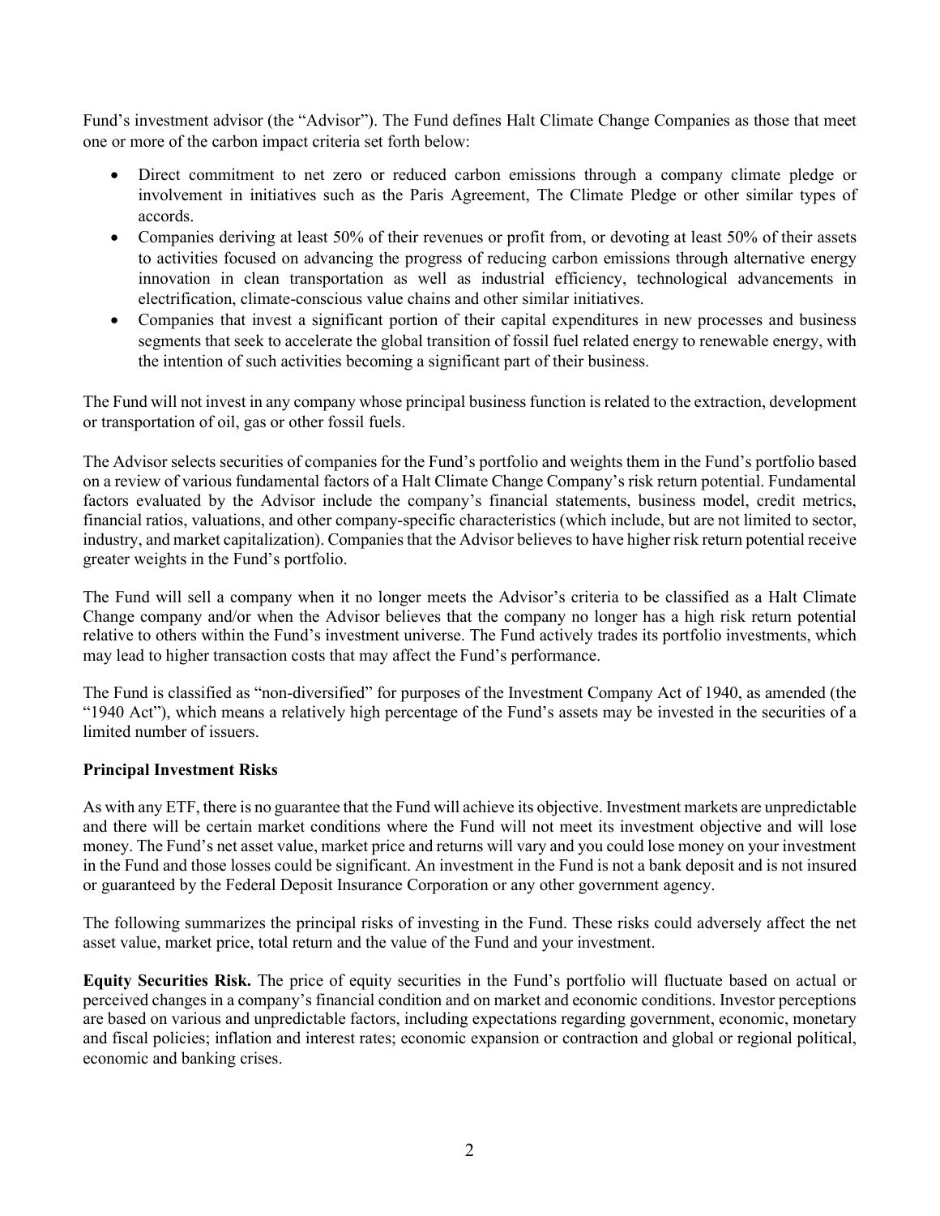Fund's investment advisor (the "Advisor"). The Fund defines Halt Climate Change Companies as those that meet one or more of the carbon impact criteria set forth below:

- Direct commitment to net zero or reduced carbon emissions through a company climate pledge or involvement in initiatives such as the Paris Agreement, The Climate Pledge or other similar types of accords.
- Companies deriving at least 50% of their revenues or profit from, or devoting at least 50% of their assets to activities focused on advancing the progress of reducing carbon emissions through alternative energy innovation in clean transportation as well as industrial efficiency, technological advancements in electrification, climate-conscious value chains and other similar initiatives.
- Companies that invest a significant portion of their capital expenditures in new processes and business segments that seek to accelerate the global transition of fossil fuel related energy to renewable energy, with the intention of such activities becoming a significant part of their business.

The Fund will not invest in any company whose principal business function is related to the extraction, development or transportation of oil, gas or other fossil fuels.

The Advisor selects securities of companies for the Fund's portfolio and weights them in the Fund's portfolio based on a review of various fundamental factors of a Halt Climate Change Company's risk return potential. Fundamental factors evaluated by the Advisor include the company's financial statements, business model, credit metrics, financial ratios, valuations, and other company-specific characteristics (which include, but are not limited to sector, industry, and market capitalization). Companies that the Advisor believes to have higher risk return potential receive greater weights in the Fund's portfolio.

The Fund will sell a company when it no longer meets the Advisor's criteria to be classified as a Halt Climate Change company and/or when the Advisor believes that the company no longer has a high risk return potential relative to others within the Fund's investment universe. The Fund actively trades its portfolio investments, which may lead to higher transaction costs that may affect the Fund's performance.

The Fund is classified as "non-diversified" for purposes of the Investment Company Act of 1940, as amended (the "1940 Act"), which means a relatively high percentage of the Fund's assets may be invested in the securities of a limited number of issuers.

**Principal Investment Risks**

As with any ETF, there is no guarantee that the Fund will achieve its objective. Investment markets are unpredictable and there will be certain market conditions where the Fund will not meet its investment objective and will lose money. The Fund's net asset value, market price and returns will vary and you could lose money on your investment in the Fund and those losses could be significant. An investment in the Fund is not a bank deposit and is not insured or guaranteed by the Federal Deposit Insurance Corporation or any other government agency.

The following summarizes the principal risks of investing in the Fund. These risks could adversely affect the net asset value, market price, total return and the value of the Fund and your investment.

**Equity Securities Risk.** The price of equity securities in the Fund's portfolio will fluctuate based on actual or perceived changes in a company's financial condition and on market and economic conditions. Investor perceptions are based on various and unpredictable factors, including expectations regarding government, economic, monetary and fiscal policies; inflation and interest rates; economic expansion or contraction and global or regional political, economic and banking crises.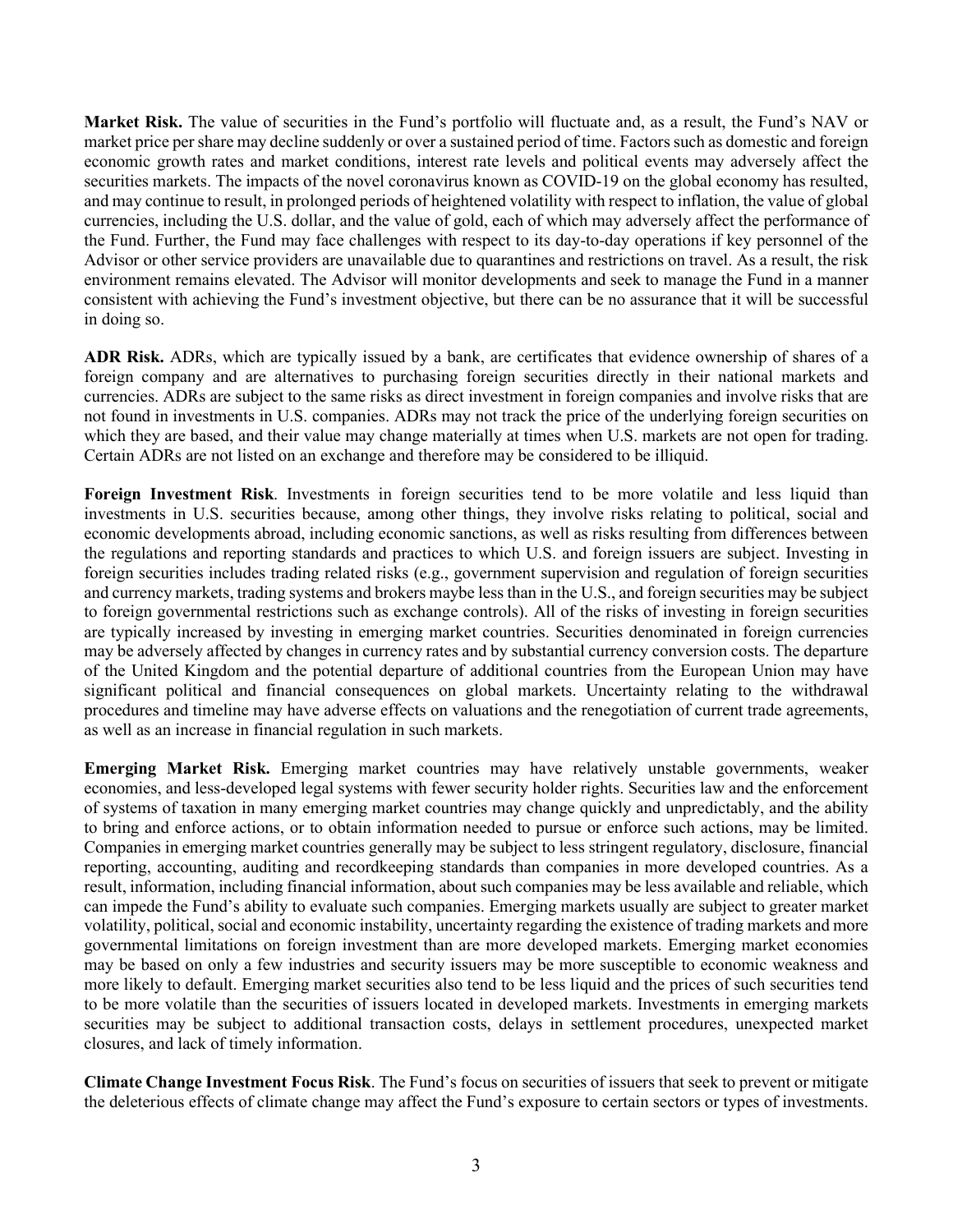**Market Risk.** The value of securities in the Fund's portfolio will fluctuate and, as a result, the Fund's NAV or market price per share may decline suddenly or over a sustained period of time. Factors such as domestic and foreign economic growth rates and market conditions, interest rate levels and political events may adversely affect the securities markets. The impacts of the novel coronavirus known as COVID-19 on the global economy has resulted, and may continue to result, in prolonged periods of heightened volatility with respect to inflation, the value of global currencies, including the U.S. dollar, and the value of gold, each of which may adversely affect the performance of the Fund. Further, the Fund may face challenges with respect to its day-to-day operations if key personnel of the Advisor or other service providers are unavailable due to quarantines and restrictions on travel. As a result, the risk environment remains elevated. The Advisor will monitor developments and seek to manage the Fund in a manner consistent with achieving the Fund's investment objective, but there can be no assurance that it will be successful in doing so.

**ADR Risk.** ADRs, which are typically issued by a bank, are certificates that evidence ownership of shares of a foreign company and are alternatives to purchasing foreign securities directly in their national markets and currencies. ADRs are subject to the same risks as direct investment in foreign companies and involve risks that are not found in investments in U.S. companies. ADRs may not track the price of the underlying foreign securities on which they are based, and their value may change materially at times when U.S. markets are not open for trading. Certain ADRs are not listed on an exchange and therefore may be considered to be illiquid.

**Foreign Investment Risk**. Investments in foreign securities tend to be more volatile and less liquid than investments in U.S. securities because, among other things, they involve risks relating to political, social and economic developments abroad, including economic sanctions, as well as risks resulting from differences between the regulations and reporting standards and practices to which U.S. and foreign issuers are subject. Investing in foreign securities includes trading related risks (e.g., government supervision and regulation of foreign securities and currency markets, trading systems and brokers maybe less than in the U.S., and foreign securities may be subject to foreign governmental restrictions such as exchange controls). All of the risks of investing in foreign securities are typically increased by investing in emerging market countries. Securities denominated in foreign currencies may be adversely affected by changes in currency rates and by substantial currency conversion costs. The departure of the United Kingdom and the potential departure of additional countries from the European Union may have significant political and financial consequences on global markets. Uncertainty relating to the withdrawal procedures and timeline may have adverse effects on valuations and the renegotiation of current trade agreements, as well as an increase in financial regulation in such markets.

**Emerging Market Risk.** Emerging market countries may have relatively unstable governments, weaker economies, and less-developed legal systems with fewer security holder rights. Securities law and the enforcement of systems of taxation in many emerging market countries may change quickly and unpredictably, and the ability to bring and enforce actions, or to obtain information needed to pursue or enforce such actions, may be limited. Companies in emerging market countries generally may be subject to less stringent regulatory, disclosure, financial reporting, accounting, auditing and recordkeeping standards than companies in more developed countries. As a result, information, including financial information, about such companies may be less available and reliable, which can impede the Fund's ability to evaluate such companies. Emerging markets usually are subject to greater market volatility, political, social and economic instability, uncertainty regarding the existence of trading markets and more governmental limitations on foreign investment than are more developed markets. Emerging market economies may be based on only a few industries and security issuers may be more susceptible to economic weakness and more likely to default. Emerging market securities also tend to be less liquid and the prices of such securities tend to be more volatile than the securities of issuers located in developed markets. Investments in emerging markets securities may be subject to additional transaction costs, delays in settlement procedures, unexpected market closures, and lack of timely information.

**Climate Change Investment Focus Risk**. The Fund's focus on securities of issuers that seek to prevent or mitigate the deleterious effects of climate change may affect the Fund's exposure to certain sectors or types of investments.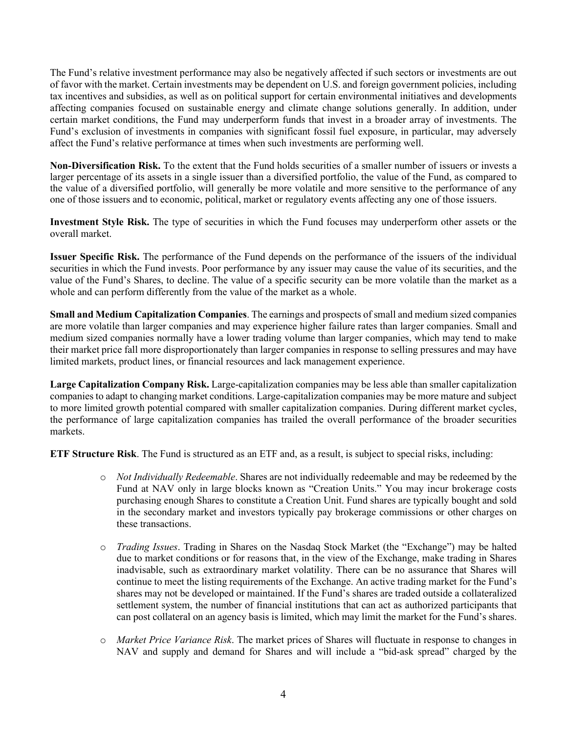The Fund's relative investment performance may also be negatively affected if such sectors or investments are out of favor with the market. Certain investments may be dependent on U.S. and foreign government policies, including tax incentives and subsidies, as well as on political support for certain environmental initiatives and developments affecting companies focused on sustainable energy and climate change solutions generally. In addition, under certain market conditions, the Fund may underperform funds that invest in a broader array of investments. The Fund's exclusion of investments in companies with significant fossil fuel exposure, in particular, may adversely affect the Fund's relative performance at times when such investments are performing well.

**Non-Diversification Risk.** To the extent that the Fund holds securities of a smaller number of issuers or invests a larger percentage of its assets in a single issuer than a diversified portfolio, the value of the Fund, as compared to the value of a diversified portfolio, will generally be more volatile and more sensitive to the performance of any one of those issuers and to economic, political, market or regulatory events affecting any one of those issuers.

**Investment Style Risk.** The type of securities in which the Fund focuses may underperform other assets or the overall market.

**Issuer Specific Risk.** The performance of the Fund depends on the performance of the issuers of the individual securities in which the Fund invests. Poor performance by any issuer may cause the value of its securities, and the value of the Fund's Shares, to decline. The value of a specific security can be more volatile than the market as a whole and can perform differently from the value of the market as a whole.

**Small and Medium Capitalization Companies**. The earnings and prospects of small and medium sized companies are more volatile than larger companies and may experience higher failure rates than larger companies. Small and medium sized companies normally have a lower trading volume than larger companies, which may tend to make their market price fall more disproportionately than larger companies in response to selling pressures and may have limited markets, product lines, or financial resources and lack management experience.

**Large Capitalization Company Risk.** Large-capitalization companies may be less able than smaller capitalization companies to adapt to changing market conditions. Large-capitalization companies may be more mature and subject to more limited growth potential compared with smaller capitalization companies. During different market cycles, the performance of large capitalization companies has trailed the overall performance of the broader securities markets.

**ETF Structure Risk**. The Fund is structured as an ETF and, as a result, is subject to special risks, including:

- *Not Individually Redeemable*. Shares are not individually redeemable and may be redeemed by the Fund at NAV only in large blocks known as "Creation Units." You may incur brokerage costs purchasing enough Shares to constitute a Creation Unit. Fund shares are typically bought and sold in the secondary market and investors typically pay brokerage commissions or other charges on these transactions.

- *Trading Issues*. Trading in Shares on the Nasdaq Stock Market (the "Exchange") may be halted due to market conditions or for reasons that, in the view of the Exchange, make trading in Shares inadvisable, such as extraordinary market volatility. There can be no assurance that Shares will continue to meet the listing requirements of the Exchange. An active trading market for the Fund's shares may not be developed or maintained. If the Fund's shares are traded outside a collateralized settlement system, the number of financial institutions that can act as authorized participants that can post collateral on an agency basis is limited, which may limit the market for the Fund's shares.

- *Market Price Variance Risk*. The market prices of Shares will fluctuate in response to changes in NAV and supply and demand for Shares and will include a "bid-ask spread" charged by the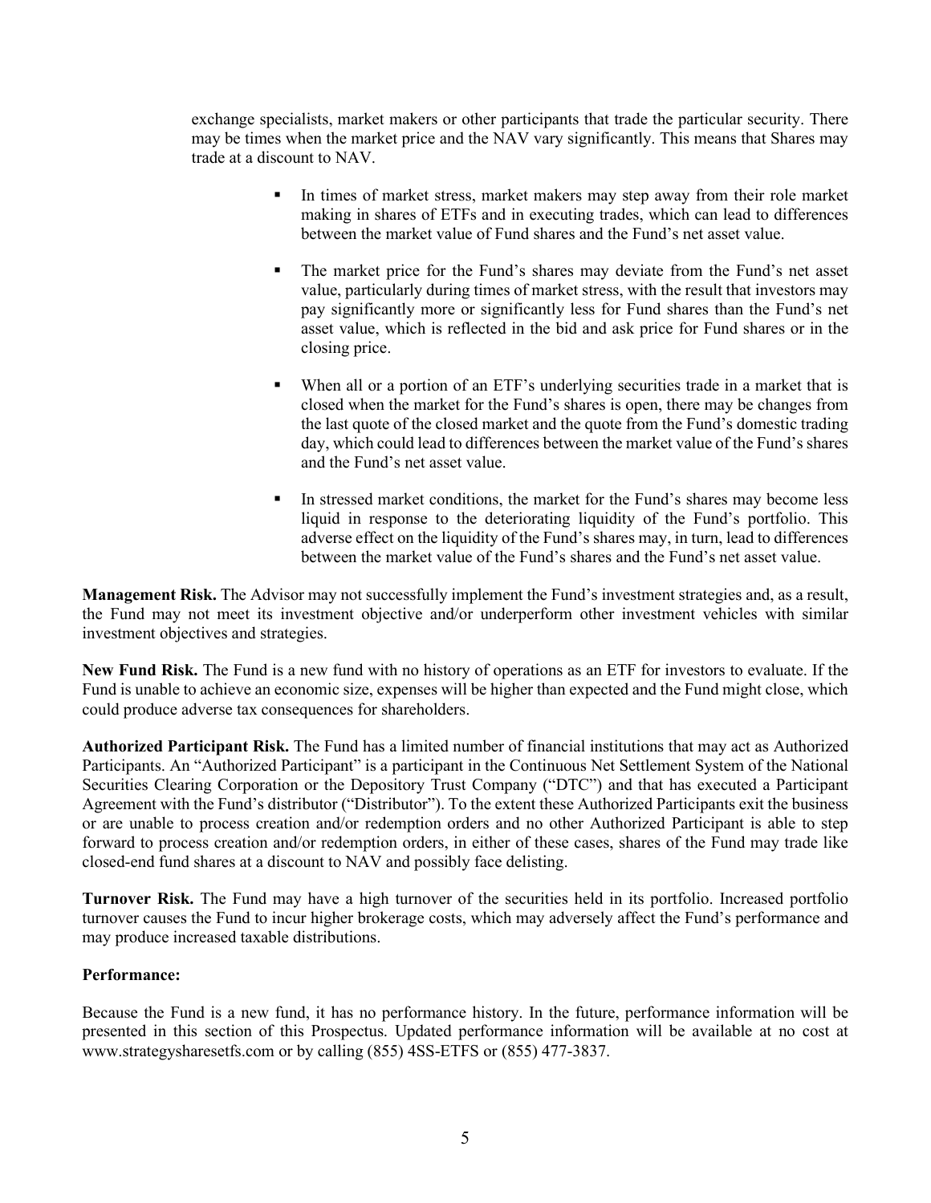exchange specialists, market makers or other participants that trade the particular security. There may be times when the market price and the NAV vary significantly. This means that Shares may trade at a discount to NAV.

- In times of market stress, market makers may step away from their role market making in shares of ETFs and in executing trades, which can lead to differences between the market value of Fund shares and the Fund's net asset value.
- The market price for the Fund's shares may deviate from the Fund's net asset value, particularly during times of market stress, with the result that investors may pay significantly more or significantly less for Fund shares than the Fund's net asset value, which is reflected in the bid and ask price for Fund shares or in the closing price.
- When all or a portion of an ETF's underlying securities trade in a market that is closed when the market for the Fund's shares is open, there may be changes from the last quote of the closed market and the quote from the Fund's domestic trading day, which could lead to differences between the market value of the Fund's shares and the Fund's net asset value.
- In stressed market conditions, the market for the Fund's shares may become less liquid in response to the deteriorating liquidity of the Fund's portfolio. This adverse effect on the liquidity of the Fund's shares may, in turn, lead to differences between the market value of the Fund's shares and the Fund's net asset value.

**Management Risk.** The Advisor may not successfully implement the Fund's investment strategies and, as a result, the Fund may not meet its investment objective and/or underperform other investment vehicles with similar investment objectives and strategies.

**New Fund Risk.** The Fund is a new fund with no history of operations as an ETF for investors to evaluate. If the Fund is unable to achieve an economic size, expenses will be higher than expected and the Fund might close, which could produce adverse tax consequences for shareholders.

**Authorized Participant Risk.** The Fund has a limited number of financial institutions that may act as Authorized Participants. An "Authorized Participant" is a participant in the Continuous Net Settlement System of the National Securities Clearing Corporation or the Depository Trust Company ("DTC") and that has executed a Participant Agreement with the Fund's distributor ("Distributor"). To the extent these Authorized Participants exit the business or are unable to process creation and/or redemption orders and no other Authorized Participant is able to step forward to process creation and/or redemption orders, in either of these cases, shares of the Fund may trade like closed-end fund shares at a discount to NAV and possibly face delisting.

**Turnover Risk.** The Fund may have a high turnover of the securities held in its portfolio. Increased portfolio turnover causes the Fund to incur higher brokerage costs, which may adversely affect the Fund's performance and may produce increased taxable distributions.

**Performance:**

Because the Fund is a new fund, it has no performance history. In the future, performance information will be presented in this section of this Prospectus. Updated performance information will be available at no cost at www.strategysharesetfs.com or by calling (855) 4SS-ETFS or (855) 477-3837.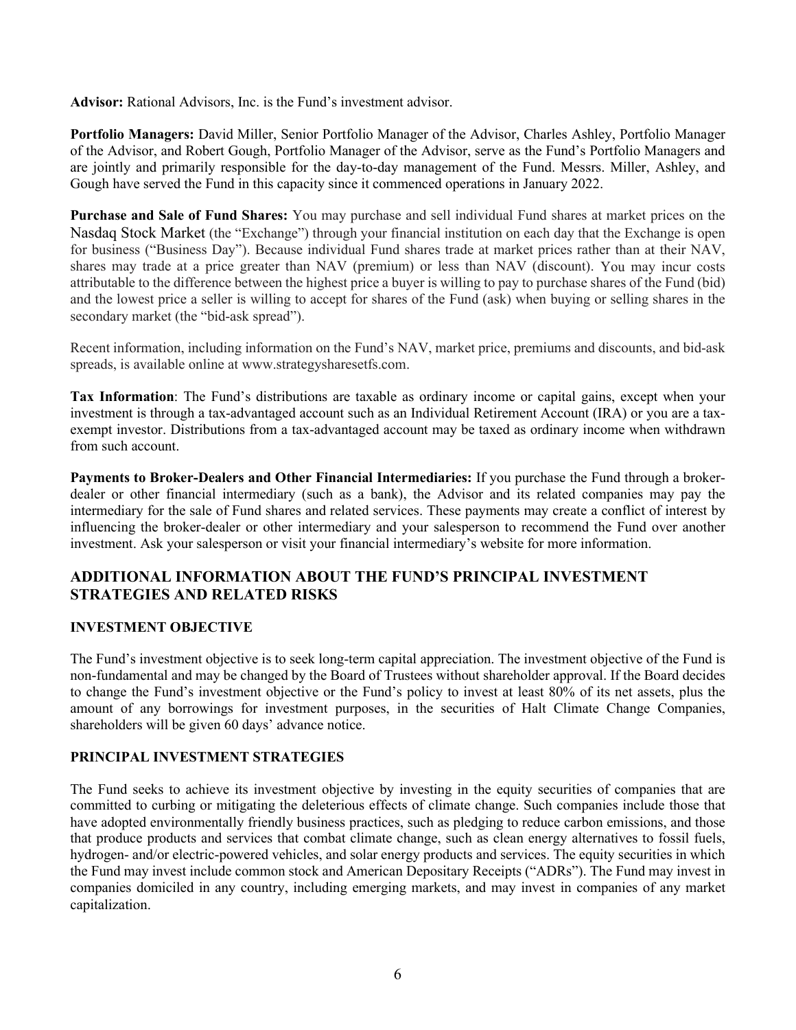**Advisor:** Rational Advisors, Inc. is the Fund's investment advisor.

**Portfolio Managers:** David Miller, Senior Portfolio Manager of the Advisor, Charles Ashley, Portfolio Manager of the Advisor, and Robert Gough, Portfolio Manager of the Advisor, serve as the Fund's Portfolio Managers and are jointly and primarily responsible for the day-to-day management of the Fund. Messrs. Miller, Ashley, and Gough have served the Fund in this capacity since it commenced operations in January 2022.

**Purchase and Sale of Fund Shares:** You may purchase and sell individual Fund shares at market prices on the Nasdaq Stock Market (the "Exchange") through your financial institution on each day that the Exchange is open for business ("Business Day"). Because individual Fund shares trade at market prices rather than at their NAV, shares may trade at a price greater than NAV (premium) or less than NAV (discount). You may incur costs attributable to the difference between the highest price a buyer is willing to pay to purchase shares of the Fund (bid) and the lowest price a seller is willing to accept for shares of the Fund (ask) when buying or selling shares in the secondary market (the "bid-ask spread").

Recent information, including information on the Fund's NAV, market price, premiums and discounts, and bid-ask spreads, is available online at www.strategysharesetfs.com.

**Tax Information**: The Fund's distributions are taxable as ordinary income or capital gains, except when your investment is through a tax-advantaged account such as an Individual Retirement Account (IRA) or you are a tax-exempt investor. Distributions from a tax-advantaged account may be taxed as ordinary income when withdrawn from such account.

**Payments to Broker-Dealers and Other Financial Intermediaries:** If you purchase the Fund through a broker-dealer or other financial intermediary (such as a bank), the Advisor and its related companies may pay the intermediary for the sale of Fund shares and related services. These payments may create a conflict of interest by influencing the broker-dealer or other intermediary and your salesperson to recommend the Fund over another investment. Ask your salesperson or visit your financial intermediary's website for more information.

## ADDITIONAL INFORMATION ABOUT THE FUND'S PRINCIPAL INVESTMENT STRATEGIES AND RELATED RISKS

### INVESTMENT OBJECTIVE

The Fund's investment objective is to seek long-term capital appreciation. The investment objective of the Fund is non-fundamental and may be changed by the Board of Trustees without shareholder approval. If the Board decides to change the Fund's investment objective or the Fund's policy to invest at least 80% of its net assets, plus the amount of any borrowings for investment purposes, in the securities of Halt Climate Change Companies, shareholders will be given 60 days' advance notice.

### PRINCIPAL INVESTMENT STRATEGIES

The Fund seeks to achieve its investment objective by investing in the equity securities of companies that are committed to curbing or mitigating the deleterious effects of climate change. Such companies include those that have adopted environmentally friendly business practices, such as pledging to reduce carbon emissions, and those that produce products and services that combat climate change, such as clean energy alternatives to fossil fuels, hydrogen- and/or electric-powered vehicles, and solar energy products and services. The equity securities in which the Fund may invest include common stock and American Depositary Receipts ("ADRs"). The Fund may invest in companies domiciled in any country, including emerging markets, and may invest in companies of any market capitalization.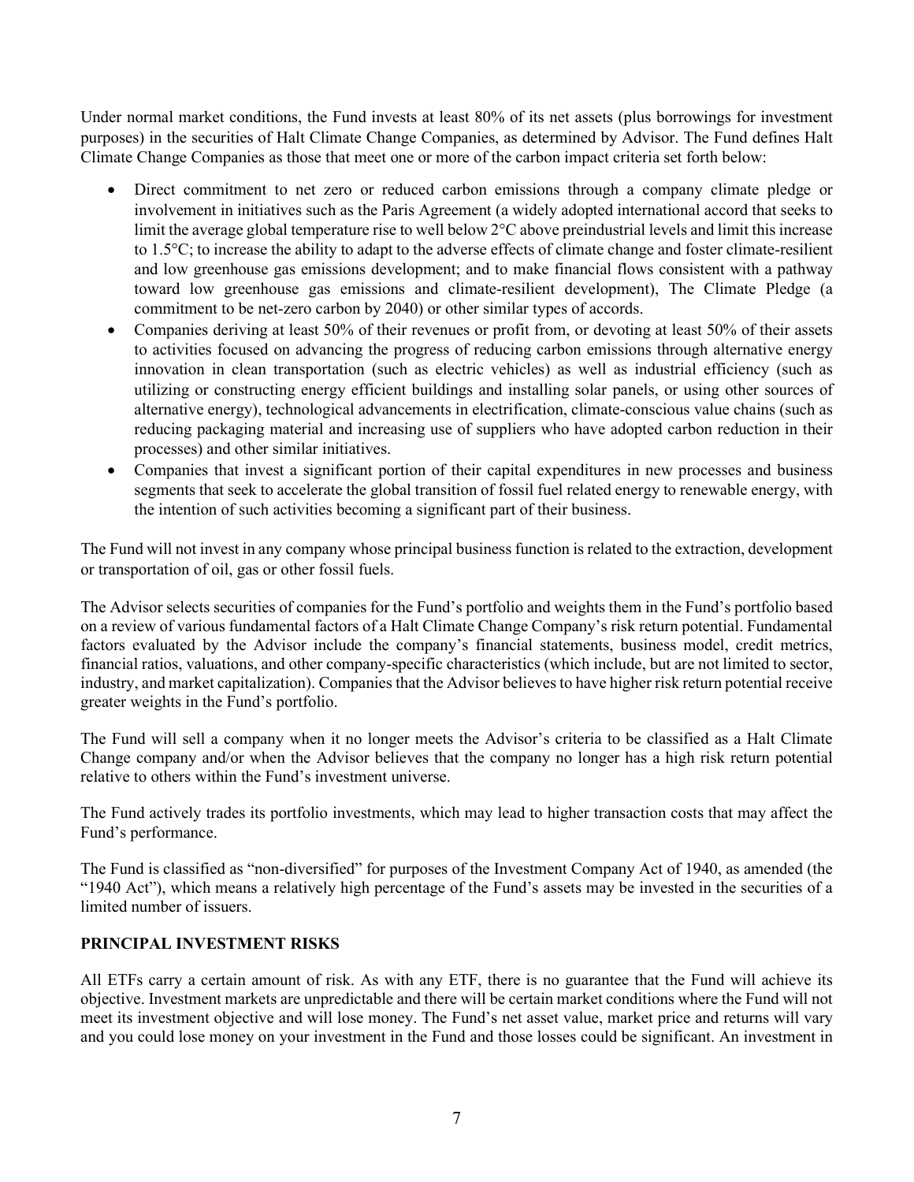Under normal market conditions, the Fund invests at least 80% of its net assets (plus borrowings for investment purposes) in the securities of Halt Climate Change Companies, as determined by Advisor. The Fund defines Halt Climate Change Companies as those that meet one or more of the carbon impact criteria set forth below:

- Direct commitment to net zero or reduced carbon emissions through a company climate pledge or involvement in initiatives such as the Paris Agreement (a widely adopted international accord that seeks to limit the average global temperature rise to well below 2°C above preindustrial levels and limit this increase to 1.5°C; to increase the ability to adapt to the adverse effects of climate change and foster climate-resilient and low greenhouse gas emissions development; and to make financial flows consistent with a pathway toward low greenhouse gas emissions and climate-resilient development), The Climate Pledge (a commitment to be net-zero carbon by 2040) or other similar types of accords.
- Companies deriving at least 50% of their revenues or profit from, or devoting at least 50% of their assets to activities focused on advancing the progress of reducing carbon emissions through alternative energy innovation in clean transportation (such as electric vehicles) as well as industrial efficiency (such as utilizing or constructing energy efficient buildings and installing solar panels, or using other sources of alternative energy), technological advancements in electrification, climate-conscious value chains (such as reducing packaging material and increasing use of suppliers who have adopted carbon reduction in their processes) and other similar initiatives.
- Companies that invest a significant portion of their capital expenditures in new processes and business segments that seek to accelerate the global transition of fossil fuel related energy to renewable energy, with the intention of such activities becoming a significant part of their business.

The Fund will not invest in any company whose principal business function is related to the extraction, development or transportation of oil, gas or other fossil fuels.

The Advisor selects securities of companies for the Fund's portfolio and weights them in the Fund's portfolio based on a review of various fundamental factors of a Halt Climate Change Company's risk return potential. Fundamental factors evaluated by the Advisor include the company's financial statements, business model, credit metrics, financial ratios, valuations, and other company-specific characteristics (which include, but are not limited to sector, industry, and market capitalization). Companies that the Advisor believes to have higher risk return potential receive greater weights in the Fund's portfolio.

The Fund will sell a company when it no longer meets the Advisor's criteria to be classified as a Halt Climate Change company and/or when the Advisor believes that the company no longer has a high risk return potential relative to others within the Fund's investment universe.

The Fund actively trades its portfolio investments, which may lead to higher transaction costs that may affect the Fund's performance.

The Fund is classified as "non-diversified" for purposes of the Investment Company Act of 1940, as amended (the "1940 Act"), which means a relatively high percentage of the Fund's assets may be invested in the securities of a limited number of issuers.

**PRINCIPAL INVESTMENT RISKS**

All ETFs carry a certain amount of risk. As with any ETF, there is no guarantee that the Fund will achieve its objective. Investment markets are unpredictable and there will be certain market conditions where the Fund will not meet its investment objective and will lose money. The Fund's net asset value, market price and returns will vary and you could lose money on your investment in the Fund and those losses could be significant. An investment in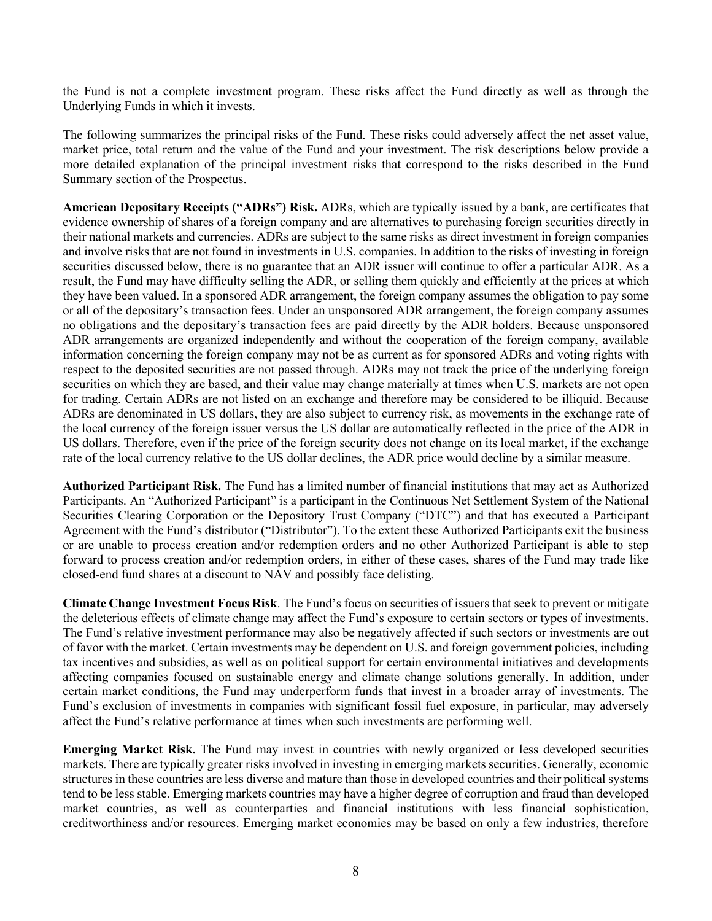the Fund is not a complete investment program. These risks affect the Fund directly as well as through the Underlying Funds in which it invests.

The following summarizes the principal risks of the Fund. These risks could adversely affect the net asset value, market price, total return and the value of the Fund and your investment. The risk descriptions below provide a more detailed explanation of the principal investment risks that correspond to the risks described in the Fund Summary section of the Prospectus.

**American Depositary Receipts ("ADRs") Risk.** ADRs, which are typically issued by a bank, are certificates that evidence ownership of shares of a foreign company and are alternatives to purchasing foreign securities directly in their national markets and currencies. ADRs are subject to the same risks as direct investment in foreign companies and involve risks that are not found in investments in U.S. companies. In addition to the risks of investing in foreign securities discussed below, there is no guarantee that an ADR issuer will continue to offer a particular ADR. As a result, the Fund may have difficulty selling the ADR, or selling them quickly and efficiently at the prices at which they have been valued. In a sponsored ADR arrangement, the foreign company assumes the obligation to pay some or all of the depositary's transaction fees. Under an unsponsored ADR arrangement, the foreign company assumes no obligations and the depositary's transaction fees are paid directly by the ADR holders. Because unsponsored ADR arrangements are organized independently and without the cooperation of the foreign company, available information concerning the foreign company may not be as current as for sponsored ADRs and voting rights with respect to the deposited securities are not passed through. ADRs may not track the price of the underlying foreign securities on which they are based, and their value may change materially at times when U.S. markets are not open for trading. Certain ADRs are not listed on an exchange and therefore may be considered to be illiquid. Because ADRs are denominated in US dollars, they are also subject to currency risk, as movements in the exchange rate of the local currency of the foreign issuer versus the US dollar are automatically reflected in the price of the ADR in US dollars. Therefore, even if the price of the foreign security does not change on its local market, if the exchange rate of the local currency relative to the US dollar declines, the ADR price would decline by a similar measure.

**Authorized Participant Risk.** The Fund has a limited number of financial institutions that may act as Authorized Participants. An "Authorized Participant" is a participant in the Continuous Net Settlement System of the National Securities Clearing Corporation or the Depository Trust Company ("DTC") and that has executed a Participant Agreement with the Fund's distributor ("Distributor"). To the extent these Authorized Participants exit the business or are unable to process creation and/or redemption orders and no other Authorized Participant is able to step forward to process creation and/or redemption orders, in either of these cases, shares of the Fund may trade like closed-end fund shares at a discount to NAV and possibly face delisting.

**Climate Change Investment Focus Risk**. The Fund's focus on securities of issuers that seek to prevent or mitigate the deleterious effects of climate change may affect the Fund's exposure to certain sectors or types of investments. The Fund's relative investment performance may also be negatively affected if such sectors or investments are out of favor with the market. Certain investments may be dependent on U.S. and foreign government policies, including tax incentives and subsidies, as well as on political support for certain environmental initiatives and developments affecting companies focused on sustainable energy and climate change solutions generally. In addition, under certain market conditions, the Fund may underperform funds that invest in a broader array of investments. The Fund's exclusion of investments in companies with significant fossil fuel exposure, in particular, may adversely affect the Fund's relative performance at times when such investments are performing well.

**Emerging Market Risk.** The Fund may invest in countries with newly organized or less developed securities markets. There are typically greater risks involved in investing in emerging markets securities. Generally, economic structures in these countries are less diverse and mature than those in developed countries and their political systems tend to be less stable. Emerging markets countries may have a higher degree of corruption and fraud than developed market countries, as well as counterparties and financial institutions with less financial sophistication, creditworthiness and/or resources. Emerging market economies may be based on only a few industries, therefore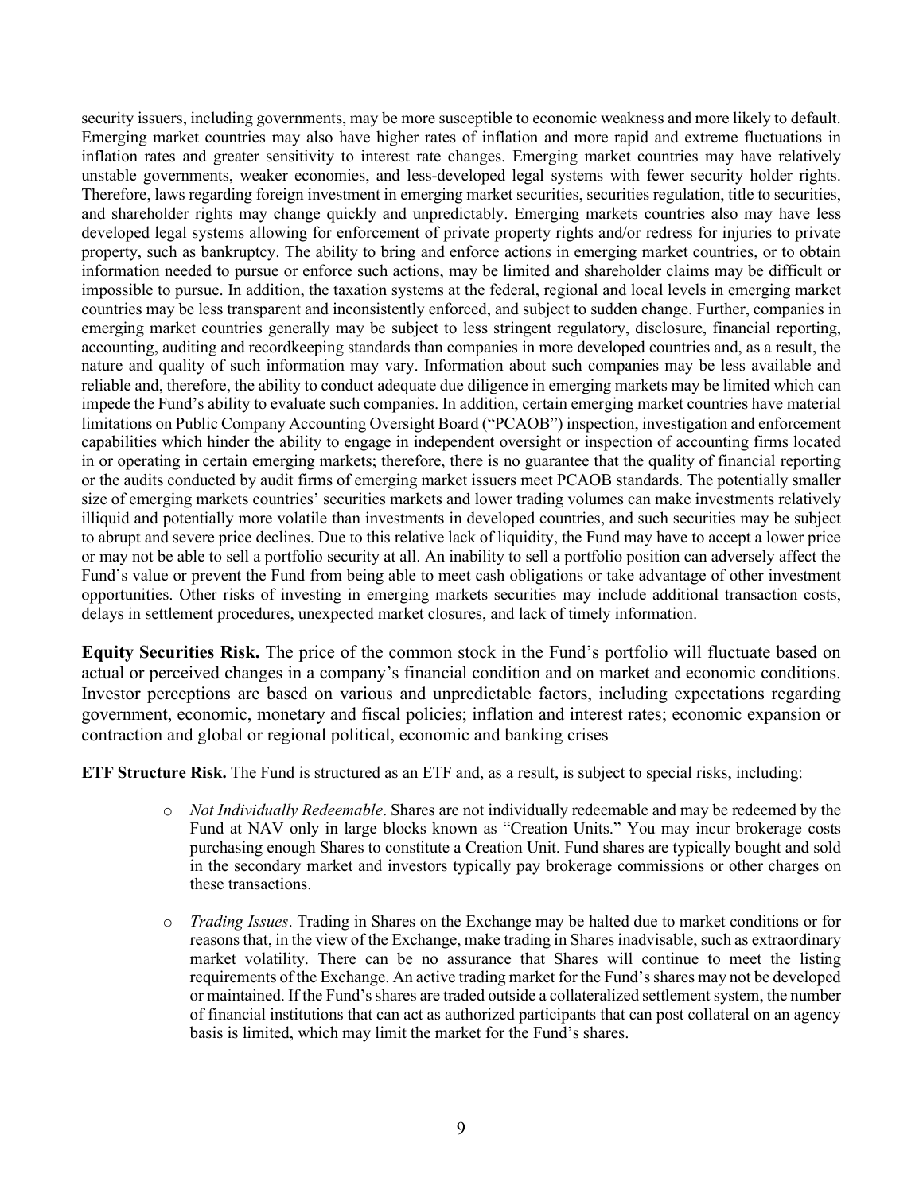security issuers, including governments, may be more susceptible to economic weakness and more likely to default. Emerging market countries may also have higher rates of inflation and more rapid and extreme fluctuations in inflation rates and greater sensitivity to interest rate changes. Emerging market countries may have relatively unstable governments, weaker economies, and less-developed legal systems with fewer security holder rights. Therefore, laws regarding foreign investment in emerging market securities, securities regulation, title to securities, and shareholder rights may change quickly and unpredictably. Emerging markets countries also may have less developed legal systems allowing for enforcement of private property rights and/or redress for injuries to private property, such as bankruptcy. The ability to bring and enforce actions in emerging market countries, or to obtain information needed to pursue or enforce such actions, may be limited and shareholder claims may be difficult or impossible to pursue. In addition, the taxation systems at the federal, regional and local levels in emerging market countries may be less transparent and inconsistently enforced, and subject to sudden change. Further, companies in emerging market countries generally may be subject to less stringent regulatory, disclosure, financial reporting, accounting, auditing and recordkeeping standards than companies in more developed countries and, as a result, the nature and quality of such information may vary. Information about such companies may be less available and reliable and, therefore, the ability to conduct adequate due diligence in emerging markets may be limited which can impede the Fund's ability to evaluate such companies. In addition, certain emerging market countries have material limitations on Public Company Accounting Oversight Board ("PCAOB") inspection, investigation and enforcement capabilities which hinder the ability to engage in independent oversight or inspection of accounting firms located in or operating in certain emerging markets; therefore, there is no guarantee that the quality of financial reporting or the audits conducted by audit firms of emerging market issuers meet PCAOB standards. The potentially smaller size of emerging markets countries' securities markets and lower trading volumes can make investments relatively illiquid and potentially more volatile than investments in developed countries, and such securities may be subject to abrupt and severe price declines. Due to this relative lack of liquidity, the Fund may have to accept a lower price or may not be able to sell a portfolio security at all. An inability to sell a portfolio position can adversely affect the Fund's value or prevent the Fund from being able to meet cash obligations or take advantage of other investment opportunities. Other risks of investing in emerging markets securities may include additional transaction costs, delays in settlement procedures, unexpected market closures, and lack of timely information.

**Equity Securities Risk.** The price of the common stock in the Fund's portfolio will fluctuate based on actual or perceived changes in a company's financial condition and on market and economic conditions. Investor perceptions are based on various and unpredictable factors, including expectations regarding government, economic, monetary and fiscal policies; inflation and interest rates; economic expansion or contraction and global or regional political, economic and banking crises

**ETF Structure Risk.** The Fund is structured as an ETF and, as a result, is subject to special risks, including:

- *Not Individually Redeemable*. Shares are not individually redeemable and may be redeemed by the Fund at NAV only in large blocks known as "Creation Units." You may incur brokerage costs purchasing enough Shares to constitute a Creation Unit. Fund shares are typically bought and sold in the secondary market and investors typically pay brokerage commissions or other charges on these transactions.
- *Trading Issues*. Trading in Shares on the Exchange may be halted due to market conditions or for reasons that, in the view of the Exchange, make trading in Shares inadvisable, such as extraordinary market volatility. There can be no assurance that Shares will continue to meet the listing requirements of the Exchange. An active trading market for the Fund's shares may not be developed or maintained. If the Fund's shares are traded outside a collateralized settlement system, the number of financial institutions that can act as authorized participants that can post collateral on an agency basis is limited, which may limit the market for the Fund's shares.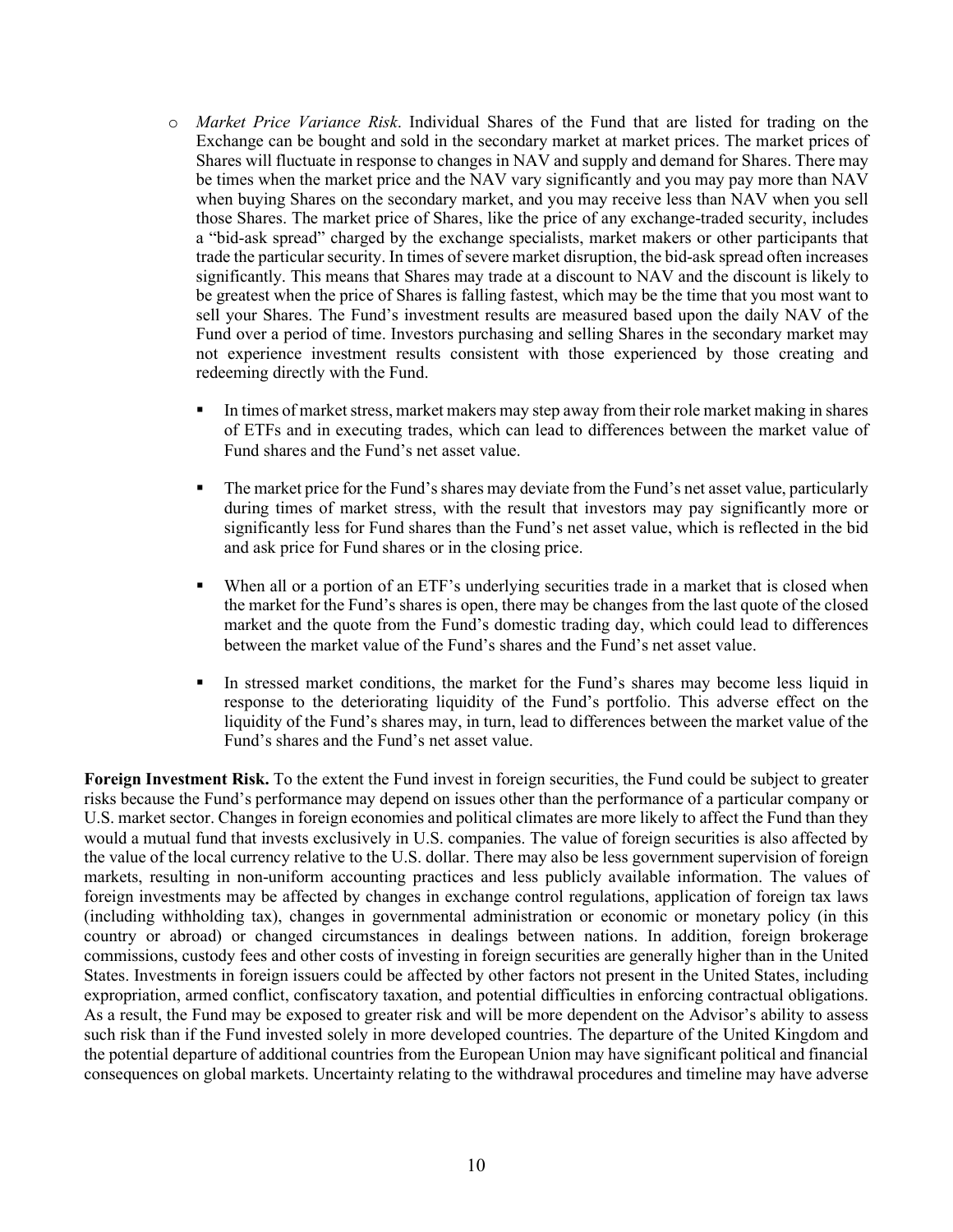- *Market Price Variance Risk*. Individual Shares of the Fund that are listed for trading on the Exchange can be bought and sold in the secondary market at market prices. The market prices of Shares will fluctuate in response to changes in NAV and supply and demand for Shares. There may be times when the market price and the NAV vary significantly and you may pay more than NAV when buying Shares on the secondary market, and you may receive less than NAV when you sell those Shares. The market price of Shares, like the price of any exchange-traded security, includes a "bid-ask spread" charged by the exchange specialists, market makers or other participants that trade the particular security. In times of severe market disruption, the bid-ask spread often increases significantly. This means that Shares may trade at a discount to NAV and the discount is likely to be greatest when the price of Shares is falling fastest, which may be the time that you most want to sell your Shares. The Fund's investment results are measured based upon the daily NAV of the Fund over a period of time. Investors purchasing and selling Shares in the secondary market may not experience investment results consistent with those experienced by those creating and redeeming directly with the Fund.

    - In times of market stress, market makers may step away from their role market making in shares of ETFs and in executing trades, which can lead to differences between the market value of Fund shares and the Fund's net asset value.

    - The market price for the Fund's shares may deviate from the Fund's net asset value, particularly during times of market stress, with the result that investors may pay significantly more or significantly less for Fund shares than the Fund's net asset value, which is reflected in the bid and ask price for Fund shares or in the closing price.

    - When all or a portion of an ETF's underlying securities trade in a market that is closed when the market for the Fund's shares is open, there may be changes from the last quote of the closed market and the quote from the Fund's domestic trading day, which could lead to differences between the market value of the Fund's shares and the Fund's net asset value.

    - In stressed market conditions, the market for the Fund's shares may become less liquid in response to the deteriorating liquidity of the Fund's portfolio. This adverse effect on the liquidity of the Fund's shares may, in turn, lead to differences between the market value of the Fund's shares and the Fund's net asset value.

**Foreign Investment Risk.** To the extent the Fund invest in foreign securities, the Fund could be subject to greater risks because the Fund's performance may depend on issues other than the performance of a particular company or U.S. market sector. Changes in foreign economies and political climates are more likely to affect the Fund than they would a mutual fund that invests exclusively in U.S. companies. The value of foreign securities is also affected by the value of the local currency relative to the U.S. dollar. There may also be less government supervision of foreign markets, resulting in non-uniform accounting practices and less publicly available information. The values of foreign investments may be affected by changes in exchange control regulations, application of foreign tax laws (including withholding tax), changes in governmental administration or economic or monetary policy (in this country or abroad) or changed circumstances in dealings between nations. In addition, foreign brokerage commissions, custody fees and other costs of investing in foreign securities are generally higher than in the United States. Investments in foreign issuers could be affected by other factors not present in the United States, including expropriation, armed conflict, confiscatory taxation, and potential difficulties in enforcing contractual obligations. As a result, the Fund may be exposed to greater risk and will be more dependent on the Advisor's ability to assess such risk than if the Fund invested solely in more developed countries. The departure of the United Kingdom and the potential departure of additional countries from the European Union may have significant political and financial consequences on global markets. Uncertainty relating to the withdrawal procedures and timeline may have adverse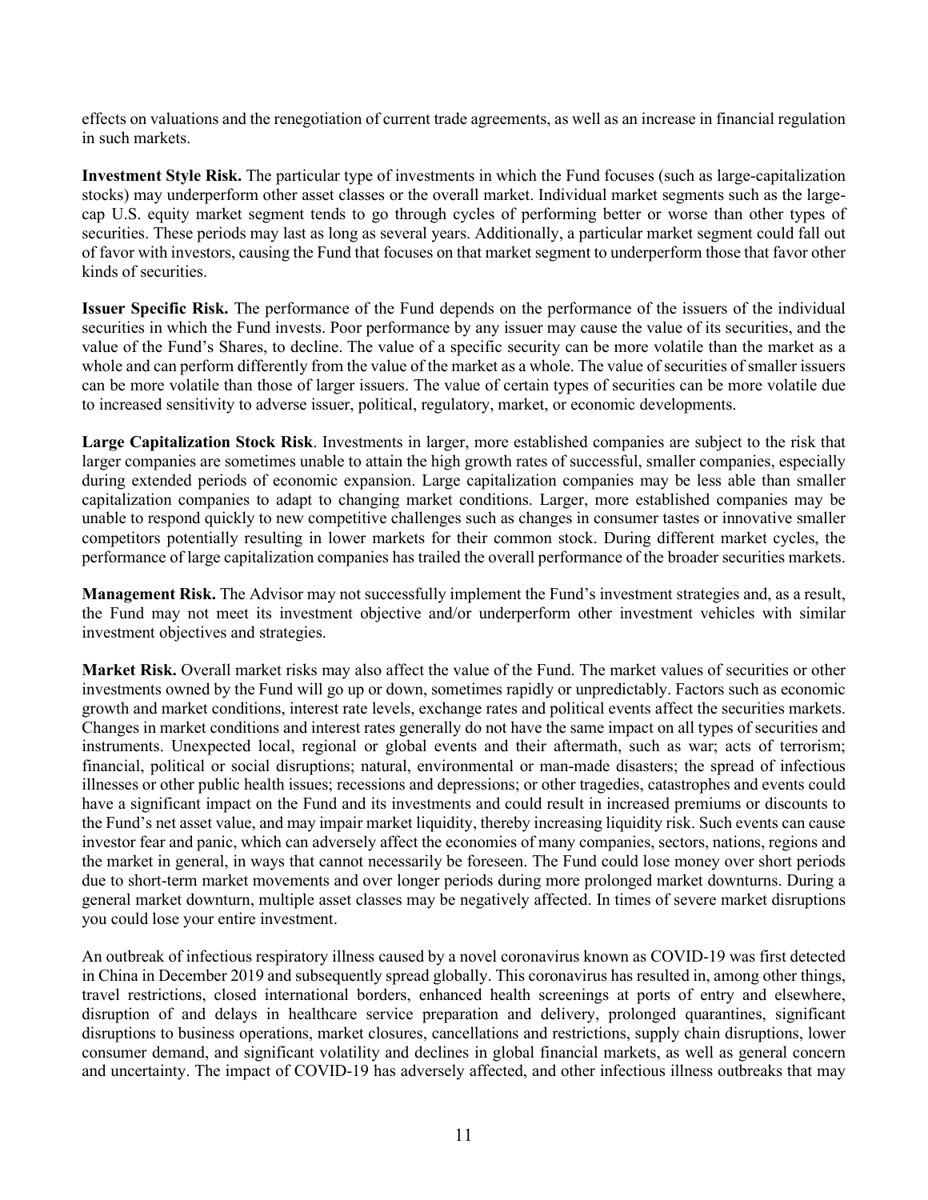effects on valuations and the renegotiation of current trade agreements, as well as an increase in financial regulation in such markets.

**Investment Style Risk.** The particular type of investments in which the Fund focuses (such as large-capitalization stocks) may underperform other asset classes or the overall market. Individual market segments such as the large-cap U.S. equity market segment tends to go through cycles of performing better or worse than other types of securities. These periods may last as long as several years. Additionally, a particular market segment could fall out of favor with investors, causing the Fund that focuses on that market segment to underperform those that favor other kinds of securities.

**Issuer Specific Risk.** The performance of the Fund depends on the performance of the issuers of the individual securities in which the Fund invests. Poor performance by any issuer may cause the value of its securities, and the value of the Fund's Shares, to decline. The value of a specific security can be more volatile than the market as a whole and can perform differently from the value of the market as a whole. The value of securities of smaller issuers can be more volatile than those of larger issuers. The value of certain types of securities can be more volatile due to increased sensitivity to adverse issuer, political, regulatory, market, or economic developments.

**Large Capitalization Stock Risk**. Investments in larger, more established companies are subject to the risk that larger companies are sometimes unable to attain the high growth rates of successful, smaller companies, especially during extended periods of economic expansion. Large capitalization companies may be less able than smaller capitalization companies to adapt to changing market conditions. Larger, more established companies may be unable to respond quickly to new competitive challenges such as changes in consumer tastes or innovative smaller competitors potentially resulting in lower markets for their common stock. During different market cycles, the performance of large capitalization companies has trailed the overall performance of the broader securities markets.

**Management Risk.** The Advisor may not successfully implement the Fund's investment strategies and, as a result, the Fund may not meet its investment objective and/or underperform other investment vehicles with similar investment objectives and strategies.

**Market Risk.** Overall market risks may also affect the value of the Fund. The market values of securities or other investments owned by the Fund will go up or down, sometimes rapidly or unpredictably. Factors such as economic growth and market conditions, interest rate levels, exchange rates and political events affect the securities markets. Changes in market conditions and interest rates generally do not have the same impact on all types of securities and instruments. Unexpected local, regional or global events and their aftermath, such as war; acts of terrorism; financial, political or social disruptions; natural, environmental or man-made disasters; the spread of infectious illnesses or other public health issues; recessions and depressions; or other tragedies, catastrophes and events could have a significant impact on the Fund and its investments and could result in increased premiums or discounts to the Fund's net asset value, and may impair market liquidity, thereby increasing liquidity risk. Such events can cause investor fear and panic, which can adversely affect the economies of many companies, sectors, nations, regions and the market in general, in ways that cannot necessarily be foreseen. The Fund could lose money over short periods due to short-term market movements and over longer periods during more prolonged market downturns. During a general market downturn, multiple asset classes may be negatively affected. In times of severe market disruptions you could lose your entire investment.

An outbreak of infectious respiratory illness caused by a novel coronavirus known as COVID-19 was first detected in China in December 2019 and subsequently spread globally. This coronavirus has resulted in, among other things, travel restrictions, closed international borders, enhanced health screenings at ports of entry and elsewhere, disruption of and delays in healthcare service preparation and delivery, prolonged quarantines, significant disruptions to business operations, market closures, cancellations and restrictions, supply chain disruptions, lower consumer demand, and significant volatility and declines in global financial markets, as well as general concern and uncertainty. The impact of COVID-19 has adversely affected, and other infectious illness outbreaks that may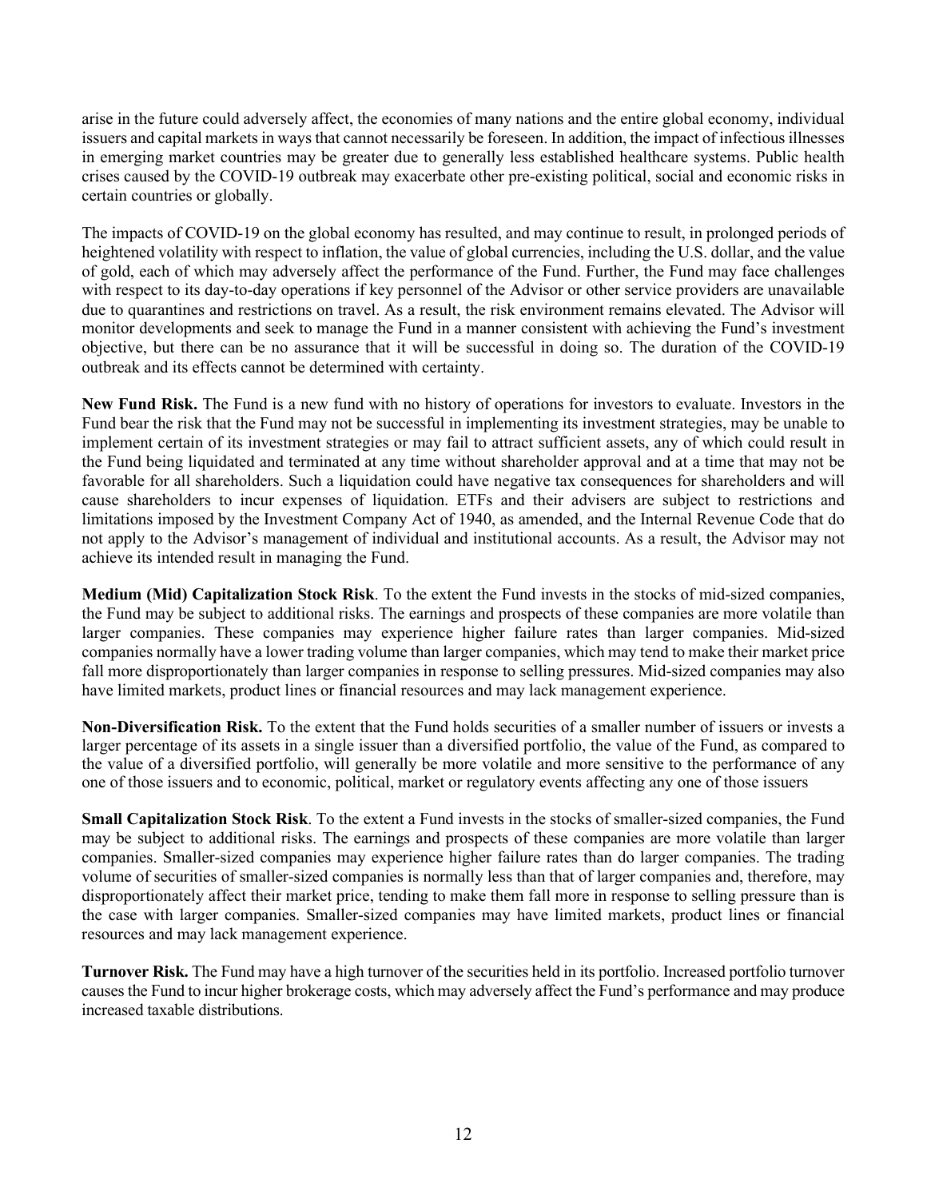arise in the future could adversely affect, the economies of many nations and the entire global economy, individual issuers and capital markets in ways that cannot necessarily be foreseen. In addition, the impact of infectious illnesses in emerging market countries may be greater due to generally less established healthcare systems. Public health crises caused by the COVID-19 outbreak may exacerbate other pre-existing political, social and economic risks in certain countries or globally.

The impacts of COVID-19 on the global economy has resulted, and may continue to result, in prolonged periods of heightened volatility with respect to inflation, the value of global currencies, including the U.S. dollar, and the value of gold, each of which may adversely affect the performance of the Fund. Further, the Fund may face challenges with respect to its day-to-day operations if key personnel of the Advisor or other service providers are unavailable due to quarantines and restrictions on travel. As a result, the risk environment remains elevated. The Advisor will monitor developments and seek to manage the Fund in a manner consistent with achieving the Fund's investment objective, but there can be no assurance that it will be successful in doing so. The duration of the COVID-19 outbreak and its effects cannot be determined with certainty.

**New Fund Risk.** The Fund is a new fund with no history of operations for investors to evaluate. Investors in the Fund bear the risk that the Fund may not be successful in implementing its investment strategies, may be unable to implement certain of its investment strategies or may fail to attract sufficient assets, any of which could result in the Fund being liquidated and terminated at any time without shareholder approval and at a time that may not be favorable for all shareholders. Such a liquidation could have negative tax consequences for shareholders and will cause shareholders to incur expenses of liquidation. ETFs and their advisers are subject to restrictions and limitations imposed by the Investment Company Act of 1940, as amended, and the Internal Revenue Code that do not apply to the Advisor's management of individual and institutional accounts. As a result, the Advisor may not achieve its intended result in managing the Fund.

**Medium (Mid) Capitalization Stock Risk**. To the extent the Fund invests in the stocks of mid-sized companies, the Fund may be subject to additional risks. The earnings and prospects of these companies are more volatile than larger companies. These companies may experience higher failure rates than larger companies. Mid-sized companies normally have a lower trading volume than larger companies, which may tend to make their market price fall more disproportionately than larger companies in response to selling pressures. Mid-sized companies may also have limited markets, product lines or financial resources and may lack management experience.

**Non-Diversification Risk.** To the extent that the Fund holds securities of a smaller number of issuers or invests a larger percentage of its assets in a single issuer than a diversified portfolio, the value of the Fund, as compared to the value of a diversified portfolio, will generally be more volatile and more sensitive to the performance of any one of those issuers and to economic, political, market or regulatory events affecting any one of those issuers

**Small Capitalization Stock Risk**. To the extent a Fund invests in the stocks of smaller-sized companies, the Fund may be subject to additional risks. The earnings and prospects of these companies are more volatile than larger companies. Smaller-sized companies may experience higher failure rates than do larger companies. The trading volume of securities of smaller-sized companies is normally less than that of larger companies and, therefore, may disproportionately affect their market price, tending to make them fall more in response to selling pressure than is the case with larger companies. Smaller-sized companies may have limited markets, product lines or financial resources and may lack management experience.

**Turnover Risk.** The Fund may have a high turnover of the securities held in its portfolio. Increased portfolio turnover causes the Fund to incur higher brokerage costs, which may adversely affect the Fund's performance and may produce increased taxable distributions.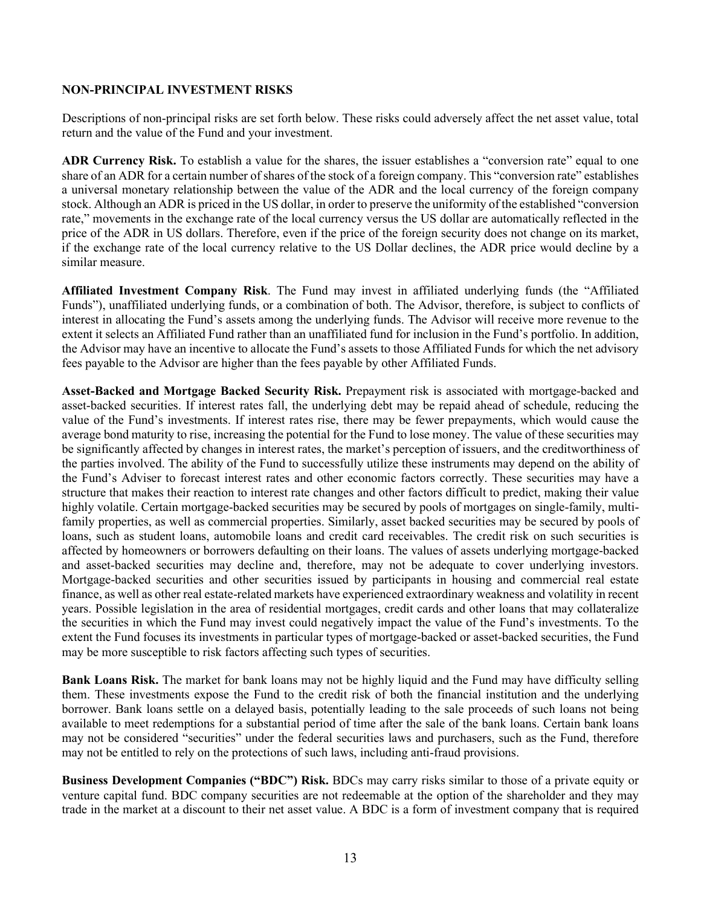**NON-PRINCIPAL INVESTMENT RISKS**

Descriptions of non-principal risks are set forth below. These risks could adversely affect the net asset value, total return and the value of the Fund and your investment.

**ADR Currency Risk.** To establish a value for the shares, the issuer establishes a "conversion rate" equal to one share of an ADR for a certain number of shares of the stock of a foreign company. This "conversion rate" establishes a universal monetary relationship between the value of the ADR and the local currency of the foreign company stock. Although an ADR is priced in the US dollar, in order to preserve the uniformity of the established "conversion rate," movements in the exchange rate of the local currency versus the US dollar are automatically reflected in the price of the ADR in US dollars. Therefore, even if the price of the foreign security does not change on its market, if the exchange rate of the local currency relative to the US Dollar declines, the ADR price would decline by a similar measure.

**Affiliated Investment Company Risk**. The Fund may invest in affiliated underlying funds (the "Affiliated Funds"), unaffiliated underlying funds, or a combination of both. The Advisor, therefore, is subject to conflicts of interest in allocating the Fund's assets among the underlying funds. The Advisor will receive more revenue to the extent it selects an Affiliated Fund rather than an unaffiliated fund for inclusion in the Fund's portfolio. In addition, the Advisor may have an incentive to allocate the Fund's assets to those Affiliated Funds for which the net advisory fees payable to the Advisor are higher than the fees payable by other Affiliated Funds.

**Asset-Backed and Mortgage Backed Security Risk.** Prepayment risk is associated with mortgage-backed and asset-backed securities. If interest rates fall, the underlying debt may be repaid ahead of schedule, reducing the value of the Fund's investments. If interest rates rise, there may be fewer prepayments, which would cause the average bond maturity to rise, increasing the potential for the Fund to lose money. The value of these securities may be significantly affected by changes in interest rates, the market's perception of issuers, and the creditworthiness of the parties involved. The ability of the Fund to successfully utilize these instruments may depend on the ability of the Fund's Adviser to forecast interest rates and other economic factors correctly. These securities may have a structure that makes their reaction to interest rate changes and other factors difficult to predict, making their value highly volatile. Certain mortgage-backed securities may be secured by pools of mortgages on single-family, multi-family properties, as well as commercial properties. Similarly, asset backed securities may be secured by pools of loans, such as student loans, automobile loans and credit card receivables. The credit risk on such securities is affected by homeowners or borrowers defaulting on their loans. The values of assets underlying mortgage-backed and asset-backed securities may decline and, therefore, may not be adequate to cover underlying investors. Mortgage-backed securities and other securities issued by participants in housing and commercial real estate finance, as well as other real estate-related markets have experienced extraordinary weakness and volatility in recent years. Possible legislation in the area of residential mortgages, credit cards and other loans that may collateralize the securities in which the Fund may invest could negatively impact the value of the Fund's investments. To the extent the Fund focuses its investments in particular types of mortgage-backed or asset-backed securities, the Fund may be more susceptible to risk factors affecting such types of securities.

**Bank Loans Risk.** The market for bank loans may not be highly liquid and the Fund may have difficulty selling them. These investments expose the Fund to the credit risk of both the financial institution and the underlying borrower. Bank loans settle on a delayed basis, potentially leading to the sale proceeds of such loans not being available to meet redemptions for a substantial period of time after the sale of the bank loans. Certain bank loans may not be considered "securities" under the federal securities laws and purchasers, such as the Fund, therefore may not be entitled to rely on the protections of such laws, including anti-fraud provisions.

**Business Development Companies ("BDC") Risk.** BDCs may carry risks similar to those of a private equity or venture capital fund. BDC company securities are not redeemable at the option of the shareholder and they may trade in the market at a discount to their net asset value. A BDC is a form of investment company that is required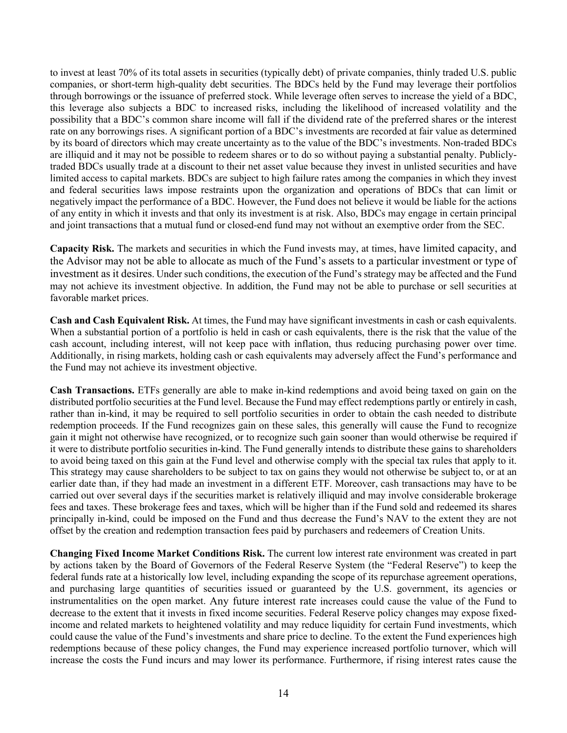to invest at least 70% of its total assets in securities (typically debt) of private companies, thinly traded U.S. public companies, or short-term high-quality debt securities. The BDCs held by the Fund may leverage their portfolios through borrowings or the issuance of preferred stock. While leverage often serves to increase the yield of a BDC, this leverage also subjects a BDC to increased risks, including the likelihood of increased volatility and the possibility that a BDC's common share income will fall if the dividend rate of the preferred shares or the interest rate on any borrowings rises. A significant portion of a BDC's investments are recorded at fair value as determined by its board of directors which may create uncertainty as to the value of the BDC's investments. Non-traded BDCs are illiquid and it may not be possible to redeem shares or to do so without paying a substantial penalty. Publicly-traded BDCs usually trade at a discount to their net asset value because they invest in unlisted securities and have limited access to capital markets. BDCs are subject to high failure rates among the companies in which they invest and federal securities laws impose restraints upon the organization and operations of BDCs that can limit or negatively impact the performance of a BDC. However, the Fund does not believe it would be liable for the actions of any entity in which it invests and that only its investment is at risk. Also, BDCs may engage in certain principal and joint transactions that a mutual fund or closed-end fund may not without an exemptive order from the SEC.

**Capacity Risk.** The markets and securities in which the Fund invests may, at times, have limited capacity, and the Advisor may not be able to allocate as much of the Fund's assets to a particular investment or type of investment as it desires. Under such conditions, the execution of the Fund's strategy may be affected and the Fund may not achieve its investment objective. In addition, the Fund may not be able to purchase or sell securities at favorable market prices.

**Cash and Cash Equivalent Risk.** At times, the Fund may have significant investments in cash or cash equivalents. When a substantial portion of a portfolio is held in cash or cash equivalents, there is the risk that the value of the cash account, including interest, will not keep pace with inflation, thus reducing purchasing power over time. Additionally, in rising markets, holding cash or cash equivalents may adversely affect the Fund's performance and the Fund may not achieve its investment objective.

**Cash Transactions.** ETFs generally are able to make in-kind redemptions and avoid being taxed on gain on the distributed portfolio securities at the Fund level. Because the Fund may effect redemptions partly or entirely in cash, rather than in-kind, it may be required to sell portfolio securities in order to obtain the cash needed to distribute redemption proceeds. If the Fund recognizes gain on these sales, this generally will cause the Fund to recognize gain it might not otherwise have recognized, or to recognize such gain sooner than would otherwise be required if it were to distribute portfolio securities in-kind. The Fund generally intends to distribute these gains to shareholders to avoid being taxed on this gain at the Fund level and otherwise comply with the special tax rules that apply to it. This strategy may cause shareholders to be subject to tax on gains they would not otherwise be subject to, or at an earlier date than, if they had made an investment in a different ETF. Moreover, cash transactions may have to be carried out over several days if the securities market is relatively illiquid and may involve considerable brokerage fees and taxes. These brokerage fees and taxes, which will be higher than if the Fund sold and redeemed its shares principally in-kind, could be imposed on the Fund and thus decrease the Fund's NAV to the extent they are not offset by the creation and redemption transaction fees paid by purchasers and redeemers of Creation Units.

**Changing Fixed Income Market Conditions Risk.** The current low interest rate environment was created in part by actions taken by the Board of Governors of the Federal Reserve System (the "Federal Reserve") to keep the federal funds rate at a historically low level, including expanding the scope of its repurchase agreement operations, and purchasing large quantities of securities issued or guaranteed by the U.S. government, its agencies or instrumentalities on the open market. Any future interest rate increases could cause the value of the Fund to decrease to the extent that it invests in fixed income securities. Federal Reserve policy changes may expose fixed-income and related markets to heightened volatility and may reduce liquidity for certain Fund investments, which could cause the value of the Fund's investments and share price to decline. To the extent the Fund experiences high redemptions because of these policy changes, the Fund may experience increased portfolio turnover, which will increase the costs the Fund incurs and may lower its performance. Furthermore, if rising interest rates cause the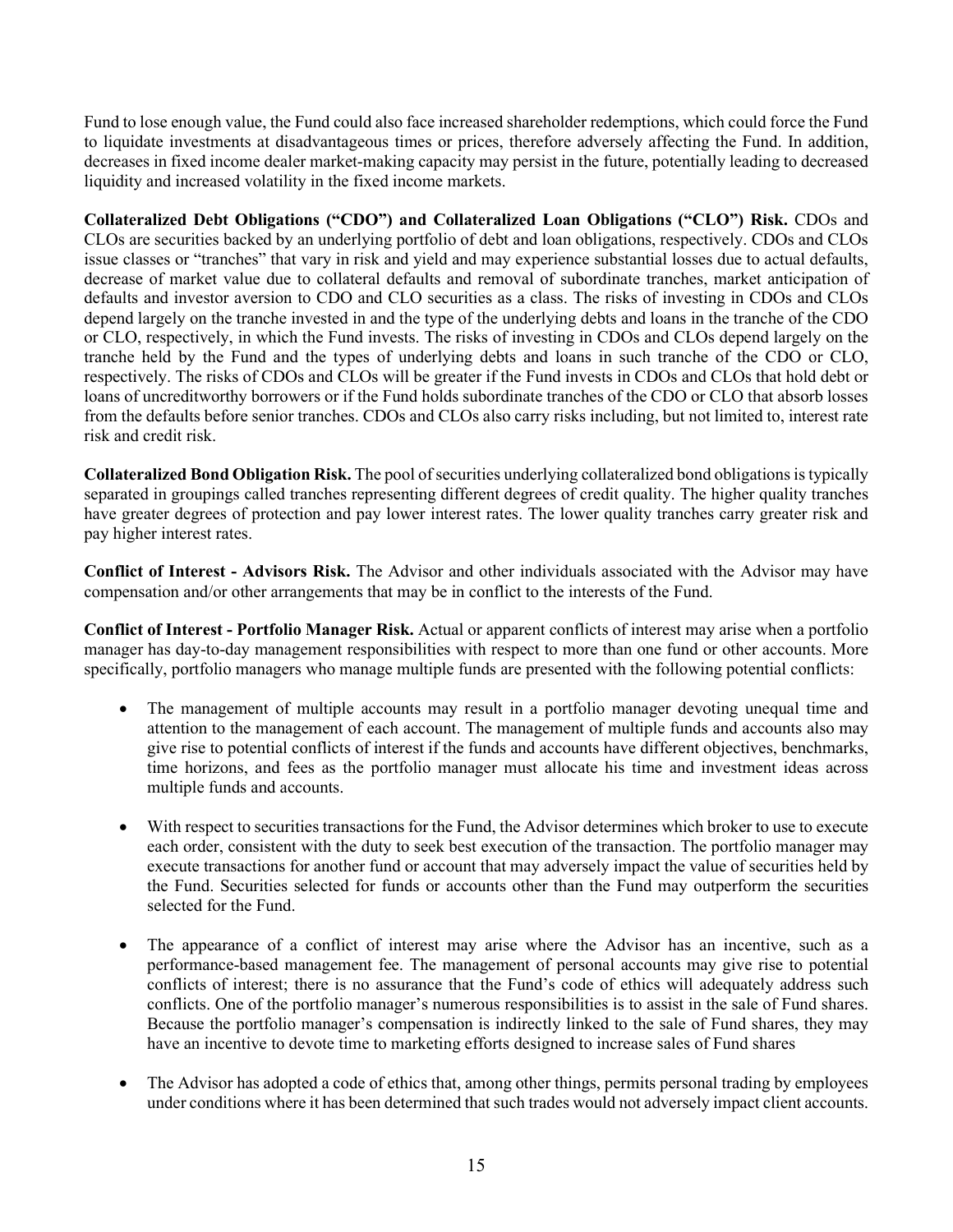Fund to lose enough value, the Fund could also face increased shareholder redemptions, which could force the Fund to liquidate investments at disadvantageous times or prices, therefore adversely affecting the Fund. In addition, decreases in fixed income dealer market-making capacity may persist in the future, potentially leading to decreased liquidity and increased volatility in the fixed income markets.

**Collateralized Debt Obligations ("CDO") and Collateralized Loan Obligations ("CLO") Risk.** CDOs and CLOs are securities backed by an underlying portfolio of debt and loan obligations, respectively. CDOs and CLOs issue classes or "tranches" that vary in risk and yield and may experience substantial losses due to actual defaults, decrease of market value due to collateral defaults and removal of subordinate tranches, market anticipation of defaults and investor aversion to CDO and CLO securities as a class. The risks of investing in CDOs and CLOs depend largely on the tranche invested in and the type of the underlying debts and loans in the tranche of the CDO or CLO, respectively, in which the Fund invests. The risks of investing in CDOs and CLOs depend largely on the tranche held by the Fund and the types of underlying debts and loans in such tranche of the CDO or CLO, respectively. The risks of CDOs and CLOs will be greater if the Fund invests in CDOs and CLOs that hold debt or loans of uncreditworthy borrowers or if the Fund holds subordinate tranches of the CDO or CLO that absorb losses from the defaults before senior tranches. CDOs and CLOs also carry risks including, but not limited to, interest rate risk and credit risk.

**Collateralized Bond Obligation Risk.** The pool of securities underlying collateralized bond obligations is typically separated in groupings called tranches representing different degrees of credit quality. The higher quality tranches have greater degrees of protection and pay lower interest rates. The lower quality tranches carry greater risk and pay higher interest rates.

**Conflict of Interest - Advisors Risk.** The Advisor and other individuals associated with the Advisor may have compensation and/or other arrangements that may be in conflict to the interests of the Fund.

**Conflict of Interest - Portfolio Manager Risk.** Actual or apparent conflicts of interest may arise when a portfolio manager has day-to-day management responsibilities with respect to more than one fund or other accounts. More specifically, portfolio managers who manage multiple funds are presented with the following potential conflicts:

- The management of multiple accounts may result in a portfolio manager devoting unequal time and attention to the management of each account. The management of multiple funds and accounts also may give rise to potential conflicts of interest if the funds and accounts have different objectives, benchmarks, time horizons, and fees as the portfolio manager must allocate his time and investment ideas across multiple funds and accounts.

- With respect to securities transactions for the Fund, the Advisor determines which broker to use to execute each order, consistent with the duty to seek best execution of the transaction. The portfolio manager may execute transactions for another fund or account that may adversely impact the value of securities held by the Fund. Securities selected for funds or accounts other than the Fund may outperform the securities selected for the Fund.

- The appearance of a conflict of interest may arise where the Advisor has an incentive, such as a performance-based management fee. The management of personal accounts may give rise to potential conflicts of interest; there is no assurance that the Fund's code of ethics will adequately address such conflicts. One of the portfolio manager's numerous responsibilities is to assist in the sale of Fund shares. Because the portfolio manager's compensation is indirectly linked to the sale of Fund shares, they may have an incentive to devote time to marketing efforts designed to increase sales of Fund shares

- The Advisor has adopted a code of ethics that, among other things, permits personal trading by employees under conditions where it has been determined that such trades would not adversely impact client accounts.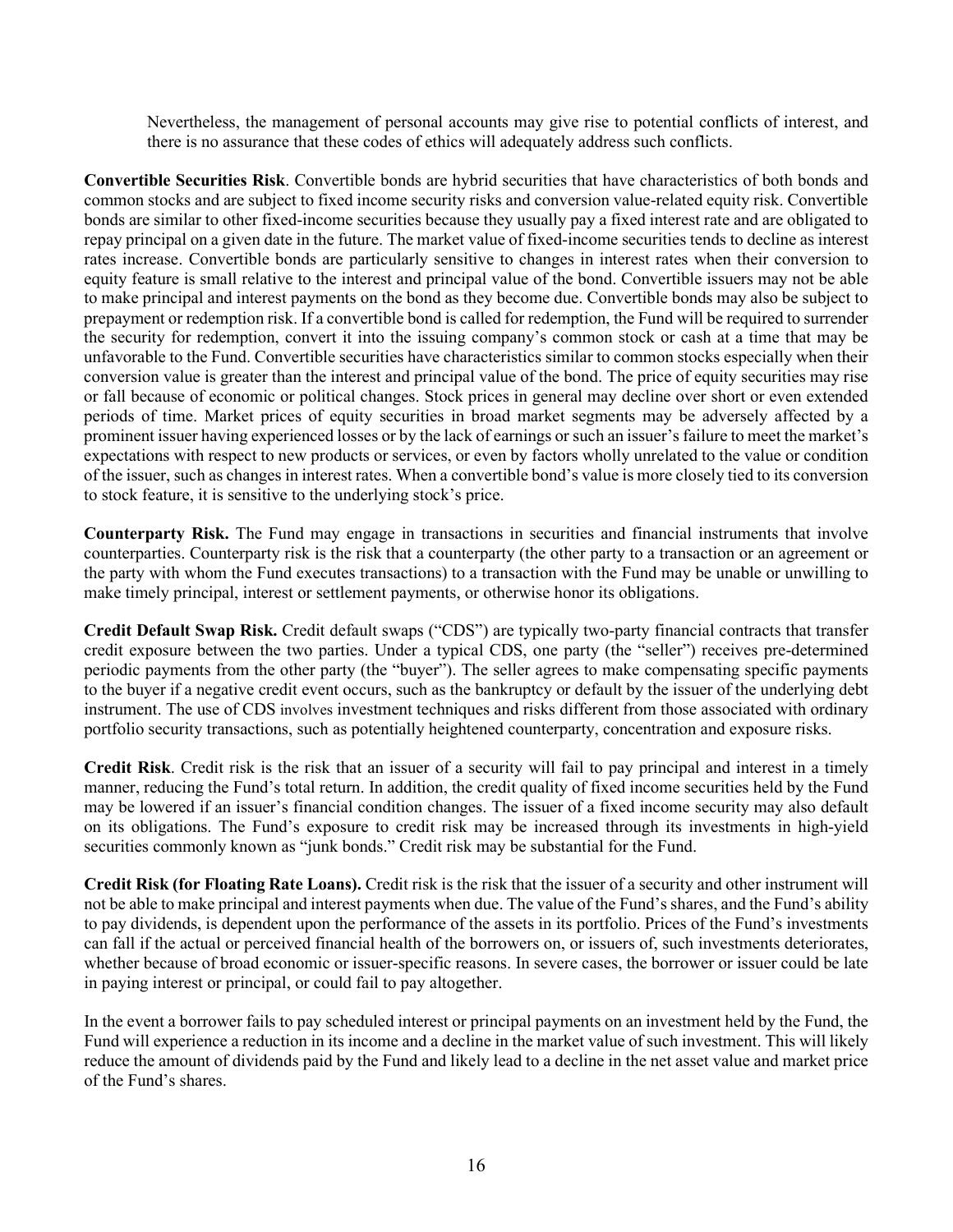Nevertheless, the management of personal accounts may give rise to potential conflicts of interest, and there is no assurance that these codes of ethics will adequately address such conflicts.

**Convertible Securities Risk**. Convertible bonds are hybrid securities that have characteristics of both bonds and common stocks and are subject to fixed income security risks and conversion value-related equity risk. Convertible bonds are similar to other fixed-income securities because they usually pay a fixed interest rate and are obligated to repay principal on a given date in the future. The market value of fixed-income securities tends to decline as interest rates increase. Convertible bonds are particularly sensitive to changes in interest rates when their conversion to equity feature is small relative to the interest and principal value of the bond. Convertible issuers may not be able to make principal and interest payments on the bond as they become due. Convertible bonds may also be subject to prepayment or redemption risk. If a convertible bond is called for redemption, the Fund will be required to surrender the security for redemption, convert it into the issuing company's common stock or cash at a time that may be unfavorable to the Fund. Convertible securities have characteristics similar to common stocks especially when their conversion value is greater than the interest and principal value of the bond. The price of equity securities may rise or fall because of economic or political changes. Stock prices in general may decline over short or even extended periods of time. Market prices of equity securities in broad market segments may be adversely affected by a prominent issuer having experienced losses or by the lack of earnings or such an issuer's failure to meet the market's expectations with respect to new products or services, or even by factors wholly unrelated to the value or condition of the issuer, such as changes in interest rates. When a convertible bond's value is more closely tied to its conversion to stock feature, it is sensitive to the underlying stock's price.

**Counterparty Risk.** The Fund may engage in transactions in securities and financial instruments that involve counterparties. Counterparty risk is the risk that a counterparty (the other party to a transaction or an agreement or the party with whom the Fund executes transactions) to a transaction with the Fund may be unable or unwilling to make timely principal, interest or settlement payments, or otherwise honor its obligations.

**Credit Default Swap Risk.** Credit default swaps ("CDS") are typically two-party financial contracts that transfer credit exposure between the two parties. Under a typical CDS, one party (the "seller") receives pre-determined periodic payments from the other party (the "buyer"). The seller agrees to make compensating specific payments to the buyer if a negative credit event occurs, such as the bankruptcy or default by the issuer of the underlying debt instrument. The use of CDS involves investment techniques and risks different from those associated with ordinary portfolio security transactions, such as potentially heightened counterparty, concentration and exposure risks.

**Credit Risk**. Credit risk is the risk that an issuer of a security will fail to pay principal and interest in a timely manner, reducing the Fund's total return. In addition, the credit quality of fixed income securities held by the Fund may be lowered if an issuer's financial condition changes. The issuer of a fixed income security may also default on its obligations. The Fund's exposure to credit risk may be increased through its investments in high-yield securities commonly known as "junk bonds." Credit risk may be substantial for the Fund.

**Credit Risk (for Floating Rate Loans).** Credit risk is the risk that the issuer of a security and other instrument will not be able to make principal and interest payments when due. The value of the Fund's shares, and the Fund's ability to pay dividends, is dependent upon the performance of the assets in its portfolio. Prices of the Fund's investments can fall if the actual or perceived financial health of the borrowers on, or issuers of, such investments deteriorates, whether because of broad economic or issuer-specific reasons. In severe cases, the borrower or issuer could be late in paying interest or principal, or could fail to pay altogether.

In the event a borrower fails to pay scheduled interest or principal payments on an investment held by the Fund, the Fund will experience a reduction in its income and a decline in the market value of such investment. This will likely reduce the amount of dividends paid by the Fund and likely lead to a decline in the net asset value and market price of the Fund's shares.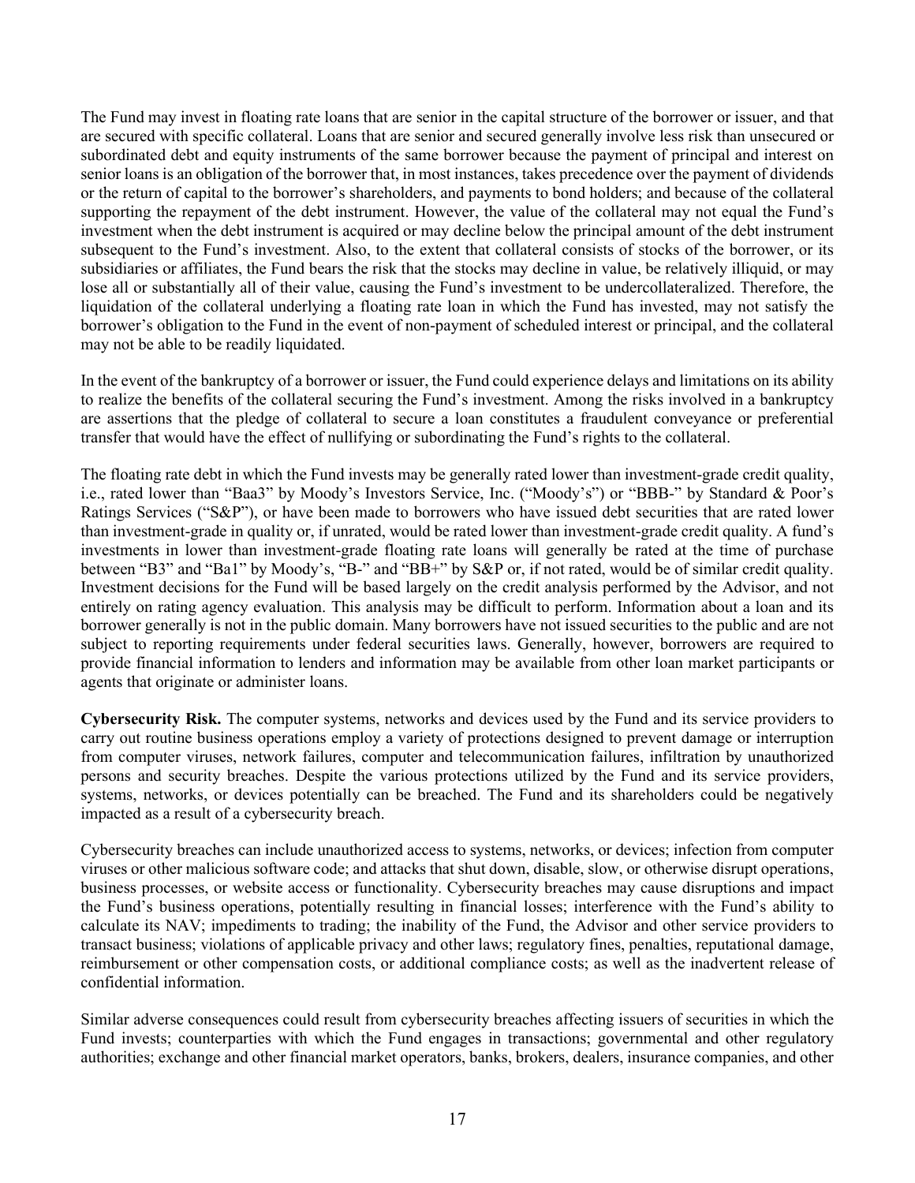The Fund may invest in floating rate loans that are senior in the capital structure of the borrower or issuer, and that are secured with specific collateral. Loans that are senior and secured generally involve less risk than unsecured or subordinated debt and equity instruments of the same borrower because the payment of principal and interest on senior loans is an obligation of the borrower that, in most instances, takes precedence over the payment of dividends or the return of capital to the borrower's shareholders, and payments to bond holders; and because of the collateral supporting the repayment of the debt instrument. However, the value of the collateral may not equal the Fund's investment when the debt instrument is acquired or may decline below the principal amount of the debt instrument subsequent to the Fund's investment. Also, to the extent that collateral consists of stocks of the borrower, or its subsidiaries or affiliates, the Fund bears the risk that the stocks may decline in value, be relatively illiquid, or may lose all or substantially all of their value, causing the Fund's investment to be undercollateralized. Therefore, the liquidation of the collateral underlying a floating rate loan in which the Fund has invested, may not satisfy the borrower's obligation to the Fund in the event of non-payment of scheduled interest or principal, and the collateral may not be able to be readily liquidated.

In the event of the bankruptcy of a borrower or issuer, the Fund could experience delays and limitations on its ability to realize the benefits of the collateral securing the Fund's investment. Among the risks involved in a bankruptcy are assertions that the pledge of collateral to secure a loan constitutes a fraudulent conveyance or preferential transfer that would have the effect of nullifying or subordinating the Fund's rights to the collateral.

The floating rate debt in which the Fund invests may be generally rated lower than investment-grade credit quality, i.e., rated lower than "Baa3" by Moody's Investors Service, Inc. ("Moody's") or "BBB-" by Standard & Poor's Ratings Services ("S&P"), or have been made to borrowers who have issued debt securities that are rated lower than investment-grade in quality or, if unrated, would be rated lower than investment-grade credit quality. A fund's investments in lower than investment-grade floating rate loans will generally be rated at the time of purchase between "B3" and "Ba1" by Moody's, "B-" and "BB+" by S&P or, if not rated, would be of similar credit quality. Investment decisions for the Fund will be based largely on the credit analysis performed by the Advisor, and not entirely on rating agency evaluation. This analysis may be difficult to perform. Information about a loan and its borrower generally is not in the public domain. Many borrowers have not issued securities to the public and are not subject to reporting requirements under federal securities laws. Generally, however, borrowers are required to provide financial information to lenders and information may be available from other loan market participants or agents that originate or administer loans.

**Cybersecurity Risk.** The computer systems, networks and devices used by the Fund and its service providers to carry out routine business operations employ a variety of protections designed to prevent damage or interruption from computer viruses, network failures, computer and telecommunication failures, infiltration by unauthorized persons and security breaches. Despite the various protections utilized by the Fund and its service providers, systems, networks, or devices potentially can be breached. The Fund and its shareholders could be negatively impacted as a result of a cybersecurity breach.

Cybersecurity breaches can include unauthorized access to systems, networks, or devices; infection from computer viruses or other malicious software code; and attacks that shut down, disable, slow, or otherwise disrupt operations, business processes, or website access or functionality. Cybersecurity breaches may cause disruptions and impact the Fund's business operations, potentially resulting in financial losses; interference with the Fund's ability to calculate its NAV; impediments to trading; the inability of the Fund, the Advisor and other service providers to transact business; violations of applicable privacy and other laws; regulatory fines, penalties, reputational damage, reimbursement or other compensation costs, or additional compliance costs; as well as the inadvertent release of confidential information.

Similar adverse consequences could result from cybersecurity breaches affecting issuers of securities in which the Fund invests; counterparties with which the Fund engages in transactions; governmental and other regulatory authorities; exchange and other financial market operators, banks, brokers, dealers, insurance companies, and other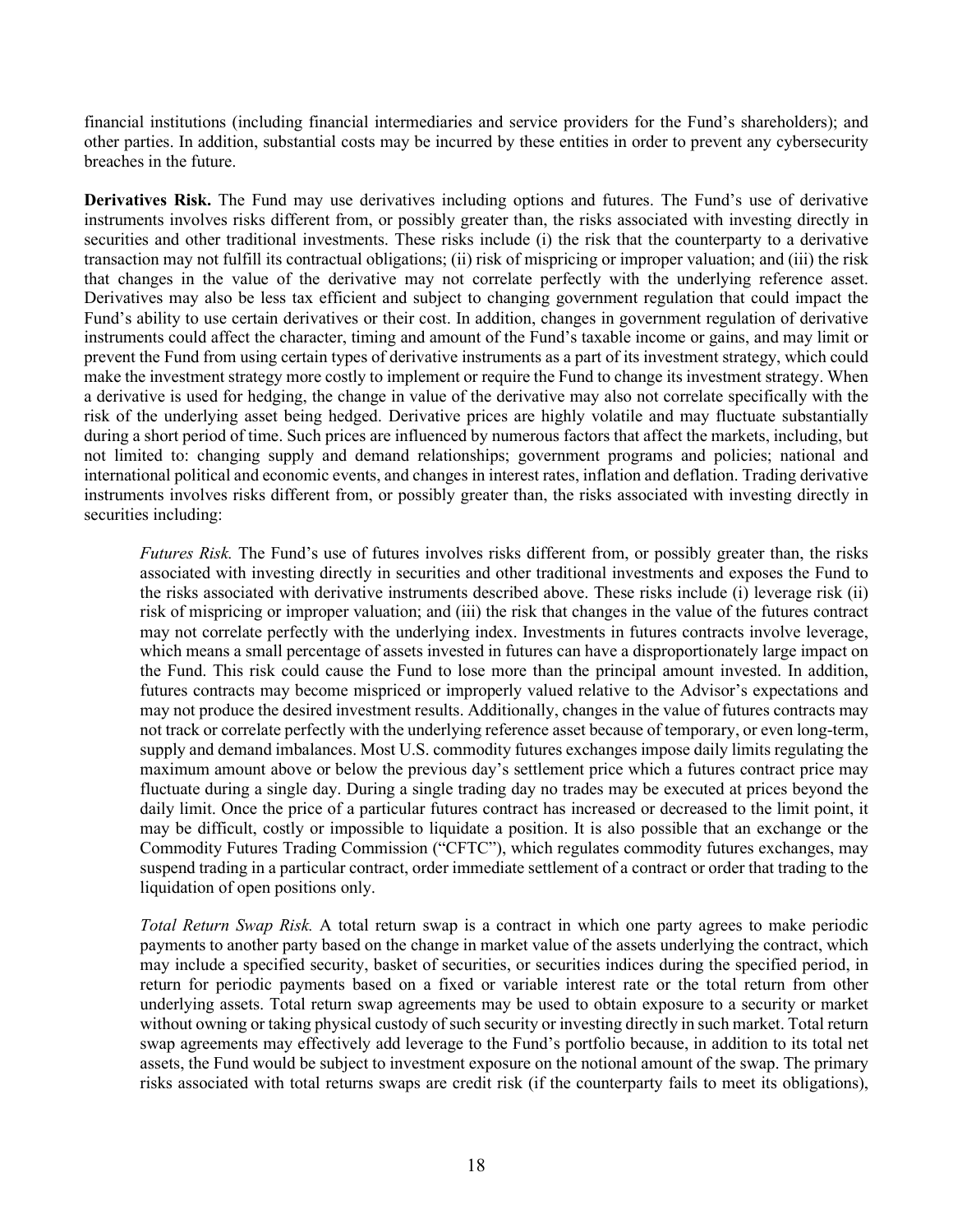financial institutions (including financial intermediaries and service providers for the Fund's shareholders); and other parties. In addition, substantial costs may be incurred by these entities in order to prevent any cybersecurity breaches in the future.

**Derivatives Risk.** The Fund may use derivatives including options and futures. The Fund's use of derivative instruments involves risks different from, or possibly greater than, the risks associated with investing directly in securities and other traditional investments. These risks include (i) the risk that the counterparty to a derivative transaction may not fulfill its contractual obligations; (ii) risk of mispricing or improper valuation; and (iii) the risk that changes in the value of the derivative may not correlate perfectly with the underlying reference asset. Derivatives may also be less tax efficient and subject to changing government regulation that could impact the Fund's ability to use certain derivatives or their cost. In addition, changes in government regulation of derivative instruments could affect the character, timing and amount of the Fund's taxable income or gains, and may limit or prevent the Fund from using certain types of derivative instruments as a part of its investment strategy, which could make the investment strategy more costly to implement or require the Fund to change its investment strategy. When a derivative is used for hedging, the change in value of the derivative may also not correlate specifically with the risk of the underlying asset being hedged. Derivative prices are highly volatile and may fluctuate substantially during a short period of time. Such prices are influenced by numerous factors that affect the markets, including, but not limited to: changing supply and demand relationships; government programs and policies; national and international political and economic events, and changes in interest rates, inflation and deflation. Trading derivative instruments involves risks different from, or possibly greater than, the risks associated with investing directly in securities including:

> *Futures Risk.* The Fund's use of futures involves risks different from, or possibly greater than, the risks associated with investing directly in securities and other traditional investments and exposes the Fund to the risks associated with derivative instruments described above. These risks include (i) leverage risk (ii) risk of mispricing or improper valuation; and (iii) the risk that changes in the value of the futures contract may not correlate perfectly with the underlying index. Investments in futures contracts involve leverage, which means a small percentage of assets invested in futures can have a disproportionately large impact on the Fund. This risk could cause the Fund to lose more than the principal amount invested. In addition, futures contracts may become mispriced or improperly valued relative to the Advisor's expectations and may not produce the desired investment results. Additionally, changes in the value of futures contracts may not track or correlate perfectly with the underlying reference asset because of temporary, or even long-term, supply and demand imbalances. Most U.S. commodity futures exchanges impose daily limits regulating the maximum amount above or below the previous day's settlement price which a futures contract price may fluctuate during a single day. During a single trading day no trades may be executed at prices beyond the daily limit. Once the price of a particular futures contract has increased or decreased to the limit point, it may be difficult, costly or impossible to liquidate a position. It is also possible that an exchange or the Commodity Futures Trading Commission ("CFTC"), which regulates commodity futures exchanges, may suspend trading in a particular contract, order immediate settlement of a contract or order that trading to the liquidation of open positions only.
>
> *Total Return Swap Risk.* A total return swap is a contract in which one party agrees to make periodic payments to another party based on the change in market value of the assets underlying the contract, which may include a specified security, basket of securities, or securities indices during the specified period, in return for periodic payments based on a fixed or variable interest rate or the total return from other underlying assets. Total return swap agreements may be used to obtain exposure to a security or market without owning or taking physical custody of such security or investing directly in such market. Total return swap agreements may effectively add leverage to the Fund's portfolio because, in addition to its total net assets, the Fund would be subject to investment exposure on the notional amount of the swap. The primary risks associated with total returns swaps are credit risk (if the counterparty fails to meet its obligations),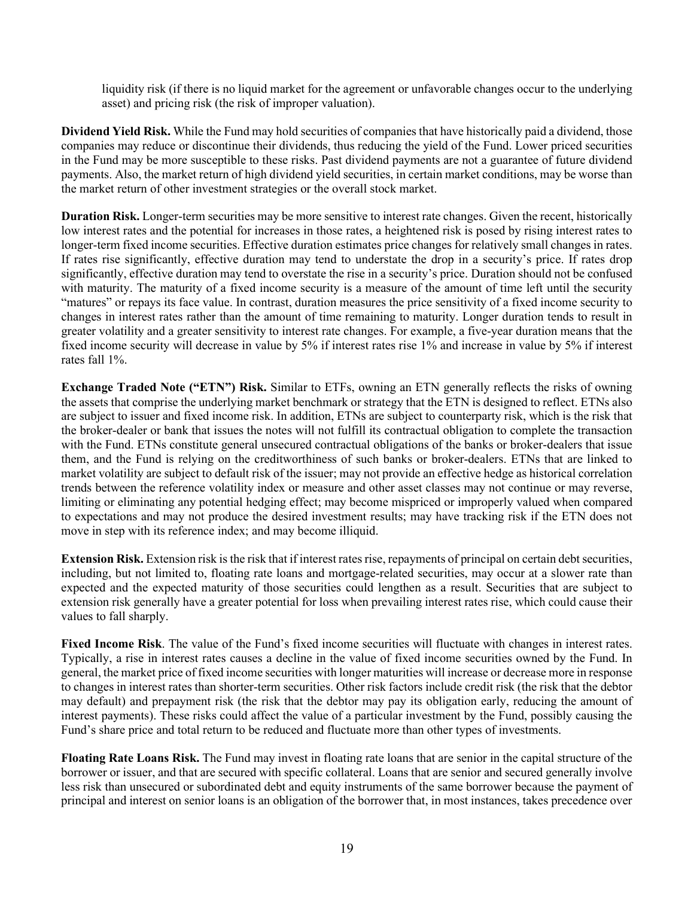liquidity risk (if there is no liquid market for the agreement or unfavorable changes occur to the underlying asset) and pricing risk (the risk of improper valuation).

**Dividend Yield Risk.** While the Fund may hold securities of companies that have historically paid a dividend, those companies may reduce or discontinue their dividends, thus reducing the yield of the Fund. Lower priced securities in the Fund may be more susceptible to these risks. Past dividend payments are not a guarantee of future dividend payments. Also, the market return of high dividend yield securities, in certain market conditions, may be worse than the market return of other investment strategies or the overall stock market.

**Duration Risk.** Longer-term securities may be more sensitive to interest rate changes. Given the recent, historically low interest rates and the potential for increases in those rates, a heightened risk is posed by rising interest rates to longer-term fixed income securities. Effective duration estimates price changes for relatively small changes in rates. If rates rise significantly, effective duration may tend to understate the drop in a security's price. If rates drop significantly, effective duration may tend to overstate the rise in a security's price. Duration should not be confused with maturity. The maturity of a fixed income security is a measure of the amount of time left until the security "matures" or repays its face value. In contrast, duration measures the price sensitivity of a fixed income security to changes in interest rates rather than the amount of time remaining to maturity. Longer duration tends to result in greater volatility and a greater sensitivity to interest rate changes. For example, a five-year duration means that the fixed income security will decrease in value by 5% if interest rates rise 1% and increase in value by 5% if interest rates fall 1%.

**Exchange Traded Note ("ETN") Risk.** Similar to ETFs, owning an ETN generally reflects the risks of owning the assets that comprise the underlying market benchmark or strategy that the ETN is designed to reflect. ETNs also are subject to issuer and fixed income risk. In addition, ETNs are subject to counterparty risk, which is the risk that the broker-dealer or bank that issues the notes will not fulfill its contractual obligation to complete the transaction with the Fund. ETNs constitute general unsecured contractual obligations of the banks or broker-dealers that issue them, and the Fund is relying on the creditworthiness of such banks or broker-dealers. ETNs that are linked to market volatility are subject to default risk of the issuer; may not provide an effective hedge as historical correlation trends between the reference volatility index or measure and other asset classes may not continue or may reverse, limiting or eliminating any potential hedging effect; may become mispriced or improperly valued when compared to expectations and may not produce the desired investment results; may have tracking risk if the ETN does not move in step with its reference index; and may become illiquid.

**Extension Risk.** Extension risk is the risk that if interest rates rise, repayments of principal on certain debt securities, including, but not limited to, floating rate loans and mortgage-related securities, may occur at a slower rate than expected and the expected maturity of those securities could lengthen as a result. Securities that are subject to extension risk generally have a greater potential for loss when prevailing interest rates rise, which could cause their values to fall sharply.

**Fixed Income Risk**. The value of the Fund's fixed income securities will fluctuate with changes in interest rates. Typically, a rise in interest rates causes a decline in the value of fixed income securities owned by the Fund. In general, the market price of fixed income securities with longer maturities will increase or decrease more in response to changes in interest rates than shorter-term securities. Other risk factors include credit risk (the risk that the debtor may default) and prepayment risk (the risk that the debtor may pay its obligation early, reducing the amount of interest payments). These risks could affect the value of a particular investment by the Fund, possibly causing the Fund's share price and total return to be reduced and fluctuate more than other types of investments.

**Floating Rate Loans Risk.** The Fund may invest in floating rate loans that are senior in the capital structure of the borrower or issuer, and that are secured with specific collateral. Loans that are senior and secured generally involve less risk than unsecured or subordinated debt and equity instruments of the same borrower because the payment of principal and interest on senior loans is an obligation of the borrower that, in most instances, takes precedence over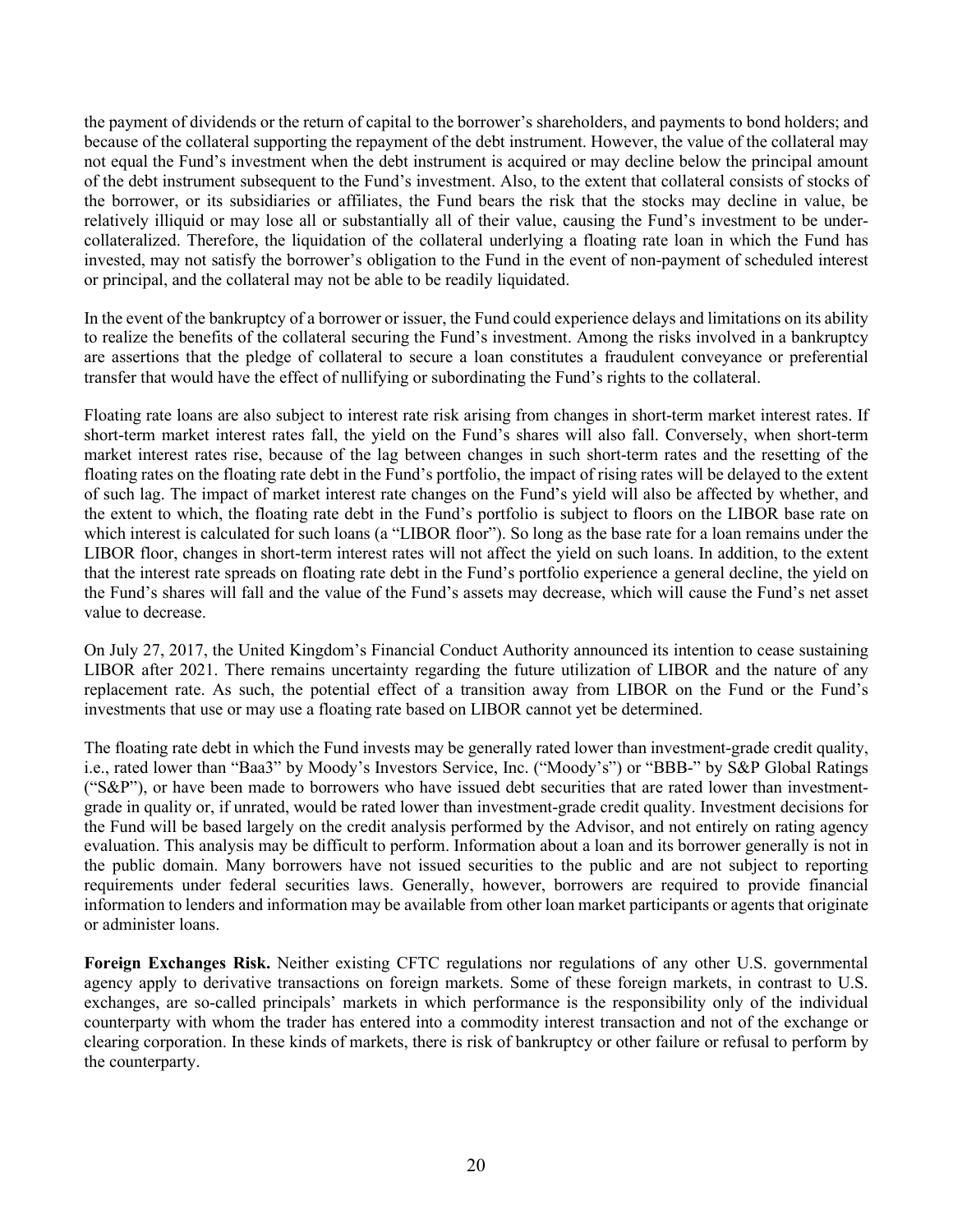the payment of dividends or the return of capital to the borrower's shareholders, and payments to bond holders; and because of the collateral supporting the repayment of the debt instrument. However, the value of the collateral may not equal the Fund's investment when the debt instrument is acquired or may decline below the principal amount of the debt instrument subsequent to the Fund's investment. Also, to the extent that collateral consists of stocks of the borrower, or its subsidiaries or affiliates, the Fund bears the risk that the stocks may decline in value, be relatively illiquid or may lose all or substantially all of their value, causing the Fund's investment to be under-collateralized. Therefore, the liquidation of the collateral underlying a floating rate loan in which the Fund has invested, may not satisfy the borrower's obligation to the Fund in the event of non-payment of scheduled interest or principal, and the collateral may not be able to be readily liquidated.

In the event of the bankruptcy of a borrower or issuer, the Fund could experience delays and limitations on its ability to realize the benefits of the collateral securing the Fund's investment. Among the risks involved in a bankruptcy are assertions that the pledge of collateral to secure a loan constitutes a fraudulent conveyance or preferential transfer that would have the effect of nullifying or subordinating the Fund's rights to the collateral.

Floating rate loans are also subject to interest rate risk arising from changes in short-term market interest rates. If short-term market interest rates fall, the yield on the Fund's shares will also fall. Conversely, when short-term market interest rates rise, because of the lag between changes in such short-term rates and the resetting of the floating rates on the floating rate debt in the Fund's portfolio, the impact of rising rates will be delayed to the extent of such lag. The impact of market interest rate changes on the Fund's yield will also be affected by whether, and the extent to which, the floating rate debt in the Fund's portfolio is subject to floors on the LIBOR base rate on which interest is calculated for such loans (a "LIBOR floor"). So long as the base rate for a loan remains under the LIBOR floor, changes in short-term interest rates will not affect the yield on such loans. In addition, to the extent that the interest rate spreads on floating rate debt in the Fund's portfolio experience a general decline, the yield on the Fund's shares will fall and the value of the Fund's assets may decrease, which will cause the Fund's net asset value to decrease.

On July 27, 2017, the United Kingdom's Financial Conduct Authority announced its intention to cease sustaining LIBOR after 2021. There remains uncertainty regarding the future utilization of LIBOR and the nature of any replacement rate. As such, the potential effect of a transition away from LIBOR on the Fund or the Fund's investments that use or may use a floating rate based on LIBOR cannot yet be determined.

The floating rate debt in which the Fund invests may be generally rated lower than investment-grade credit quality, i.e., rated lower than "Baa3" by Moody's Investors Service, Inc. ("Moody's") or "BBB-" by S&P Global Ratings ("S&P"), or have been made to borrowers who have issued debt securities that are rated lower than investment-grade in quality or, if unrated, would be rated lower than investment-grade credit quality. Investment decisions for the Fund will be based largely on the credit analysis performed by the Advisor, and not entirely on rating agency evaluation. This analysis may be difficult to perform. Information about a loan and its borrower generally is not in the public domain. Many borrowers have not issued securities to the public and are not subject to reporting requirements under federal securities laws. Generally, however, borrowers are required to provide financial information to lenders and information may be available from other loan market participants or agents that originate or administer loans.

**Foreign Exchanges Risk.** Neither existing CFTC regulations nor regulations of any other U.S. governmental agency apply to derivative transactions on foreign markets. Some of these foreign markets, in contrast to U.S. exchanges, are so-called principals' markets in which performance is the responsibility only of the individual counterparty with whom the trader has entered into a commodity interest transaction and not of the exchange or clearing corporation. In these kinds of markets, there is risk of bankruptcy or other failure or refusal to perform by the counterparty.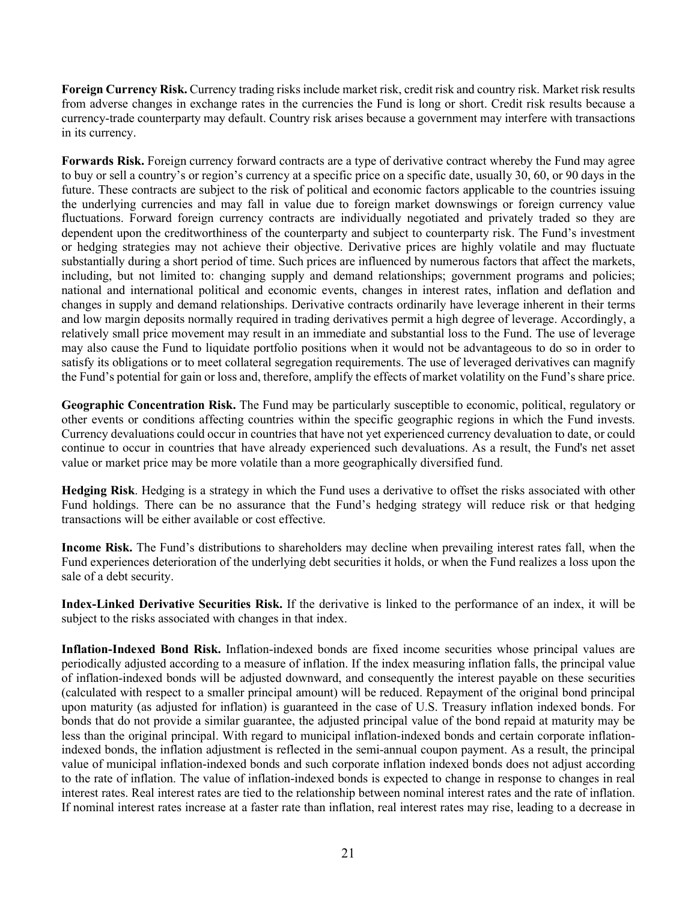**Foreign Currency Risk.** Currency trading risks include market risk, credit risk and country risk. Market risk results from adverse changes in exchange rates in the currencies the Fund is long or short. Credit risk results because a currency-trade counterparty may default. Country risk arises because a government may interfere with transactions in its currency.

**Forwards Risk.** Foreign currency forward contracts are a type of derivative contract whereby the Fund may agree to buy or sell a country's or region's currency at a specific price on a specific date, usually 30, 60, or 90 days in the future. These contracts are subject to the risk of political and economic factors applicable to the countries issuing the underlying currencies and may fall in value due to foreign market downswings or foreign currency value fluctuations. Forward foreign currency contracts are individually negotiated and privately traded so they are dependent upon the creditworthiness of the counterparty and subject to counterparty risk. The Fund's investment or hedging strategies may not achieve their objective. Derivative prices are highly volatile and may fluctuate substantially during a short period of time. Such prices are influenced by numerous factors that affect the markets, including, but not limited to: changing supply and demand relationships; government programs and policies; national and international political and economic events, changes in interest rates, inflation and deflation and changes in supply and demand relationships. Derivative contracts ordinarily have leverage inherent in their terms and low margin deposits normally required in trading derivatives permit a high degree of leverage. Accordingly, a relatively small price movement may result in an immediate and substantial loss to the Fund. The use of leverage may also cause the Fund to liquidate portfolio positions when it would not be advantageous to do so in order to satisfy its obligations or to meet collateral segregation requirements. The use of leveraged derivatives can magnify the Fund's potential for gain or loss and, therefore, amplify the effects of market volatility on the Fund's share price.

**Geographic Concentration Risk.** The Fund may be particularly susceptible to economic, political, regulatory or other events or conditions affecting countries within the specific geographic regions in which the Fund invests. Currency devaluations could occur in countries that have not yet experienced currency devaluation to date, or could continue to occur in countries that have already experienced such devaluations. As a result, the Fund's net asset value or market price may be more volatile than a more geographically diversified fund.

**Hedging Risk**. Hedging is a strategy in which the Fund uses a derivative to offset the risks associated with other Fund holdings. There can be no assurance that the Fund's hedging strategy will reduce risk or that hedging transactions will be either available or cost effective.

**Income Risk.** The Fund's distributions to shareholders may decline when prevailing interest rates fall, when the Fund experiences deterioration of the underlying debt securities it holds, or when the Fund realizes a loss upon the sale of a debt security.

**Index-Linked Derivative Securities Risk.** If the derivative is linked to the performance of an index, it will be subject to the risks associated with changes in that index.

**Inflation-Indexed Bond Risk.** Inflation-indexed bonds are fixed income securities whose principal values are periodically adjusted according to a measure of inflation. If the index measuring inflation falls, the principal value of inflation-indexed bonds will be adjusted downward, and consequently the interest payable on these securities (calculated with respect to a smaller principal amount) will be reduced. Repayment of the original bond principal upon maturity (as adjusted for inflation) is guaranteed in the case of U.S. Treasury inflation indexed bonds. For bonds that do not provide a similar guarantee, the adjusted principal value of the bond repaid at maturity may be less than the original principal. With regard to municipal inflation-indexed bonds and certain corporate inflation-indexed bonds, the inflation adjustment is reflected in the semi-annual coupon payment. As a result, the principal value of municipal inflation-indexed bonds and such corporate inflation indexed bonds does not adjust according to the rate of inflation. The value of inflation-indexed bonds is expected to change in response to changes in real interest rates. Real interest rates are tied to the relationship between nominal interest rates and the rate of inflation. If nominal interest rates increase at a faster rate than inflation, real interest rates may rise, leading to a decrease in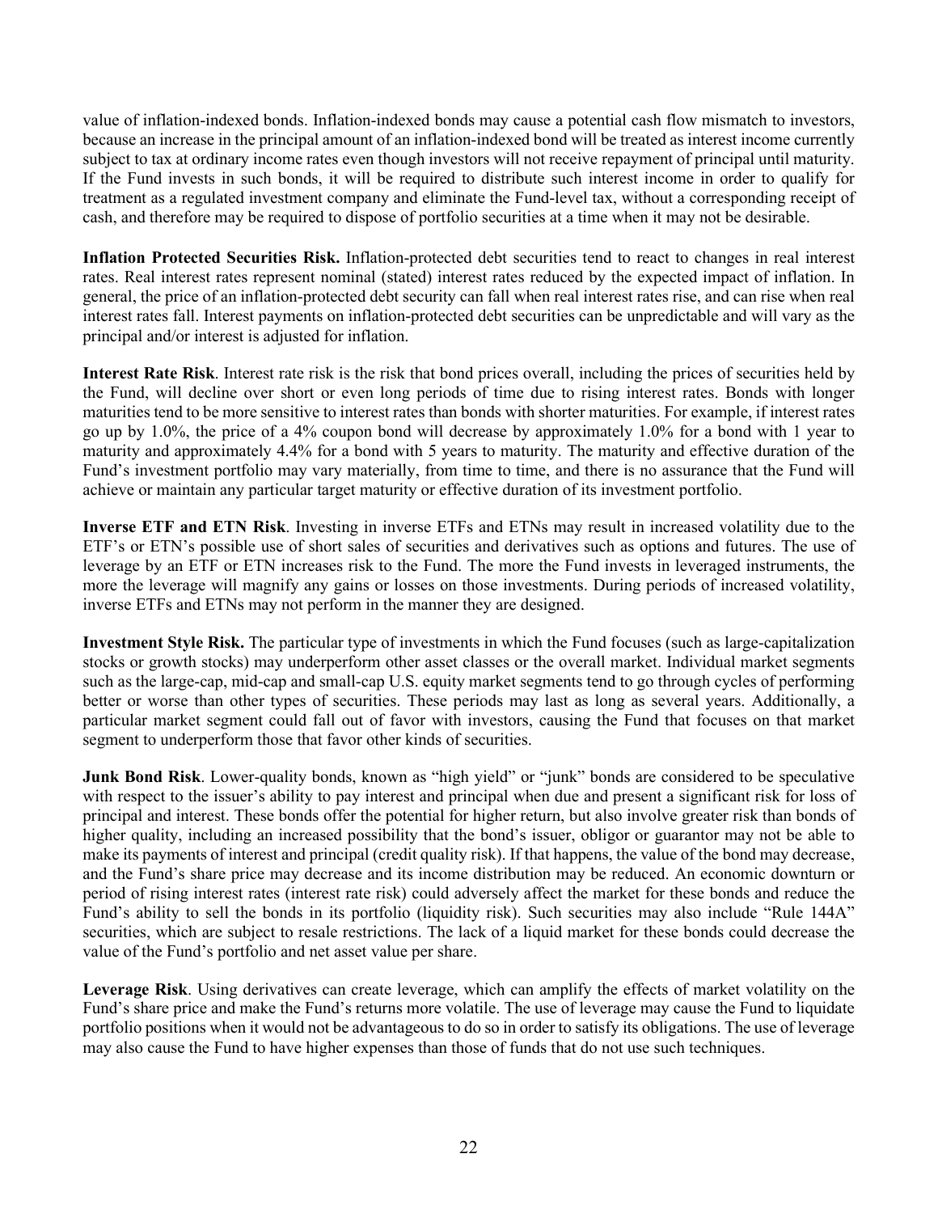value of inflation-indexed bonds. Inflation-indexed bonds may cause a potential cash flow mismatch to investors, because an increase in the principal amount of an inflation-indexed bond will be treated as interest income currently subject to tax at ordinary income rates even though investors will not receive repayment of principal until maturity. If the Fund invests in such bonds, it will be required to distribute such interest income in order to qualify for treatment as a regulated investment company and eliminate the Fund-level tax, without a corresponding receipt of cash, and therefore may be required to dispose of portfolio securities at a time when it may not be desirable.

**Inflation Protected Securities Risk.** Inflation-protected debt securities tend to react to changes in real interest rates. Real interest rates represent nominal (stated) interest rates reduced by the expected impact of inflation. In general, the price of an inflation-protected debt security can fall when real interest rates rise, and can rise when real interest rates fall. Interest payments on inflation-protected debt securities can be unpredictable and will vary as the principal and/or interest is adjusted for inflation.

**Interest Rate Risk**. Interest rate risk is the risk that bond prices overall, including the prices of securities held by the Fund, will decline over short or even long periods of time due to rising interest rates. Bonds with longer maturities tend to be more sensitive to interest rates than bonds with shorter maturities. For example, if interest rates go up by 1.0%, the price of a 4% coupon bond will decrease by approximately 1.0% for a bond with 1 year to maturity and approximately 4.4% for a bond with 5 years to maturity. The maturity and effective duration of the Fund's investment portfolio may vary materially, from time to time, and there is no assurance that the Fund will achieve or maintain any particular target maturity or effective duration of its investment portfolio.

**Inverse ETF and ETN Risk**. Investing in inverse ETFs and ETNs may result in increased volatility due to the ETF's or ETN's possible use of short sales of securities and derivatives such as options and futures. The use of leverage by an ETF or ETN increases risk to the Fund. The more the Fund invests in leveraged instruments, the more the leverage will magnify any gains or losses on those investments. During periods of increased volatility, inverse ETFs and ETNs may not perform in the manner they are designed.

**Investment Style Risk.** The particular type of investments in which the Fund focuses (such as large-capitalization stocks or growth stocks) may underperform other asset classes or the overall market. Individual market segments such as the large-cap, mid-cap and small-cap U.S. equity market segments tend to go through cycles of performing better or worse than other types of securities. These periods may last as long as several years. Additionally, a particular market segment could fall out of favor with investors, causing the Fund that focuses on that market segment to underperform those that favor other kinds of securities.

**Junk Bond Risk**. Lower-quality bonds, known as "high yield" or "junk" bonds are considered to be speculative with respect to the issuer's ability to pay interest and principal when due and present a significant risk for loss of principal and interest. These bonds offer the potential for higher return, but also involve greater risk than bonds of higher quality, including an increased possibility that the bond's issuer, obligor or guarantor may not be able to make its payments of interest and principal (credit quality risk). If that happens, the value of the bond may decrease, and the Fund's share price may decrease and its income distribution may be reduced. An economic downturn or period of rising interest rates (interest rate risk) could adversely affect the market for these bonds and reduce the Fund's ability to sell the bonds in its portfolio (liquidity risk). Such securities may also include "Rule 144A" securities, which are subject to resale restrictions. The lack of a liquid market for these bonds could decrease the value of the Fund's portfolio and net asset value per share.

**Leverage Risk**. Using derivatives can create leverage, which can amplify the effects of market volatility on the Fund's share price and make the Fund's returns more volatile. The use of leverage may cause the Fund to liquidate portfolio positions when it would not be advantageous to do so in order to satisfy its obligations. The use of leverage may also cause the Fund to have higher expenses than those of funds that do not use such techniques.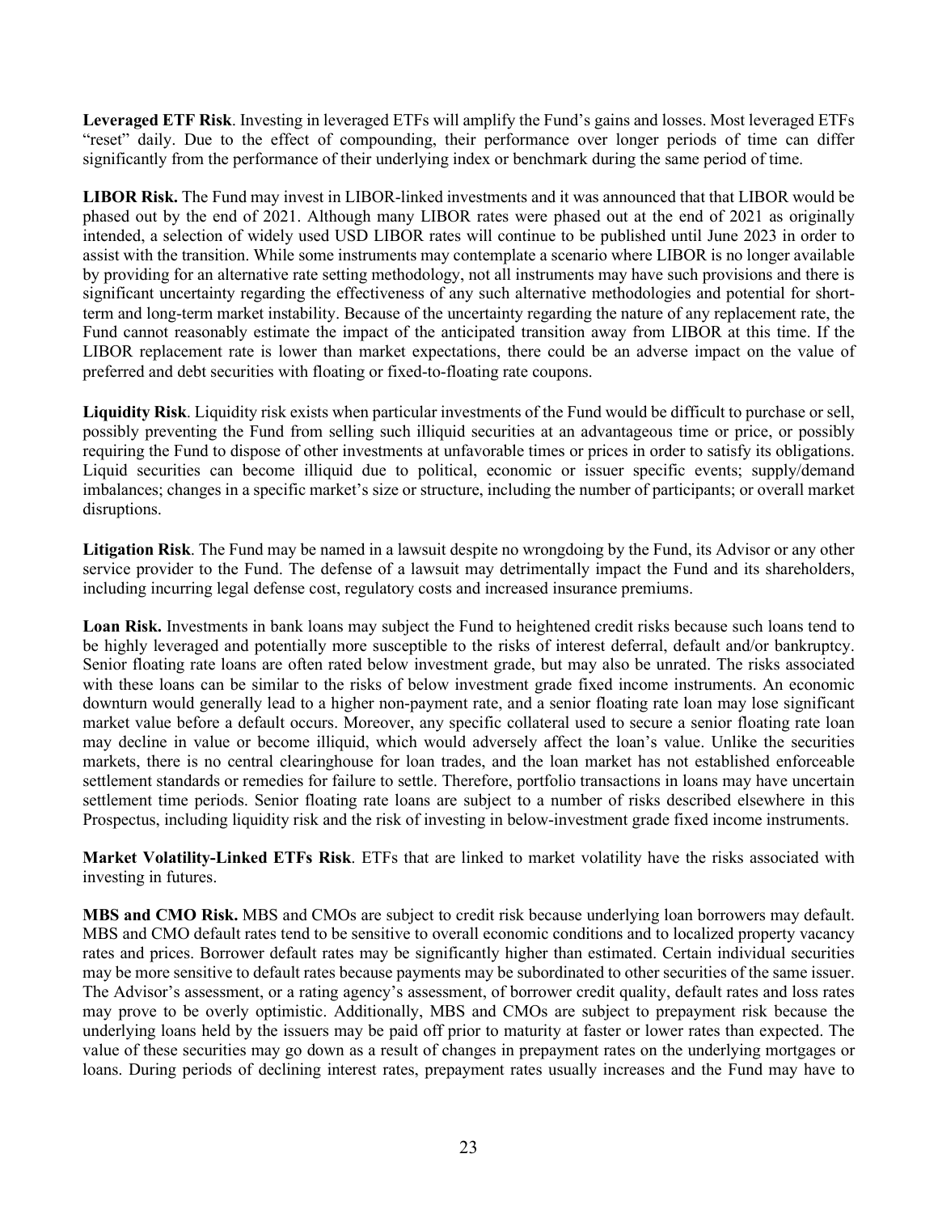**Leveraged ETF Risk**. Investing in leveraged ETFs will amplify the Fund's gains and losses. Most leveraged ETFs "reset" daily. Due to the effect of compounding, their performance over longer periods of time can differ significantly from the performance of their underlying index or benchmark during the same period of time.

**LIBOR Risk.** The Fund may invest in LIBOR-linked investments and it was announced that that LIBOR would be phased out by the end of 2021. Although many LIBOR rates were phased out at the end of 2021 as originally intended, a selection of widely used USD LIBOR rates will continue to be published until June 2023 in order to assist with the transition. While some instruments may contemplate a scenario where LIBOR is no longer available by providing for an alternative rate setting methodology, not all instruments may have such provisions and there is significant uncertainty regarding the effectiveness of any such alternative methodologies and potential for short-term and long-term market instability. Because of the uncertainty regarding the nature of any replacement rate, the Fund cannot reasonably estimate the impact of the anticipated transition away from LIBOR at this time. If the LIBOR replacement rate is lower than market expectations, there could be an adverse impact on the value of preferred and debt securities with floating or fixed-to-floating rate coupons.

**Liquidity Risk**. Liquidity risk exists when particular investments of the Fund would be difficult to purchase or sell, possibly preventing the Fund from selling such illiquid securities at an advantageous time or price, or possibly requiring the Fund to dispose of other investments at unfavorable times or prices in order to satisfy its obligations. Liquid securities can become illiquid due to political, economic or issuer specific events; supply/demand imbalances; changes in a specific market's size or structure, including the number of participants; or overall market disruptions.

**Litigation Risk**. The Fund may be named in a lawsuit despite no wrongdoing by the Fund, its Advisor or any other service provider to the Fund. The defense of a lawsuit may detrimentally impact the Fund and its shareholders, including incurring legal defense cost, regulatory costs and increased insurance premiums.

**Loan Risk.** Investments in bank loans may subject the Fund to heightened credit risks because such loans tend to be highly leveraged and potentially more susceptible to the risks of interest deferral, default and/or bankruptcy. Senior floating rate loans are often rated below investment grade, but may also be unrated. The risks associated with these loans can be similar to the risks of below investment grade fixed income instruments. An economic downturn would generally lead to a higher non-payment rate, and a senior floating rate loan may lose significant market value before a default occurs. Moreover, any specific collateral used to secure a senior floating rate loan may decline in value or become illiquid, which would adversely affect the loan's value. Unlike the securities markets, there is no central clearinghouse for loan trades, and the loan market has not established enforceable settlement standards or remedies for failure to settle. Therefore, portfolio transactions in loans may have uncertain settlement time periods. Senior floating rate loans are subject to a number of risks described elsewhere in this Prospectus, including liquidity risk and the risk of investing in below-investment grade fixed income instruments.

**Market Volatility-Linked ETFs Risk**. ETFs that are linked to market volatility have the risks associated with investing in futures.

**MBS and CMO Risk.** MBS and CMOs are subject to credit risk because underlying loan borrowers may default. MBS and CMO default rates tend to be sensitive to overall economic conditions and to localized property vacancy rates and prices. Borrower default rates may be significantly higher than estimated. Certain individual securities may be more sensitive to default rates because payments may be subordinated to other securities of the same issuer. The Advisor's assessment, or a rating agency's assessment, of borrower credit quality, default rates and loss rates may prove to be overly optimistic. Additionally, MBS and CMOs are subject to prepayment risk because the underlying loans held by the issuers may be paid off prior to maturity at faster or lower rates than expected. The value of these securities may go down as a result of changes in prepayment rates on the underlying mortgages or loans. During periods of declining interest rates, prepayment rates usually increases and the Fund may have to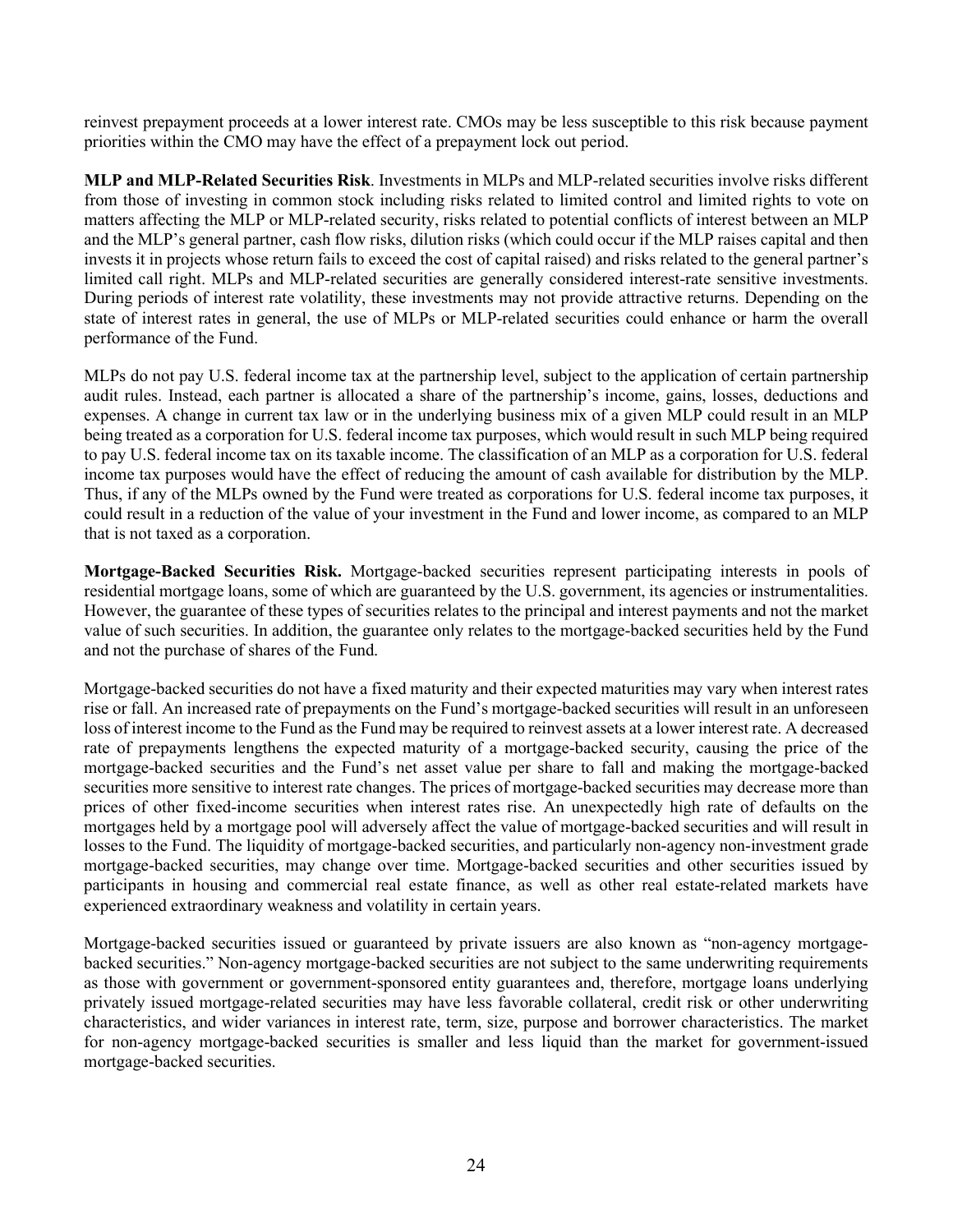reinvest prepayment proceeds at a lower interest rate. CMOs may be less susceptible to this risk because payment priorities within the CMO may have the effect of a prepayment lock out period.

**MLP and MLP-Related Securities Risk**. Investments in MLPs and MLP-related securities involve risks different from those of investing in common stock including risks related to limited control and limited rights to vote on matters affecting the MLP or MLP-related security, risks related to potential conflicts of interest between an MLP and the MLP's general partner, cash flow risks, dilution risks (which could occur if the MLP raises capital and then invests it in projects whose return fails to exceed the cost of capital raised) and risks related to the general partner's limited call right. MLPs and MLP-related securities are generally considered interest-rate sensitive investments. During periods of interest rate volatility, these investments may not provide attractive returns. Depending on the state of interest rates in general, the use of MLPs or MLP-related securities could enhance or harm the overall performance of the Fund.

MLPs do not pay U.S. federal income tax at the partnership level, subject to the application of certain partnership audit rules. Instead, each partner is allocated a share of the partnership's income, gains, losses, deductions and expenses. A change in current tax law or in the underlying business mix of a given MLP could result in an MLP being treated as a corporation for U.S. federal income tax purposes, which would result in such MLP being required to pay U.S. federal income tax on its taxable income. The classification of an MLP as a corporation for U.S. federal income tax purposes would have the effect of reducing the amount of cash available for distribution by the MLP. Thus, if any of the MLPs owned by the Fund were treated as corporations for U.S. federal income tax purposes, it could result in a reduction of the value of your investment in the Fund and lower income, as compared to an MLP that is not taxed as a corporation.

**Mortgage-Backed Securities Risk.** Mortgage-backed securities represent participating interests in pools of residential mortgage loans, some of which are guaranteed by the U.S. government, its agencies or instrumentalities. However, the guarantee of these types of securities relates to the principal and interest payments and not the market value of such securities. In addition, the guarantee only relates to the mortgage-backed securities held by the Fund and not the purchase of shares of the Fund.

Mortgage-backed securities do not have a fixed maturity and their expected maturities may vary when interest rates rise or fall. An increased rate of prepayments on the Fund's mortgage-backed securities will result in an unforeseen loss of interest income to the Fund as the Fund may be required to reinvest assets at a lower interest rate. A decreased rate of prepayments lengthens the expected maturity of a mortgage-backed security, causing the price of the mortgage-backed securities and the Fund's net asset value per share to fall and making the mortgage-backed securities more sensitive to interest rate changes. The prices of mortgage-backed securities may decrease more than prices of other fixed-income securities when interest rates rise. An unexpectedly high rate of defaults on the mortgages held by a mortgage pool will adversely affect the value of mortgage-backed securities and will result in losses to the Fund. The liquidity of mortgage-backed securities, and particularly non-agency non-investment grade mortgage-backed securities, may change over time. Mortgage-backed securities and other securities issued by participants in housing and commercial real estate finance, as well as other real estate-related markets have experienced extraordinary weakness and volatility in certain years.

Mortgage-backed securities issued or guaranteed by private issuers are also known as "non-agency mortgage-backed securities." Non-agency mortgage-backed securities are not subject to the same underwriting requirements as those with government or government-sponsored entity guarantees and, therefore, mortgage loans underlying privately issued mortgage-related securities may have less favorable collateral, credit risk or other underwriting characteristics, and wider variances in interest rate, term, size, purpose and borrower characteristics. The market for non-agency mortgage-backed securities is smaller and less liquid than the market for government-issued mortgage-backed securities.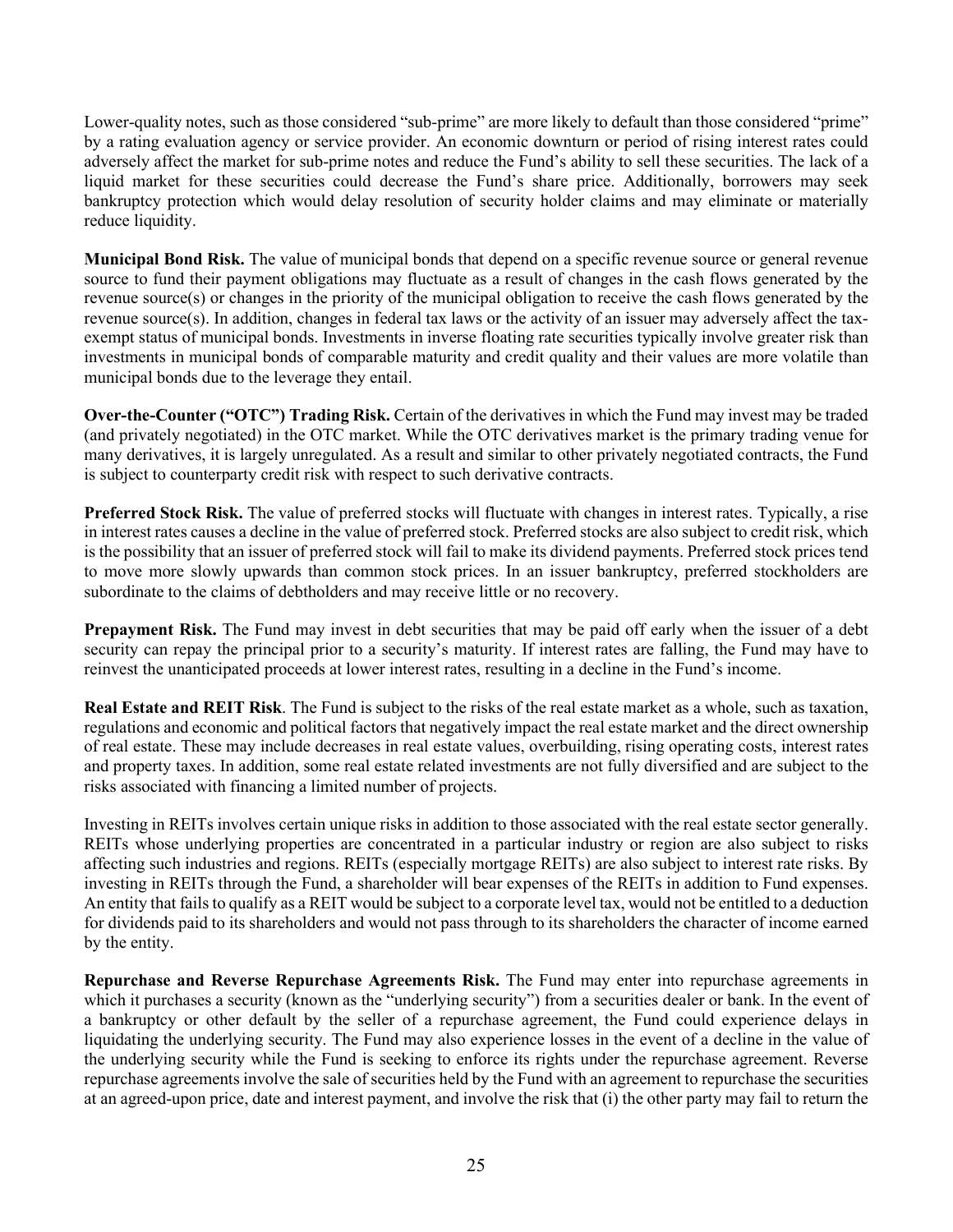Lower-quality notes, such as those considered "sub-prime" are more likely to default than those considered "prime" by a rating evaluation agency or service provider. An economic downturn or period of rising interest rates could adversely affect the market for sub-prime notes and reduce the Fund's ability to sell these securities. The lack of a liquid market for these securities could decrease the Fund's share price. Additionally, borrowers may seek bankruptcy protection which would delay resolution of security holder claims and may eliminate or materially reduce liquidity.

**Municipal Bond Risk.** The value of municipal bonds that depend on a specific revenue source or general revenue source to fund their payment obligations may fluctuate as a result of changes in the cash flows generated by the revenue source(s) or changes in the priority of the municipal obligation to receive the cash flows generated by the revenue source(s). In addition, changes in federal tax laws or the activity of an issuer may adversely affect the tax-exempt status of municipal bonds. Investments in inverse floating rate securities typically involve greater risk than investments in municipal bonds of comparable maturity and credit quality and their values are more volatile than municipal bonds due to the leverage they entail.

**Over-the-Counter ("OTC") Trading Risk.** Certain of the derivatives in which the Fund may invest may be traded (and privately negotiated) in the OTC market. While the OTC derivatives market is the primary trading venue for many derivatives, it is largely unregulated. As a result and similar to other privately negotiated contracts, the Fund is subject to counterparty credit risk with respect to such derivative contracts.

**Preferred Stock Risk.** The value of preferred stocks will fluctuate with changes in interest rates. Typically, a rise in interest rates causes a decline in the value of preferred stock. Preferred stocks are also subject to credit risk, which is the possibility that an issuer of preferred stock will fail to make its dividend payments. Preferred stock prices tend to move more slowly upwards than common stock prices. In an issuer bankruptcy, preferred stockholders are subordinate to the claims of debtholders and may receive little or no recovery.

**Prepayment Risk.** The Fund may invest in debt securities that may be paid off early when the issuer of a debt security can repay the principal prior to a security's maturity. If interest rates are falling, the Fund may have to reinvest the unanticipated proceeds at lower interest rates, resulting in a decline in the Fund's income.

**Real Estate and REIT Risk**. The Fund is subject to the risks of the real estate market as a whole, such as taxation, regulations and economic and political factors that negatively impact the real estate market and the direct ownership of real estate. These may include decreases in real estate values, overbuilding, rising operating costs, interest rates and property taxes. In addition, some real estate related investments are not fully diversified and are subject to the risks associated with financing a limited number of projects.

Investing in REITs involves certain unique risks in addition to those associated with the real estate sector generally. REITs whose underlying properties are concentrated in a particular industry or region are also subject to risks affecting such industries and regions. REITs (especially mortgage REITs) are also subject to interest rate risks. By investing in REITs through the Fund, a shareholder will bear expenses of the REITs in addition to Fund expenses. An entity that fails to qualify as a REIT would be subject to a corporate level tax, would not be entitled to a deduction for dividends paid to its shareholders and would not pass through to its shareholders the character of income earned by the entity.

**Repurchase and Reverse Repurchase Agreements Risk.** The Fund may enter into repurchase agreements in which it purchases a security (known as the "underlying security") from a securities dealer or bank. In the event of a bankruptcy or other default by the seller of a repurchase agreement, the Fund could experience delays in liquidating the underlying security. The Fund may also experience losses in the event of a decline in the value of the underlying security while the Fund is seeking to enforce its rights under the repurchase agreement. Reverse repurchase agreements involve the sale of securities held by the Fund with an agreement to repurchase the securities at an agreed-upon price, date and interest payment, and involve the risk that (i) the other party may fail to return the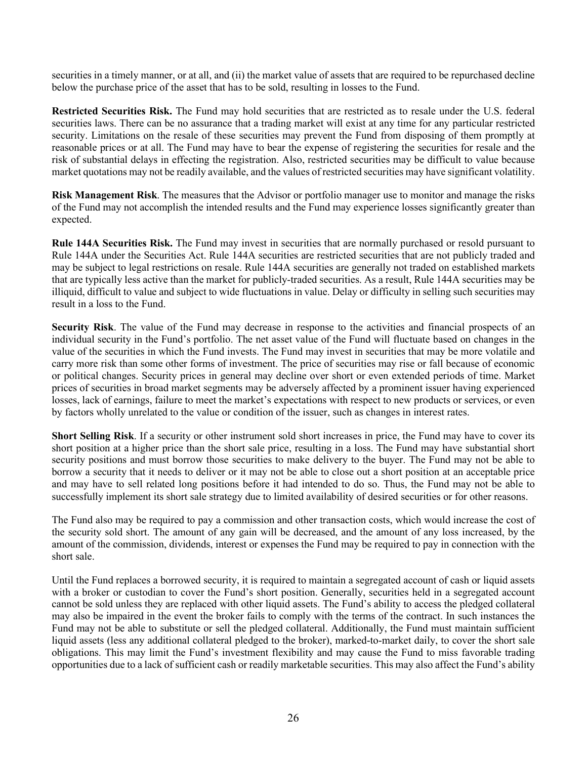securities in a timely manner, or at all, and (ii) the market value of assets that are required to be repurchased decline below the purchase price of the asset that has to be sold, resulting in losses to the Fund.

**Restricted Securities Risk.** The Fund may hold securities that are restricted as to resale under the U.S. federal securities laws. There can be no assurance that a trading market will exist at any time for any particular restricted security. Limitations on the resale of these securities may prevent the Fund from disposing of them promptly at reasonable prices or at all. The Fund may have to bear the expense of registering the securities for resale and the risk of substantial delays in effecting the registration. Also, restricted securities may be difficult to value because market quotations may not be readily available, and the values of restricted securities may have significant volatility.

**Risk Management Risk**. The measures that the Advisor or portfolio manager use to monitor and manage the risks of the Fund may not accomplish the intended results and the Fund may experience losses significantly greater than expected.

**Rule 144A Securities Risk.** The Fund may invest in securities that are normally purchased or resold pursuant to Rule 144A under the Securities Act. Rule 144A securities are restricted securities that are not publicly traded and may be subject to legal restrictions on resale. Rule 144A securities are generally not traded on established markets that are typically less active than the market for publicly-traded securities. As a result, Rule 144A securities may be illiquid, difficult to value and subject to wide fluctuations in value. Delay or difficulty in selling such securities may result in a loss to the Fund.

**Security Risk**. The value of the Fund may decrease in response to the activities and financial prospects of an individual security in the Fund's portfolio. The net asset value of the Fund will fluctuate based on changes in the value of the securities in which the Fund invests. The Fund may invest in securities that may be more volatile and carry more risk than some other forms of investment. The price of securities may rise or fall because of economic or political changes. Security prices in general may decline over short or even extended periods of time. Market prices of securities in broad market segments may be adversely affected by a prominent issuer having experienced losses, lack of earnings, failure to meet the market's expectations with respect to new products or services, or even by factors wholly unrelated to the value or condition of the issuer, such as changes in interest rates.

**Short Selling Risk**. If a security or other instrument sold short increases in price, the Fund may have to cover its short position at a higher price than the short sale price, resulting in a loss. The Fund may have substantial short security positions and must borrow those securities to make delivery to the buyer. The Fund may not be able to borrow a security that it needs to deliver or it may not be able to close out a short position at an acceptable price and may have to sell related long positions before it had intended to do so. Thus, the Fund may not be able to successfully implement its short sale strategy due to limited availability of desired securities or for other reasons.

The Fund also may be required to pay a commission and other transaction costs, which would increase the cost of the security sold short. The amount of any gain will be decreased, and the amount of any loss increased, by the amount of the commission, dividends, interest or expenses the Fund may be required to pay in connection with the short sale.

Until the Fund replaces a borrowed security, it is required to maintain a segregated account of cash or liquid assets with a broker or custodian to cover the Fund's short position. Generally, securities held in a segregated account cannot be sold unless they are replaced with other liquid assets. The Fund's ability to access the pledged collateral may also be impaired in the event the broker fails to comply with the terms of the contract. In such instances the Fund may not be able to substitute or sell the pledged collateral. Additionally, the Fund must maintain sufficient liquid assets (less any additional collateral pledged to the broker), marked-to-market daily, to cover the short sale obligations. This may limit the Fund's investment flexibility and may cause the Fund to miss favorable trading opportunities due to a lack of sufficient cash or readily marketable securities. This may also affect the Fund's ability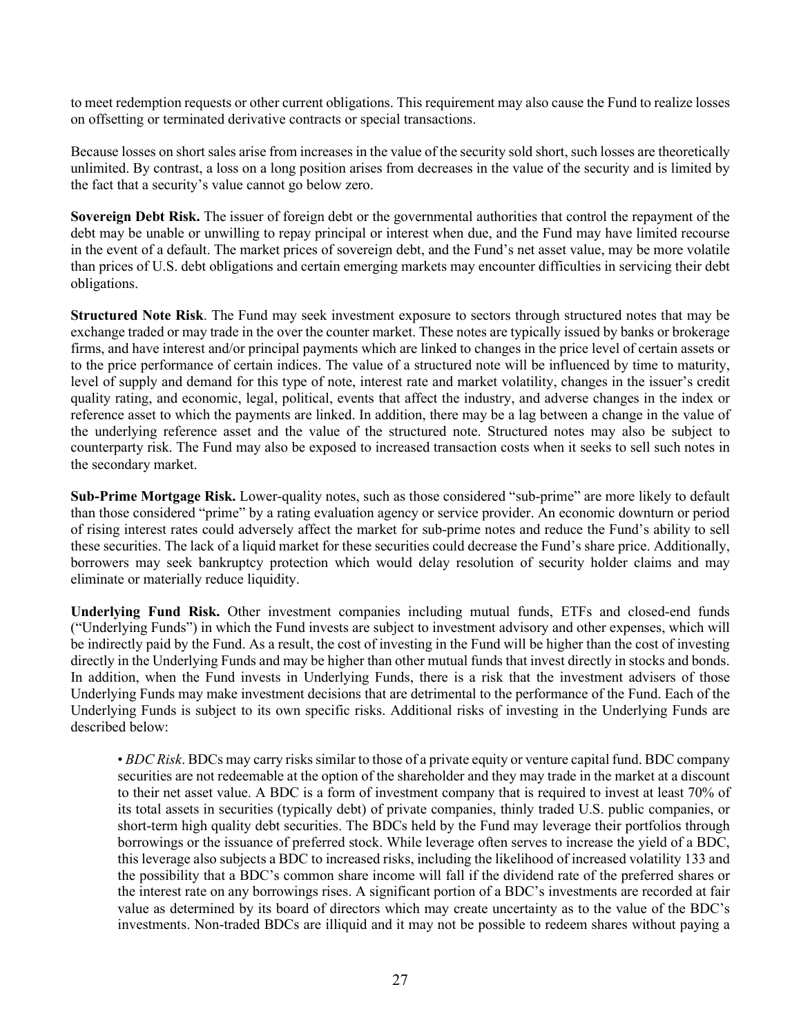to meet redemption requests or other current obligations. This requirement may also cause the Fund to realize losses on offsetting or terminated derivative contracts or special transactions.

Because losses on short sales arise from increases in the value of the security sold short, such losses are theoretically unlimited. By contrast, a loss on a long position arises from decreases in the value of the security and is limited by the fact that a security's value cannot go below zero.

**Sovereign Debt Risk.** The issuer of foreign debt or the governmental authorities that control the repayment of the debt may be unable or unwilling to repay principal or interest when due, and the Fund may have limited recourse in the event of a default. The market prices of sovereign debt, and the Fund's net asset value, may be more volatile than prices of U.S. debt obligations and certain emerging markets may encounter difficulties in servicing their debt obligations.

**Structured Note Risk**. The Fund may seek investment exposure to sectors through structured notes that may be exchange traded or may trade in the over the counter market. These notes are typically issued by banks or brokerage firms, and have interest and/or principal payments which are linked to changes in the price level of certain assets or to the price performance of certain indices. The value of a structured note will be influenced by time to maturity, level of supply and demand for this type of note, interest rate and market volatility, changes in the issuer's credit quality rating, and economic, legal, political, events that affect the industry, and adverse changes in the index or reference asset to which the payments are linked. In addition, there may be a lag between a change in the value of the underlying reference asset and the value of the structured note. Structured notes may also be subject to counterparty risk. The Fund may also be exposed to increased transaction costs when it seeks to sell such notes in the secondary market.

**Sub-Prime Mortgage Risk.** Lower-quality notes, such as those considered "sub-prime" are more likely to default than those considered "prime" by a rating evaluation agency or service provider. An economic downturn or period of rising interest rates could adversely affect the market for sub-prime notes and reduce the Fund's ability to sell these securities. The lack of a liquid market for these securities could decrease the Fund's share price. Additionally, borrowers may seek bankruptcy protection which would delay resolution of security holder claims and may eliminate or materially reduce liquidity.

**Underlying Fund Risk.** Other investment companies including mutual funds, ETFs and closed-end funds ("Underlying Funds") in which the Fund invests are subject to investment advisory and other expenses, which will be indirectly paid by the Fund. As a result, the cost of investing in the Fund will be higher than the cost of investing directly in the Underlying Funds and may be higher than other mutual funds that invest directly in stocks and bonds. In addition, when the Fund invests in Underlying Funds, there is a risk that the investment advisers of those Underlying Funds may make investment decisions that are detrimental to the performance of the Fund. Each of the Underlying Funds is subject to its own specific risks. Additional risks of investing in the Underlying Funds are described below:

- *BDC Risk*. BDCs may carry risks similar to those of a private equity or venture capital fund. BDC company securities are not redeemable at the option of the shareholder and they may trade in the market at a discount to their net asset value. A BDC is a form of investment company that is required to invest at least 70% of its total assets in securities (typically debt) of private companies, thinly traded U.S. public companies, or short-term high quality debt securities. The BDCs held by the Fund may leverage their portfolios through borrowings or the issuance of preferred stock. While leverage often serves to increase the yield of a BDC, this leverage also subjects a BDC to increased risks, including the likelihood of increased volatility 133 and the possibility that a BDC's common share income will fall if the dividend rate of the preferred shares or the interest rate on any borrowings rises. A significant portion of a BDC's investments are recorded at fair value as determined by its board of directors which may create uncertainty as to the value of the BDC's investments. Non-traded BDCs are illiquid and it may not be possible to redeem shares without paying a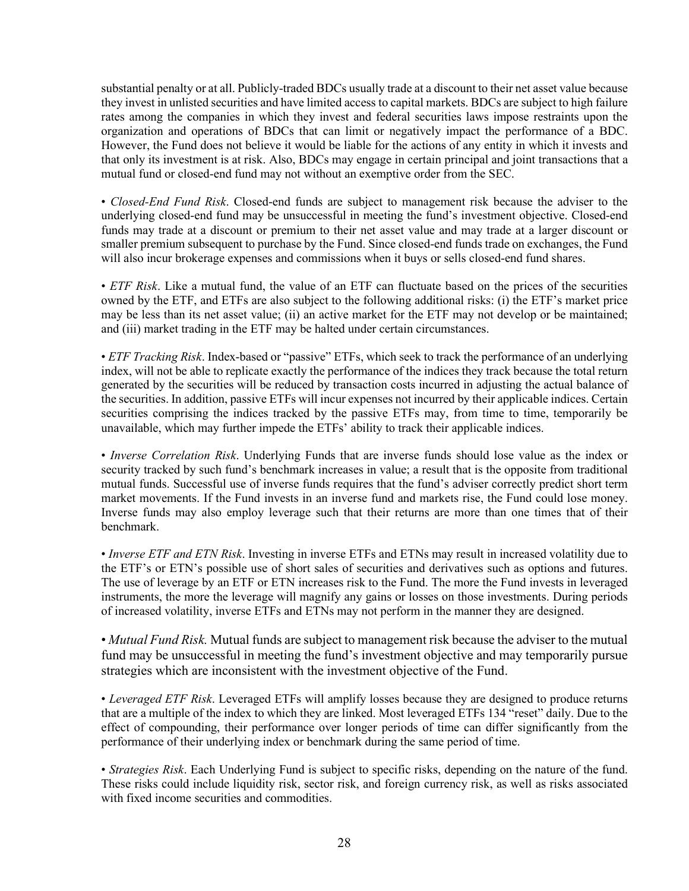substantial penalty or at all. Publicly-traded BDCs usually trade at a discount to their net asset value because they invest in unlisted securities and have limited access to capital markets. BDCs are subject to high failure rates among the companies in which they invest and federal securities laws impose restraints upon the organization and operations of BDCs that can limit or negatively impact the performance of a BDC. However, the Fund does not believe it would be liable for the actions of any entity in which it invests and that only its investment is at risk. Also, BDCs may engage in certain principal and joint transactions that a mutual fund or closed-end fund may not without an exemptive order from the SEC.

• *Closed-End Fund Risk*. Closed-end funds are subject to management risk because the adviser to the underlying closed-end fund may be unsuccessful in meeting the fund's investment objective. Closed-end funds may trade at a discount or premium to their net asset value and may trade at a larger discount or smaller premium subsequent to purchase by the Fund. Since closed-end funds trade on exchanges, the Fund will also incur brokerage expenses and commissions when it buys or sells closed-end fund shares.

• *ETF Risk*. Like a mutual fund, the value of an ETF can fluctuate based on the prices of the securities owned by the ETF, and ETFs are also subject to the following additional risks: (i) the ETF's market price may be less than its net asset value; (ii) an active market for the ETF may not develop or be maintained; and (iii) market trading in the ETF may be halted under certain circumstances.

• *ETF Tracking Risk*. Index-based or "passive" ETFs, which seek to track the performance of an underlying index, will not be able to replicate exactly the performance of the indices they track because the total return generated by the securities will be reduced by transaction costs incurred in adjusting the actual balance of the securities. In addition, passive ETFs will incur expenses not incurred by their applicable indices. Certain securities comprising the indices tracked by the passive ETFs may, from time to time, temporarily be unavailable, which may further impede the ETFs' ability to track their applicable indices.

• *Inverse Correlation Risk*. Underlying Funds that are inverse funds should lose value as the index or security tracked by such fund's benchmark increases in value; a result that is the opposite from traditional mutual funds. Successful use of inverse funds requires that the fund's adviser correctly predict short term market movements. If the Fund invests in an inverse fund and markets rise, the Fund could lose money. Inverse funds may also employ leverage such that their returns are more than one times that of their benchmark.

• *Inverse ETF and ETN Risk*. Investing in inverse ETFs and ETNs may result in increased volatility due to the ETF's or ETN's possible use of short sales of securities and derivatives such as options and futures. The use of leverage by an ETF or ETN increases risk to the Fund. The more the Fund invests in leveraged instruments, the more the leverage will magnify any gains or losses on those investments. During periods of increased volatility, inverse ETFs and ETNs may not perform in the manner they are designed.

• *Mutual Fund Risk.* Mutual funds are subject to management risk because the adviser to the mutual fund may be unsuccessful in meeting the fund's investment objective and may temporarily pursue strategies which are inconsistent with the investment objective of the Fund.

• *Leveraged ETF Risk*. Leveraged ETFs will amplify losses because they are designed to produce returns that are a multiple of the index to which they are linked. Most leveraged ETFs 134 "reset" daily. Due to the effect of compounding, their performance over longer periods of time can differ significantly from the performance of their underlying index or benchmark during the same period of time.

• *Strategies Risk*. Each Underlying Fund is subject to specific risks, depending on the nature of the fund. These risks could include liquidity risk, sector risk, and foreign currency risk, as well as risks associated with fixed income securities and commodities.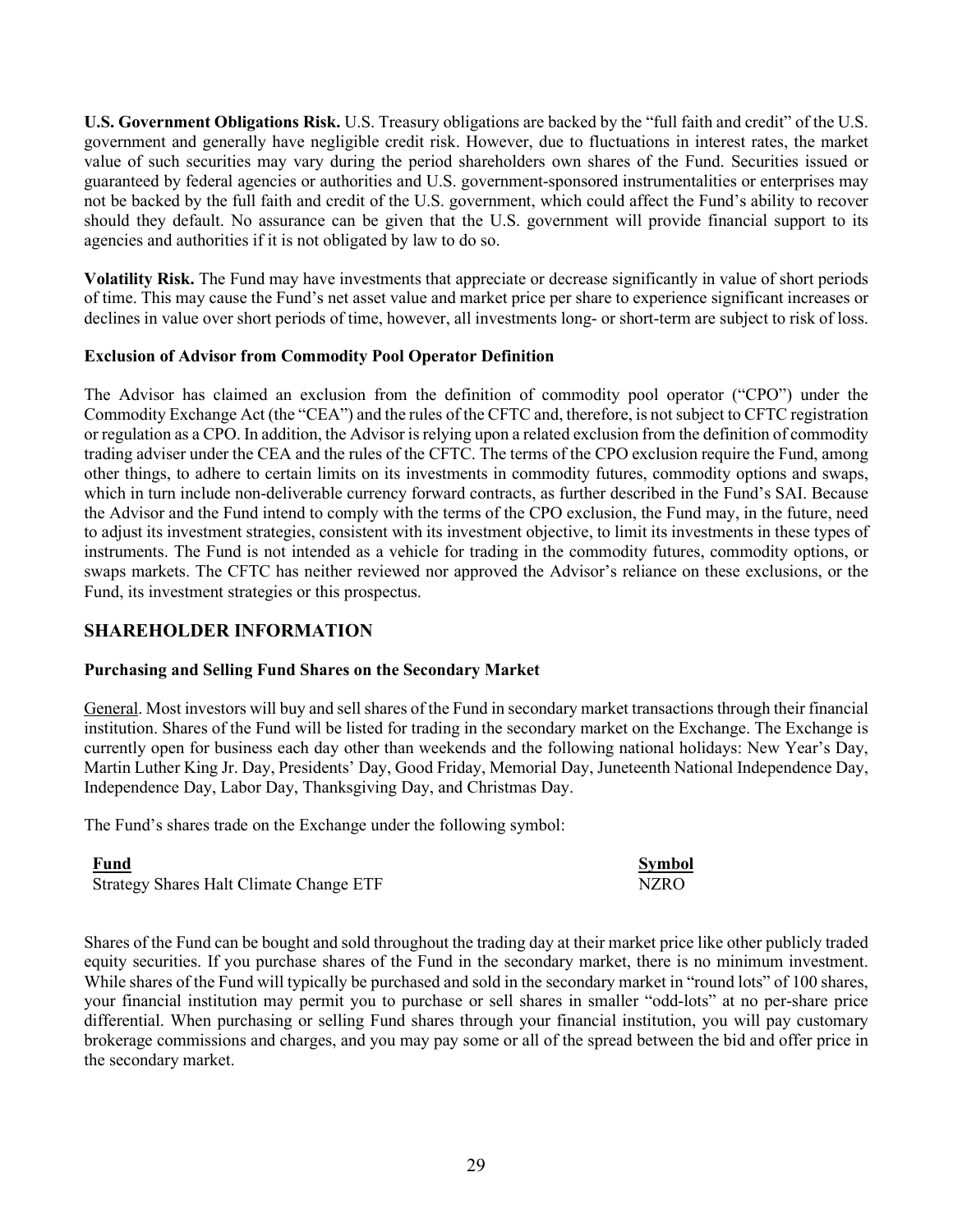**U.S. Government Obligations Risk.** U.S. Treasury obligations are backed by the "full faith and credit" of the U.S. government and generally have negligible credit risk. However, due to fluctuations in interest rates, the market value of such securities may vary during the period shareholders own shares of the Fund. Securities issued or guaranteed by federal agencies or authorities and U.S. government-sponsored instrumentalities or enterprises may not be backed by the full faith and credit of the U.S. government, which could affect the Fund's ability to recover should they default. No assurance can be given that the U.S. government will provide financial support to its agencies and authorities if it is not obligated by law to do so.

**Volatility Risk.** The Fund may have investments that appreciate or decrease significantly in value of short periods of time. This may cause the Fund's net asset value and market price per share to experience significant increases or declines in value over short periods of time, however, all investments long- or short-term are subject to risk of loss.

**Exclusion of Advisor from Commodity Pool Operator Definition**

The Advisor has claimed an exclusion from the definition of commodity pool operator ("CPO") under the Commodity Exchange Act (the "CEA") and the rules of the CFTC and, therefore, is not subject to CFTC registration or regulation as a CPO. In addition, the Advisor is relying upon a related exclusion from the definition of commodity trading adviser under the CEA and the rules of the CFTC. The terms of the CPO exclusion require the Fund, among other things, to adhere to certain limits on its investments in commodity futures, commodity options and swaps, which in turn include non-deliverable currency forward contracts, as further described in the Fund's SAI. Because the Advisor and the Fund intend to comply with the terms of the CPO exclusion, the Fund may, in the future, need to adjust its investment strategies, consistent with its investment objective, to limit its investments in these types of instruments. The Fund is not intended as a vehicle for trading in the commodity futures, commodity options, or swaps markets. The CFTC has neither reviewed nor approved the Advisor's reliance on these exclusions, or the Fund, its investment strategies or this prospectus.

## SHAREHOLDER INFORMATION

**Purchasing and Selling Fund Shares on the Secondary Market**

General. Most investors will buy and sell shares of the Fund in secondary market transactions through their financial institution. Shares of the Fund will be listed for trading in the secondary market on the Exchange. The Exchange is currently open for business each day other than weekends and the following national holidays: New Year's Day, Martin Luther King Jr. Day, Presidents' Day, Good Friday, Memorial Day, Juneteenth National Independence Day, Independence Day, Labor Day, Thanksgiving Day, and Christmas Day.

The Fund's shares trade on the Exchange under the following symbol:

| Fund | Symbol |
|---|---|
| Strategy Shares Halt Climate Change ETF | NZRO |

Shares of the Fund can be bought and sold throughout the trading day at their market price like other publicly traded equity securities. If you purchase shares of the Fund in the secondary market, there is no minimum investment. While shares of the Fund will typically be purchased and sold in the secondary market in "round lots" of 100 shares, your financial institution may permit you to purchase or sell shares in smaller "odd-lots" at no per-share price differential. When purchasing or selling Fund shares through your financial institution, you will pay customary brokerage commissions and charges, and you may pay some or all of the spread between the bid and offer price in the secondary market.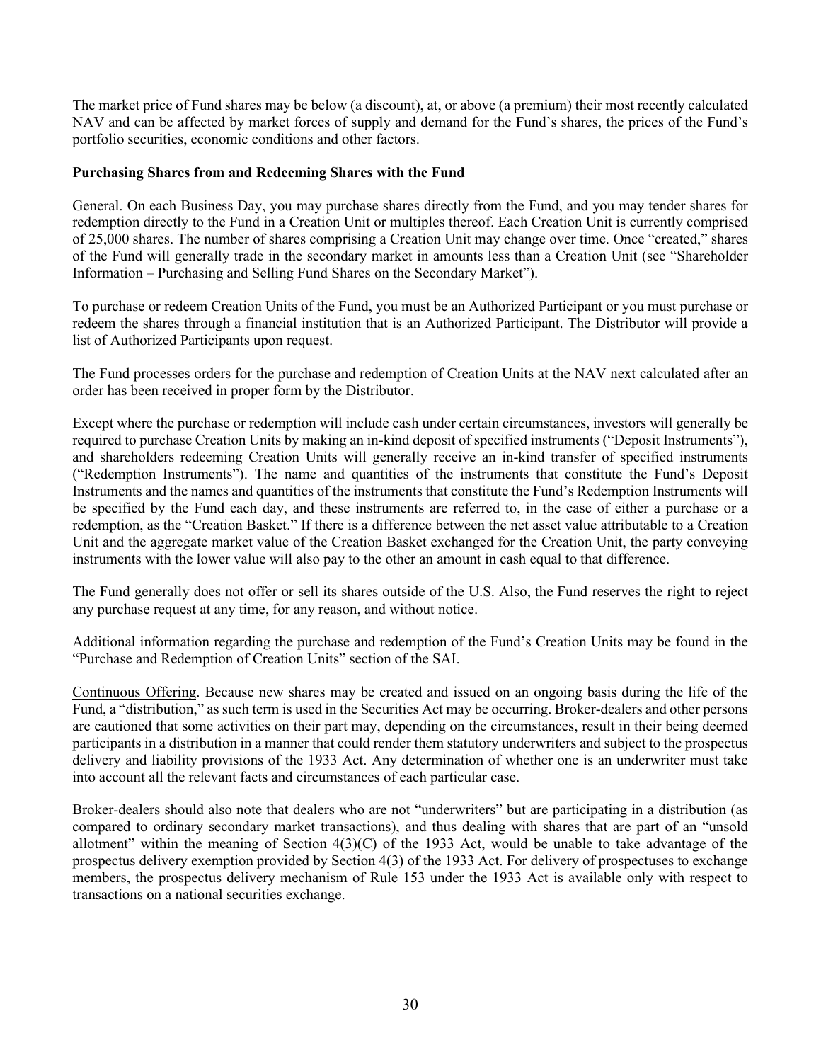The market price of Fund shares may be below (a discount), at, or above (a premium) their most recently calculated NAV and can be affected by market forces of supply and demand for the Fund's shares, the prices of the Fund's portfolio securities, economic conditions and other factors.

**Purchasing Shares from and Redeeming Shares with the Fund**

General. On each Business Day, you may purchase shares directly from the Fund, and you may tender shares for redemption directly to the Fund in a Creation Unit or multiples thereof. Each Creation Unit is currently comprised of 25,000 shares. The number of shares comprising a Creation Unit may change over time. Once "created," shares of the Fund will generally trade in the secondary market in amounts less than a Creation Unit (see "Shareholder Information – Purchasing and Selling Fund Shares on the Secondary Market").

To purchase or redeem Creation Units of the Fund, you must be an Authorized Participant or you must purchase or redeem the shares through a financial institution that is an Authorized Participant. The Distributor will provide a list of Authorized Participants upon request.

The Fund processes orders for the purchase and redemption of Creation Units at the NAV next calculated after an order has been received in proper form by the Distributor.

Except where the purchase or redemption will include cash under certain circumstances, investors will generally be required to purchase Creation Units by making an in-kind deposit of specified instruments ("Deposit Instruments"), and shareholders redeeming Creation Units will generally receive an in-kind transfer of specified instruments ("Redemption Instruments"). The name and quantities of the instruments that constitute the Fund's Deposit Instruments and the names and quantities of the instruments that constitute the Fund's Redemption Instruments will be specified by the Fund each day, and these instruments are referred to, in the case of either a purchase or a redemption, as the "Creation Basket." If there is a difference between the net asset value attributable to a Creation Unit and the aggregate market value of the Creation Basket exchanged for the Creation Unit, the party conveying instruments with the lower value will also pay to the other an amount in cash equal to that difference.

The Fund generally does not offer or sell its shares outside of the U.S. Also, the Fund reserves the right to reject any purchase request at any time, for any reason, and without notice.

Additional information regarding the purchase and redemption of the Fund's Creation Units may be found in the "Purchase and Redemption of Creation Units" section of the SAI.

Continuous Offering. Because new shares may be created and issued on an ongoing basis during the life of the Fund, a "distribution," as such term is used in the Securities Act may be occurring. Broker-dealers and other persons are cautioned that some activities on their part may, depending on the circumstances, result in their being deemed participants in a distribution in a manner that could render them statutory underwriters and subject to the prospectus delivery and liability provisions of the 1933 Act. Any determination of whether one is an underwriter must take into account all the relevant facts and circumstances of each particular case.

Broker-dealers should also note that dealers who are not "underwriters" but are participating in a distribution (as compared to ordinary secondary market transactions), and thus dealing with shares that are part of an "unsold allotment" within the meaning of Section 4(3)(C) of the 1933 Act, would be unable to take advantage of the prospectus delivery exemption provided by Section 4(3) of the 1933 Act. For delivery of prospectuses to exchange members, the prospectus delivery mechanism of Rule 153 under the 1933 Act is available only with respect to transactions on a national securities exchange.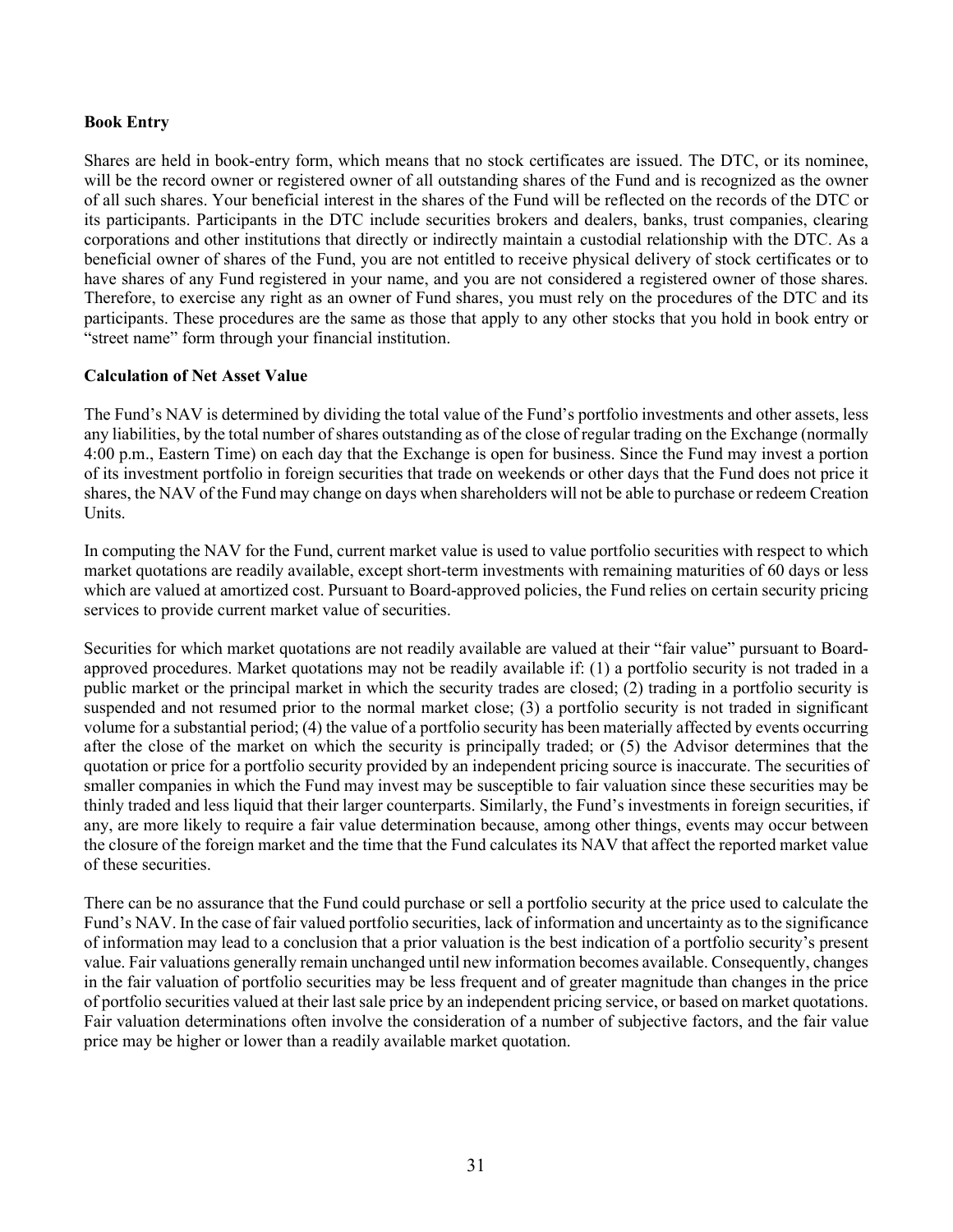**Book Entry**

Shares are held in book-entry form, which means that no stock certificates are issued. The DTC, or its nominee, will be the record owner or registered owner of all outstanding shares of the Fund and is recognized as the owner of all such shares. Your beneficial interest in the shares of the Fund will be reflected on the records of the DTC or its participants. Participants in the DTC include securities brokers and dealers, banks, trust companies, clearing corporations and other institutions that directly or indirectly maintain a custodial relationship with the DTC. As a beneficial owner of shares of the Fund, you are not entitled to receive physical delivery of stock certificates or to have shares of any Fund registered in your name, and you are not considered a registered owner of those shares. Therefore, to exercise any right as an owner of Fund shares, you must rely on the procedures of the DTC and its participants. These procedures are the same as those that apply to any other stocks that you hold in book entry or "street name" form through your financial institution.

**Calculation of Net Asset Value**

The Fund's NAV is determined by dividing the total value of the Fund's portfolio investments and other assets, less any liabilities, by the total number of shares outstanding as of the close of regular trading on the Exchange (normally 4:00 p.m., Eastern Time) on each day that the Exchange is open for business. Since the Fund may invest a portion of its investment portfolio in foreign securities that trade on weekends or other days that the Fund does not price it shares, the NAV of the Fund may change on days when shareholders will not be able to purchase or redeem Creation Units.

In computing the NAV for the Fund, current market value is used to value portfolio securities with respect to which market quotations are readily available, except short-term investments with remaining maturities of 60 days or less which are valued at amortized cost. Pursuant to Board-approved policies, the Fund relies on certain security pricing services to provide current market value of securities.

Securities for which market quotations are not readily available are valued at their "fair value" pursuant to Board-approved procedures. Market quotations may not be readily available if: (1) a portfolio security is not traded in a public market or the principal market in which the security trades are closed; (2) trading in a portfolio security is suspended and not resumed prior to the normal market close; (3) a portfolio security is not traded in significant volume for a substantial period; (4) the value of a portfolio security has been materially affected by events occurring after the close of the market on which the security is principally traded; or (5) the Advisor determines that the quotation or price for a portfolio security provided by an independent pricing source is inaccurate. The securities of smaller companies in which the Fund may invest may be susceptible to fair valuation since these securities may be thinly traded and less liquid that their larger counterparts. Similarly, the Fund's investments in foreign securities, if any, are more likely to require a fair value determination because, among other things, events may occur between the closure of the foreign market and the time that the Fund calculates its NAV that affect the reported market value of these securities.

There can be no assurance that the Fund could purchase or sell a portfolio security at the price used to calculate the Fund's NAV. In the case of fair valued portfolio securities, lack of information and uncertainty as to the significance of information may lead to a conclusion that a prior valuation is the best indication of a portfolio security's present value. Fair valuations generally remain unchanged until new information becomes available. Consequently, changes in the fair valuation of portfolio securities may be less frequent and of greater magnitude than changes in the price of portfolio securities valued at their last sale price by an independent pricing service, or based on market quotations. Fair valuation determinations often involve the consideration of a number of subjective factors, and the fair value price may be higher or lower than a readily available market quotation.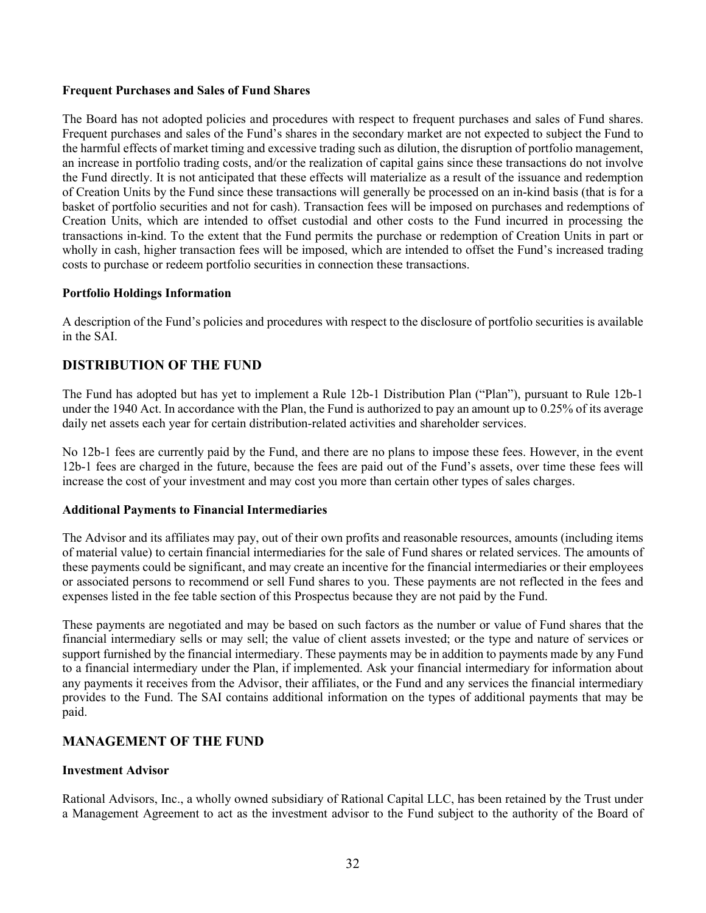**Frequent Purchases and Sales of Fund Shares**

The Board has not adopted policies and procedures with respect to frequent purchases and sales of Fund shares. Frequent purchases and sales of the Fund's shares in the secondary market are not expected to subject the Fund to the harmful effects of market timing and excessive trading such as dilution, the disruption of portfolio management, an increase in portfolio trading costs, and/or the realization of capital gains since these transactions do not involve the Fund directly. It is not anticipated that these effects will materialize as a result of the issuance and redemption of Creation Units by the Fund since these transactions will generally be processed on an in-kind basis (that is for a basket of portfolio securities and not for cash). Transaction fees will be imposed on purchases and redemptions of Creation Units, which are intended to offset custodial and other costs to the Fund incurred in processing the transactions in-kind. To the extent that the Fund permits the purchase or redemption of Creation Units in part or wholly in cash, higher transaction fees will be imposed, which are intended to offset the Fund's increased trading costs to purchase or redeem portfolio securities in connection these transactions.

**Portfolio Holdings Information**

A description of the Fund's policies and procedures with respect to the disclosure of portfolio securities is available in the SAI.

## DISTRIBUTION OF THE FUND

The Fund has adopted but has yet to implement a Rule 12b-1 Distribution Plan ("Plan"), pursuant to Rule 12b-1 under the 1940 Act. In accordance with the Plan, the Fund is authorized to pay an amount up to 0.25% of its average daily net assets each year for certain distribution-related activities and shareholder services.

No 12b-1 fees are currently paid by the Fund, and there are no plans to impose these fees. However, in the event 12b-1 fees are charged in the future, because the fees are paid out of the Fund's assets, over time these fees will increase the cost of your investment and may cost you more than certain other types of sales charges.

**Additional Payments to Financial Intermediaries**

The Advisor and its affiliates may pay, out of their own profits and reasonable resources, amounts (including items of material value) to certain financial intermediaries for the sale of Fund shares or related services. The amounts of these payments could be significant, and may create an incentive for the financial intermediaries or their employees or associated persons to recommend or sell Fund shares to you. These payments are not reflected in the fees and expenses listed in the fee table section of this Prospectus because they are not paid by the Fund.

These payments are negotiated and may be based on such factors as the number or value of Fund shares that the financial intermediary sells or may sell; the value of client assets invested; or the type and nature of services or support furnished by the financial intermediary. These payments may be in addition to payments made by any Fund to a financial intermediary under the Plan, if implemented. Ask your financial intermediary for information about any payments it receives from the Advisor, their affiliates, or the Fund and any services the financial intermediary provides to the Fund. The SAI contains additional information on the types of additional payments that may be paid.

## MANAGEMENT OF THE FUND

**Investment Advisor**

Rational Advisors, Inc., a wholly owned subsidiary of Rational Capital LLC, has been retained by the Trust under a Management Agreement to act as the investment advisor to the Fund subject to the authority of the Board of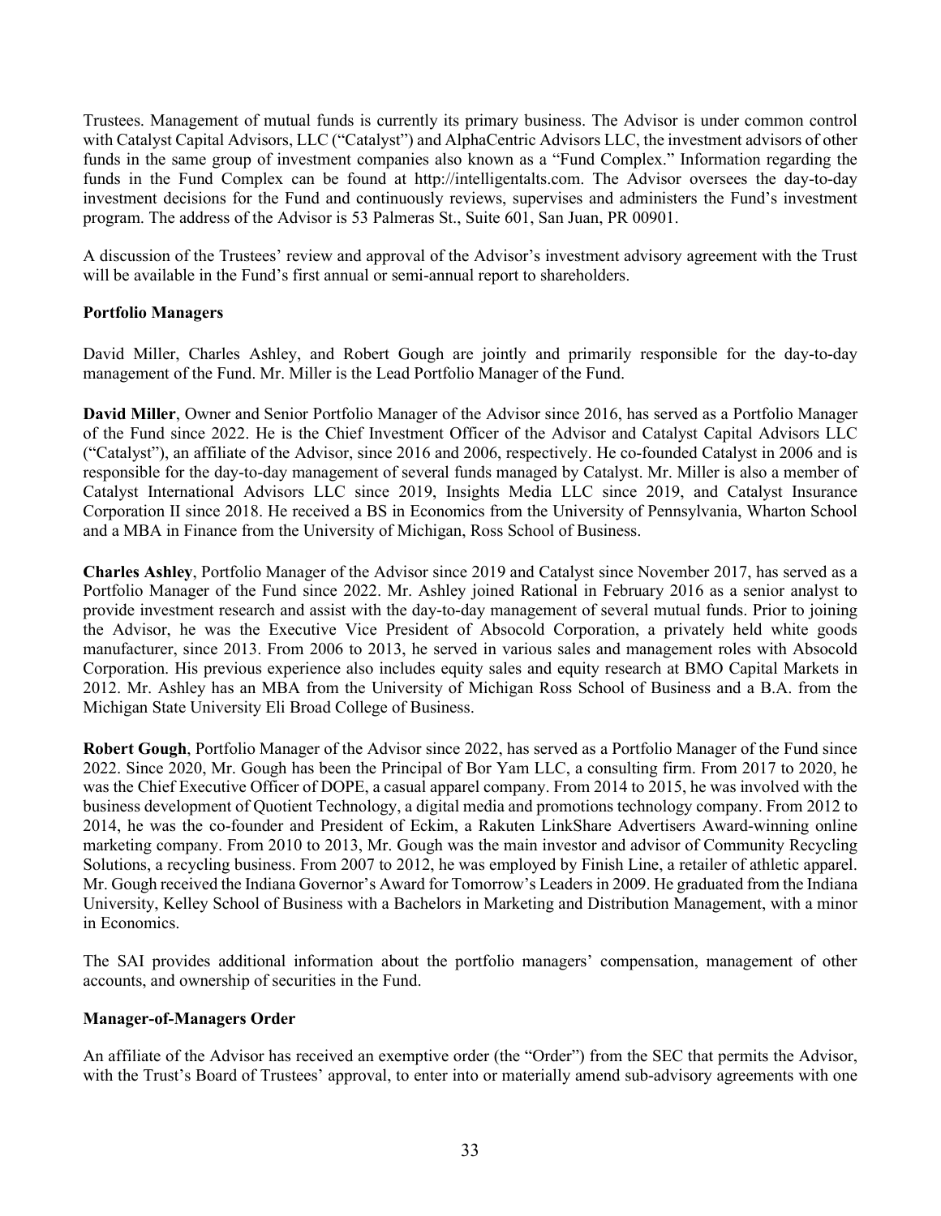Trustees. Management of mutual funds is currently its primary business. The Advisor is under common control with Catalyst Capital Advisors, LLC ("Catalyst") and AlphaCentric Advisors LLC, the investment advisors of other funds in the same group of investment companies also known as a "Fund Complex." Information regarding the funds in the Fund Complex can be found at http://intelligentalts.com. The Advisor oversees the day-to-day investment decisions for the Fund and continuously reviews, supervises and administers the Fund's investment program. The address of the Advisor is 53 Palmeras St., Suite 601, San Juan, PR 00901.

A discussion of the Trustees' review and approval of the Advisor's investment advisory agreement with the Trust will be available in the Fund's first annual or semi-annual report to shareholders.

**Portfolio Managers**

David Miller, Charles Ashley, and Robert Gough are jointly and primarily responsible for the day-to-day management of the Fund. Mr. Miller is the Lead Portfolio Manager of the Fund.

**David Miller**, Owner and Senior Portfolio Manager of the Advisor since 2016, has served as a Portfolio Manager of the Fund since 2022. He is the Chief Investment Officer of the Advisor and Catalyst Capital Advisors LLC ("Catalyst"), an affiliate of the Advisor, since 2016 and 2006, respectively. He co-founded Catalyst in 2006 and is responsible for the day-to-day management of several funds managed by Catalyst. Mr. Miller is also a member of Catalyst International Advisors LLC since 2019, Insights Media LLC since 2019, and Catalyst Insurance Corporation II since 2018. He received a BS in Economics from the University of Pennsylvania, Wharton School and a MBA in Finance from the University of Michigan, Ross School of Business.

**Charles Ashley**, Portfolio Manager of the Advisor since 2019 and Catalyst since November 2017, has served as a Portfolio Manager of the Fund since 2022. Mr. Ashley joined Rational in February 2016 as a senior analyst to provide investment research and assist with the day-to-day management of several mutual funds. Prior to joining the Advisor, he was the Executive Vice President of Absocold Corporation, a privately held white goods manufacturer, since 2013. From 2006 to 2013, he served in various sales and management roles with Absocold Corporation. His previous experience also includes equity sales and equity research at BMO Capital Markets in 2012. Mr. Ashley has an MBA from the University of Michigan Ross School of Business and a B.A. from the Michigan State University Eli Broad College of Business.

**Robert Gough**, Portfolio Manager of the Advisor since 2022, has served as a Portfolio Manager of the Fund since 2022. Since 2020, Mr. Gough has been the Principal of Bor Yam LLC, a consulting firm. From 2017 to 2020, he was the Chief Executive Officer of DOPE, a casual apparel company. From 2014 to 2015, he was involved with the business development of Quotient Technology, a digital media and promotions technology company. From 2012 to 2014, he was the co-founder and President of Eckim, a Rakuten LinkShare Advertisers Award-winning online marketing company. From 2010 to 2013, Mr. Gough was the main investor and advisor of Community Recycling Solutions, a recycling business. From 2007 to 2012, he was employed by Finish Line, a retailer of athletic apparel. Mr. Gough received the Indiana Governor's Award for Tomorrow's Leaders in 2009. He graduated from the Indiana University, Kelley School of Business with a Bachelors in Marketing and Distribution Management, with a minor in Economics.

The SAI provides additional information about the portfolio managers' compensation, management of other accounts, and ownership of securities in the Fund.

**Manager-of-Managers Order**

An affiliate of the Advisor has received an exemptive order (the "Order") from the SEC that permits the Advisor, with the Trust's Board of Trustees' approval, to enter into or materially amend sub-advisory agreements with one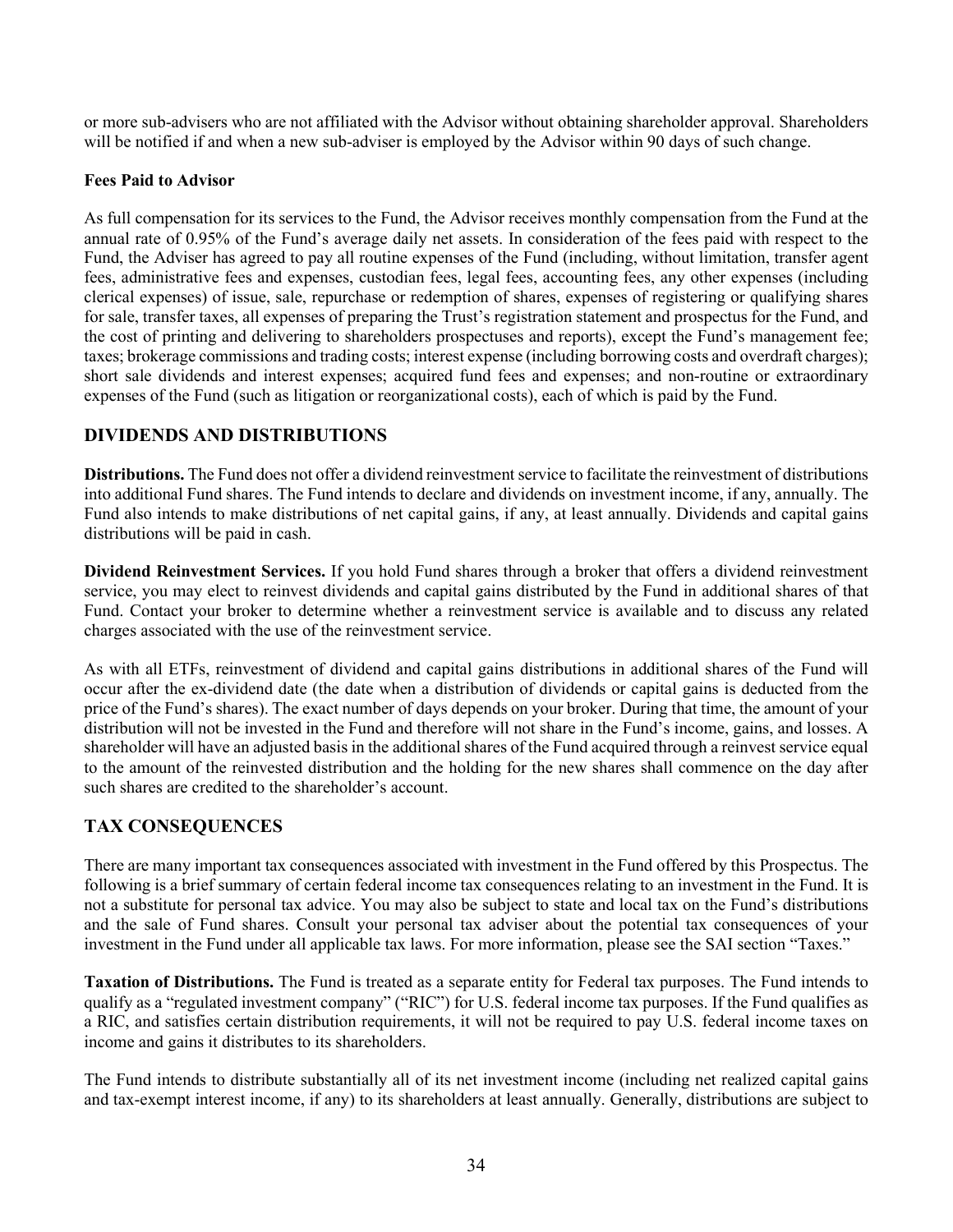or more sub-advisers who are not affiliated with the Advisor without obtaining shareholder approval. Shareholders will be notified if and when a new sub-adviser is employed by the Advisor within 90 days of such change.

**Fees Paid to Advisor**

As full compensation for its services to the Fund, the Advisor receives monthly compensation from the Fund at the annual rate of 0.95% of the Fund's average daily net assets. In consideration of the fees paid with respect to the Fund, the Adviser has agreed to pay all routine expenses of the Fund (including, without limitation, transfer agent fees, administrative fees and expenses, custodian fees, legal fees, accounting fees, any other expenses (including clerical expenses) of issue, sale, repurchase or redemption of shares, expenses of registering or qualifying shares for sale, transfer taxes, all expenses of preparing the Trust's registration statement and prospectus for the Fund, and the cost of printing and delivering to shareholders prospectuses and reports), except the Fund's management fee; taxes; brokerage commissions and trading costs; interest expense (including borrowing costs and overdraft charges); short sale dividends and interest expenses; acquired fund fees and expenses; and non-routine or extraordinary expenses of the Fund (such as litigation or reorganizational costs), each of which is paid by the Fund.

## DIVIDENDS AND DISTRIBUTIONS

**Distributions.** The Fund does not offer a dividend reinvestment service to facilitate the reinvestment of distributions into additional Fund shares. The Fund intends to declare and dividends on investment income, if any, annually. The Fund also intends to make distributions of net capital gains, if any, at least annually. Dividends and capital gains distributions will be paid in cash.

**Dividend Reinvestment Services.** If you hold Fund shares through a broker that offers a dividend reinvestment service, you may elect to reinvest dividends and capital gains distributed by the Fund in additional shares of that Fund. Contact your broker to determine whether a reinvestment service is available and to discuss any related charges associated with the use of the reinvestment service.

As with all ETFs, reinvestment of dividend and capital gains distributions in additional shares of the Fund will occur after the ex-dividend date (the date when a distribution of dividends or capital gains is deducted from the price of the Fund's shares). The exact number of days depends on your broker. During that time, the amount of your distribution will not be invested in the Fund and therefore will not share in the Fund's income, gains, and losses. A shareholder will have an adjusted basis in the additional shares of the Fund acquired through a reinvest service equal to the amount of the reinvested distribution and the holding for the new shares shall commence on the day after such shares are credited to the shareholder's account.

## TAX CONSEQUENCES

There are many important tax consequences associated with investment in the Fund offered by this Prospectus. The following is a brief summary of certain federal income tax consequences relating to an investment in the Fund. It is not a substitute for personal tax advice. You may also be subject to state and local tax on the Fund's distributions and the sale of Fund shares. Consult your personal tax adviser about the potential tax consequences of your investment in the Fund under all applicable tax laws. For more information, please see the SAI section "Taxes."

**Taxation of Distributions.** The Fund is treated as a separate entity for Federal tax purposes. The Fund intends to qualify as a "regulated investment company" ("RIC") for U.S. federal income tax purposes. If the Fund qualifies as a RIC, and satisfies certain distribution requirements, it will not be required to pay U.S. federal income taxes on income and gains it distributes to its shareholders.

The Fund intends to distribute substantially all of its net investment income (including net realized capital gains and tax-exempt interest income, if any) to its shareholders at least annually. Generally, distributions are subject to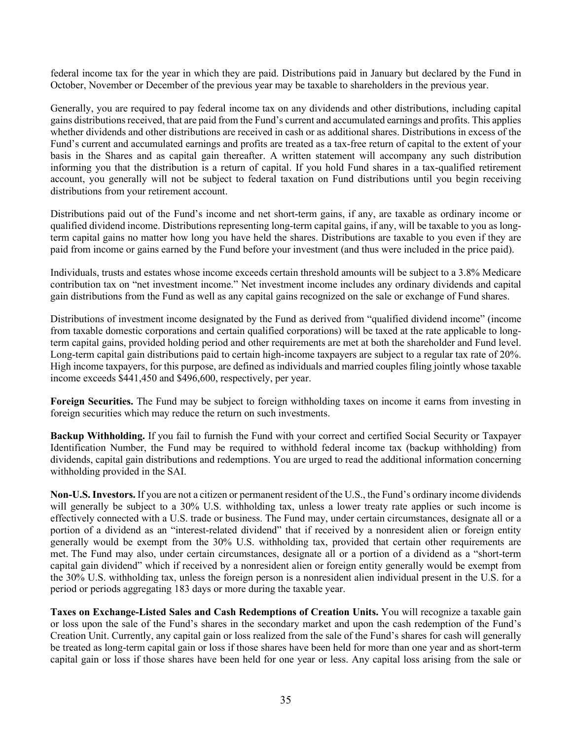federal income tax for the year in which they are paid. Distributions paid in January but declared by the Fund in October, November or December of the previous year may be taxable to shareholders in the previous year.

Generally, you are required to pay federal income tax on any dividends and other distributions, including capital gains distributions received, that are paid from the Fund's current and accumulated earnings and profits. This applies whether dividends and other distributions are received in cash or as additional shares. Distributions in excess of the Fund's current and accumulated earnings and profits are treated as a tax-free return of capital to the extent of your basis in the Shares and as capital gain thereafter. A written statement will accompany any such distribution informing you that the distribution is a return of capital. If you hold Fund shares in a tax-qualified retirement account, you generally will not be subject to federal taxation on Fund distributions until you begin receiving distributions from your retirement account.

Distributions paid out of the Fund's income and net short-term gains, if any, are taxable as ordinary income or qualified dividend income. Distributions representing long-term capital gains, if any, will be taxable to you as long-term capital gains no matter how long you have held the shares. Distributions are taxable to you even if they are paid from income or gains earned by the Fund before your investment (and thus were included in the price paid).

Individuals, trusts and estates whose income exceeds certain threshold amounts will be subject to a 3.8% Medicare contribution tax on "net investment income." Net investment income includes any ordinary dividends and capital gain distributions from the Fund as well as any capital gains recognized on the sale or exchange of Fund shares.

Distributions of investment income designated by the Fund as derived from "qualified dividend income" (income from taxable domestic corporations and certain qualified corporations) will be taxed at the rate applicable to long-term capital gains, provided holding period and other requirements are met at both the shareholder and Fund level. Long-term capital gain distributions paid to certain high-income taxpayers are subject to a regular tax rate of 20%. High income taxpayers, for this purpose, are defined as individuals and married couples filing jointly whose taxable income exceeds $441,450 and $496,600, respectively, per year.

**Foreign Securities.** The Fund may be subject to foreign withholding taxes on income it earns from investing in foreign securities which may reduce the return on such investments.

**Backup Withholding.** If you fail to furnish the Fund with your correct and certified Social Security or Taxpayer Identification Number, the Fund may be required to withhold federal income tax (backup withholding) from dividends, capital gain distributions and redemptions. You are urged to read the additional information concerning withholding provided in the SAI.

**Non-U.S. Investors.** If you are not a citizen or permanent resident of the U.S., the Fund's ordinary income dividends will generally be subject to a 30% U.S. withholding tax, unless a lower treaty rate applies or such income is effectively connected with a U.S. trade or business. The Fund may, under certain circumstances, designate all or a portion of a dividend as an "interest-related dividend" that if received by a nonresident alien or foreign entity generally would be exempt from the 30% U.S. withholding tax, provided that certain other requirements are met. The Fund may also, under certain circumstances, designate all or a portion of a dividend as a "short-term capital gain dividend" which if received by a nonresident alien or foreign entity generally would be exempt from the 30% U.S. withholding tax, unless the foreign person is a nonresident alien individual present in the U.S. for a period or periods aggregating 183 days or more during the taxable year.

**Taxes on Exchange-Listed Sales and Cash Redemptions of Creation Units.** You will recognize a taxable gain or loss upon the sale of the Fund's shares in the secondary market and upon the cash redemption of the Fund's Creation Unit. Currently, any capital gain or loss realized from the sale of the Fund's shares for cash will generally be treated as long-term capital gain or loss if those shares have been held for more than one year and as short-term capital gain or loss if those shares have been held for one year or less. Any capital loss arising from the sale or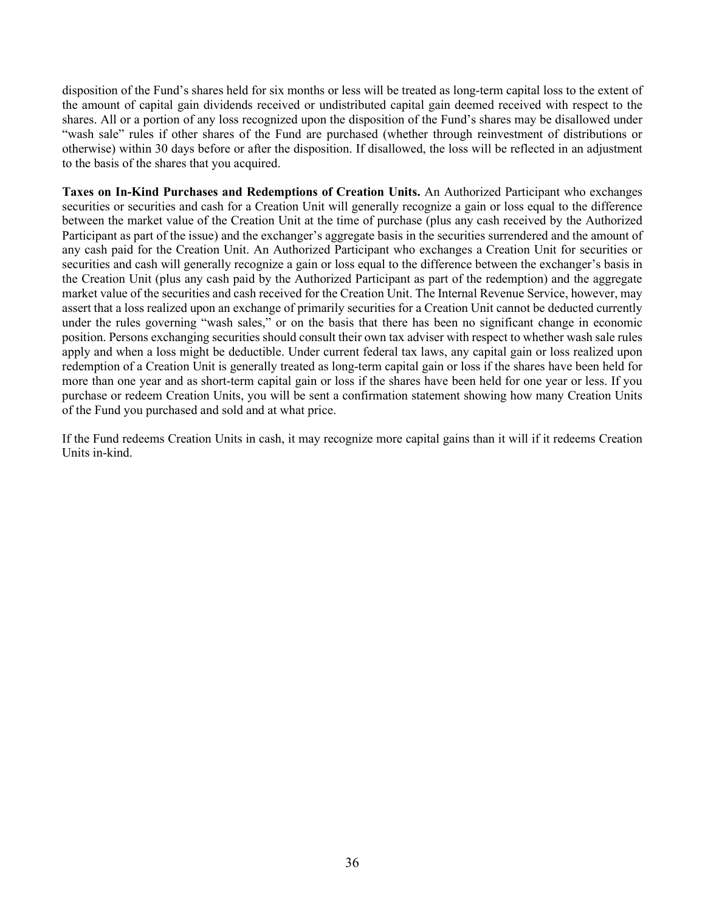disposition of the Fund's shares held for six months or less will be treated as long-term capital loss to the extent of the amount of capital gain dividends received or undistributed capital gain deemed received with respect to the shares. All or a portion of any loss recognized upon the disposition of the Fund's shares may be disallowed under "wash sale" rules if other shares of the Fund are purchased (whether through reinvestment of distributions or otherwise) within 30 days before or after the disposition. If disallowed, the loss will be reflected in an adjustment to the basis of the shares that you acquired.

**Taxes on In-Kind Purchases and Redemptions of Creation Units.** An Authorized Participant who exchanges securities or securities and cash for a Creation Unit will generally recognize a gain or loss equal to the difference between the market value of the Creation Unit at the time of purchase (plus any cash received by the Authorized Participant as part of the issue) and the exchanger's aggregate basis in the securities surrendered and the amount of any cash paid for the Creation Unit. An Authorized Participant who exchanges a Creation Unit for securities or securities and cash will generally recognize a gain or loss equal to the difference between the exchanger's basis in the Creation Unit (plus any cash paid by the Authorized Participant as part of the redemption) and the aggregate market value of the securities and cash received for the Creation Unit. The Internal Revenue Service, however, may assert that a loss realized upon an exchange of primarily securities for a Creation Unit cannot be deducted currently under the rules governing "wash sales," or on the basis that there has been no significant change in economic position. Persons exchanging securities should consult their own tax adviser with respect to whether wash sale rules apply and when a loss might be deductible. Under current federal tax laws, any capital gain or loss realized upon redemption of a Creation Unit is generally treated as long-term capital gain or loss if the shares have been held for more than one year and as short-term capital gain or loss if the shares have been held for one year or less. If you purchase or redeem Creation Units, you will be sent a confirmation statement showing how many Creation Units of the Fund you purchased and sold and at what price.

If the Fund redeems Creation Units in cash, it may recognize more capital gains than it will if it redeems Creation Units in-kind.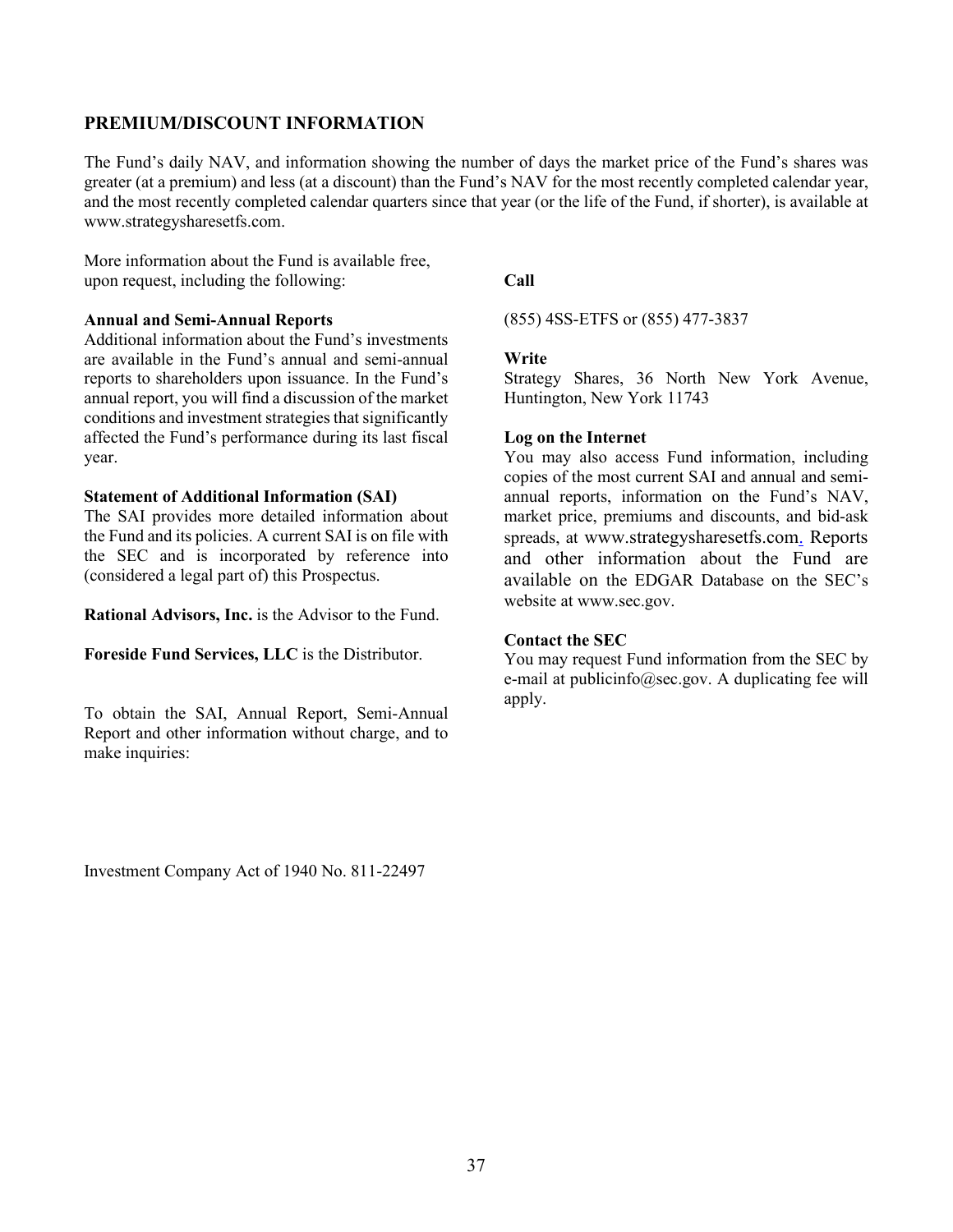## PREMIUM/DISCOUNT INFORMATION

The Fund's daily NAV, and information showing the number of days the market price of the Fund's shares was greater (at a premium) and less (at a discount) than the Fund's NAV for the most recently completed calendar year, and the most recently completed calendar quarters since that year (or the life of the Fund, if shorter), is available at www.strategysharesetfs.com.

More information about the Fund is available free, upon request, including the following:

**Annual and Semi-Annual Reports**
Additional information about the Fund's investments are available in the Fund's annual and semi-annual reports to shareholders upon issuance. In the Fund's annual report, you will find a discussion of the market conditions and investment strategies that significantly affected the Fund's performance during its last fiscal year.

**Statement of Additional Information (SAI)**
The SAI provides more detailed information about the Fund and its policies. A current SAI is on file with the SEC and is incorporated by reference into (considered a legal part of) this Prospectus.

**Rational Advisors, Inc.** is the Advisor to the Fund.

**Foreside Fund Services, LLC** is the Distributor.

To obtain the SAI, Annual Report, Semi-Annual Report and other information without charge, and to make inquiries:

**Call**

(855) 4SS-ETFS or (855) 477-3837

**Write**
Strategy Shares, 36 North New York Avenue, Huntington, New York 11743

**Log on the Internet**
You may also access Fund information, including copies of the most current SAI and annual and semi-annual reports, information on the Fund's NAV, market price, premiums and discounts, and bid-ask spreads, at www.strategysharesetfs.com. Reports and other information about the Fund are available on the EDGAR Database on the SEC's website at www.sec.gov.

**Contact the SEC**
You may request Fund information from the SEC by e-mail at publicinfo@sec.gov. A duplicating fee will apply.

Investment Company Act of 1940 No. 811-22497